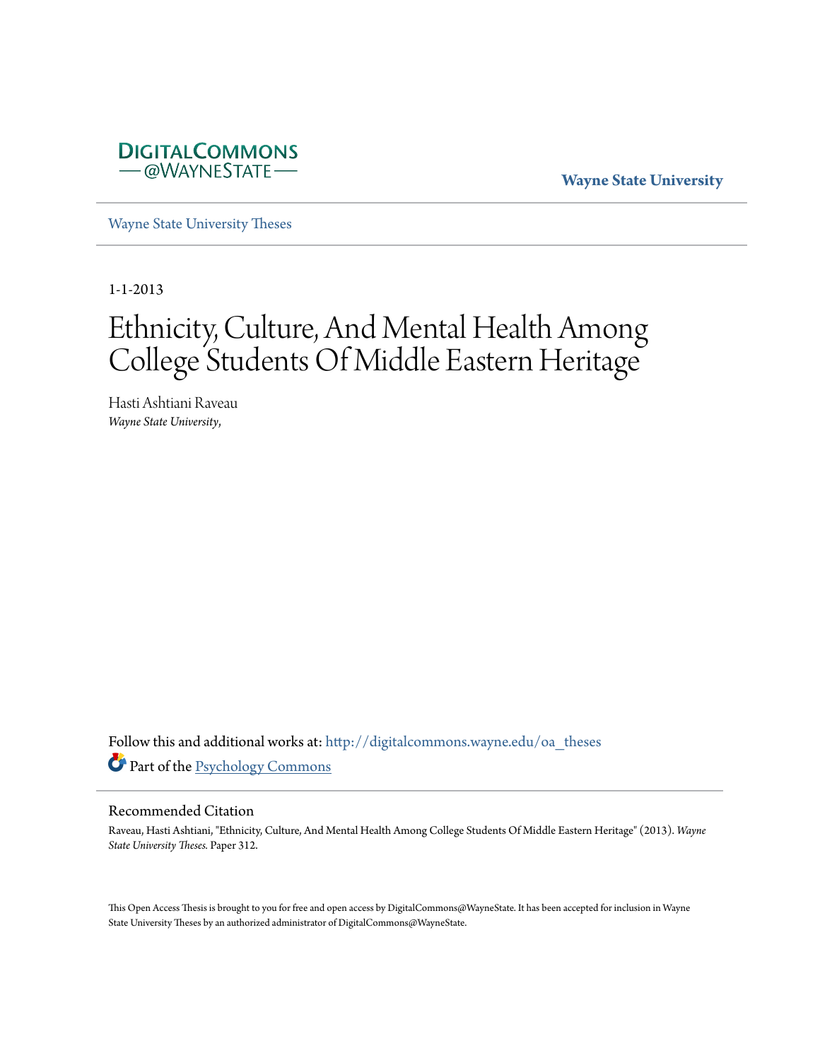DIGITALCOMMONS @WAYNESTATE

**Wayne State University**

Wayne State University Theses

1-1-2013

# Ethnicity, Culture, And Mental Health Among College Students Of Middle Eastern Heritage

Hasti Ashtiani Raveau
*Wayne State University*,

Follow this and additional works at: http://digitalcommons.wayne.edu/oa_theses

Part of the Psychology Commons

## Recommended Citation

Raveau, Hasti Ashtiani, "Ethnicity, Culture, And Mental Health Among College Students Of Middle Eastern Heritage" (2013). *Wayne State University Theses.* Paper 312.

This Open Access Thesis is brought to you for free and open access by DigitalCommons@WayneState. It has been accepted for inclusion in Wayne State University Theses by an authorized administrator of DigitalCommons@WayneState.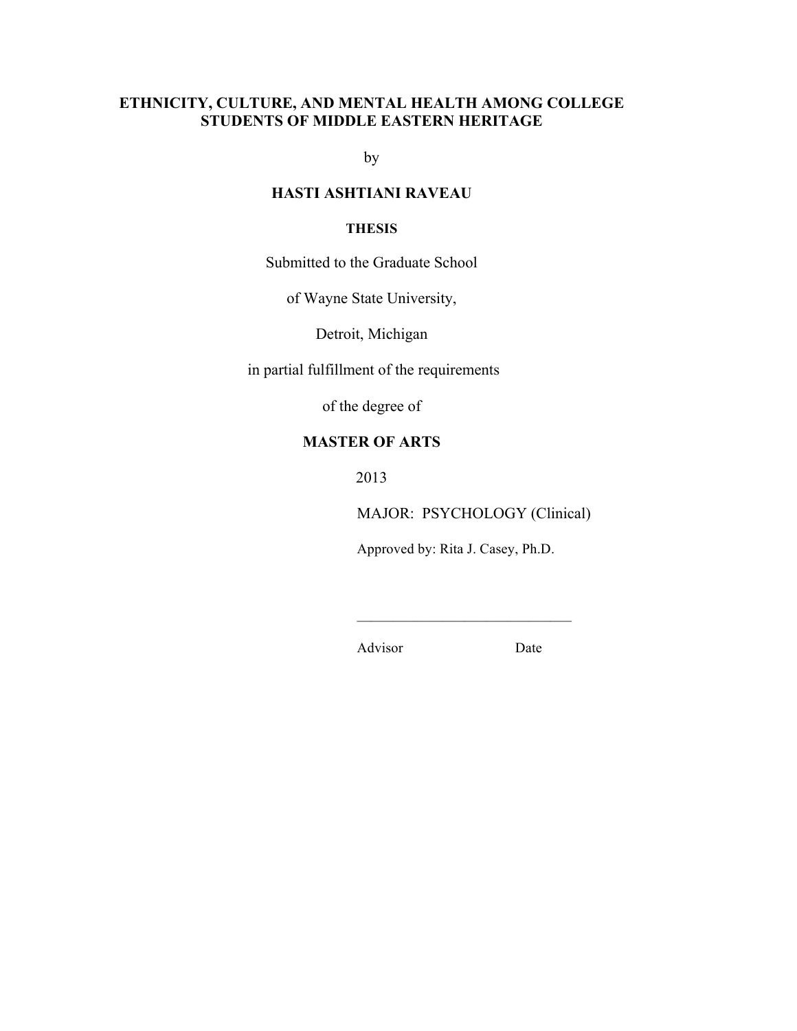# ETHNICITY, CULTURE, AND MENTAL HEALTH AMONG COLLEGE STUDENTS OF MIDDLE EASTERN HERITAGE

by

**HASTI ASHTIANI RAVEAU**

**THESIS**

Submitted to the Graduate School

of Wayne State University,

Detroit, Michigan

in partial fulfillment of the requirements

of the degree of

**MASTER OF ARTS**

2013

MAJOR: PSYCHOLOGY (Clinical)

Approved by: Rita J. Casey, Ph.D.

______________________________

Advisor Date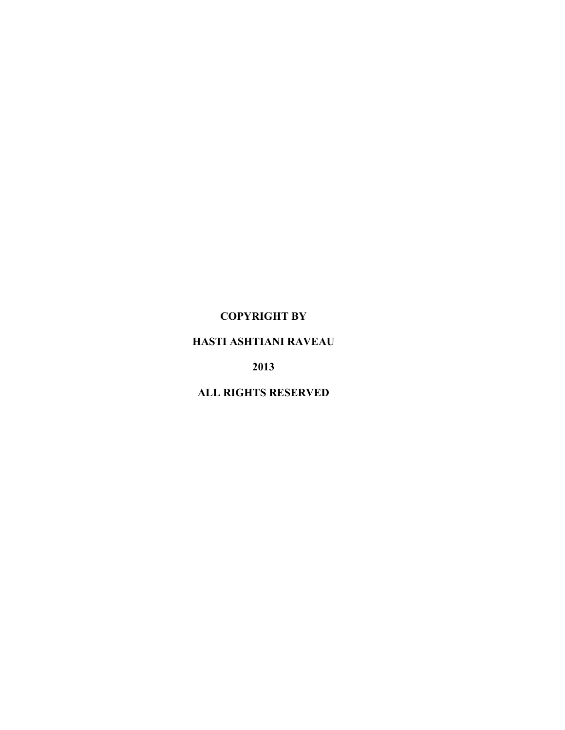**COPYRIGHT BY**

**HASTI ASHTIANI RAVEAU**

**2013**

**ALL RIGHTS RESERVED**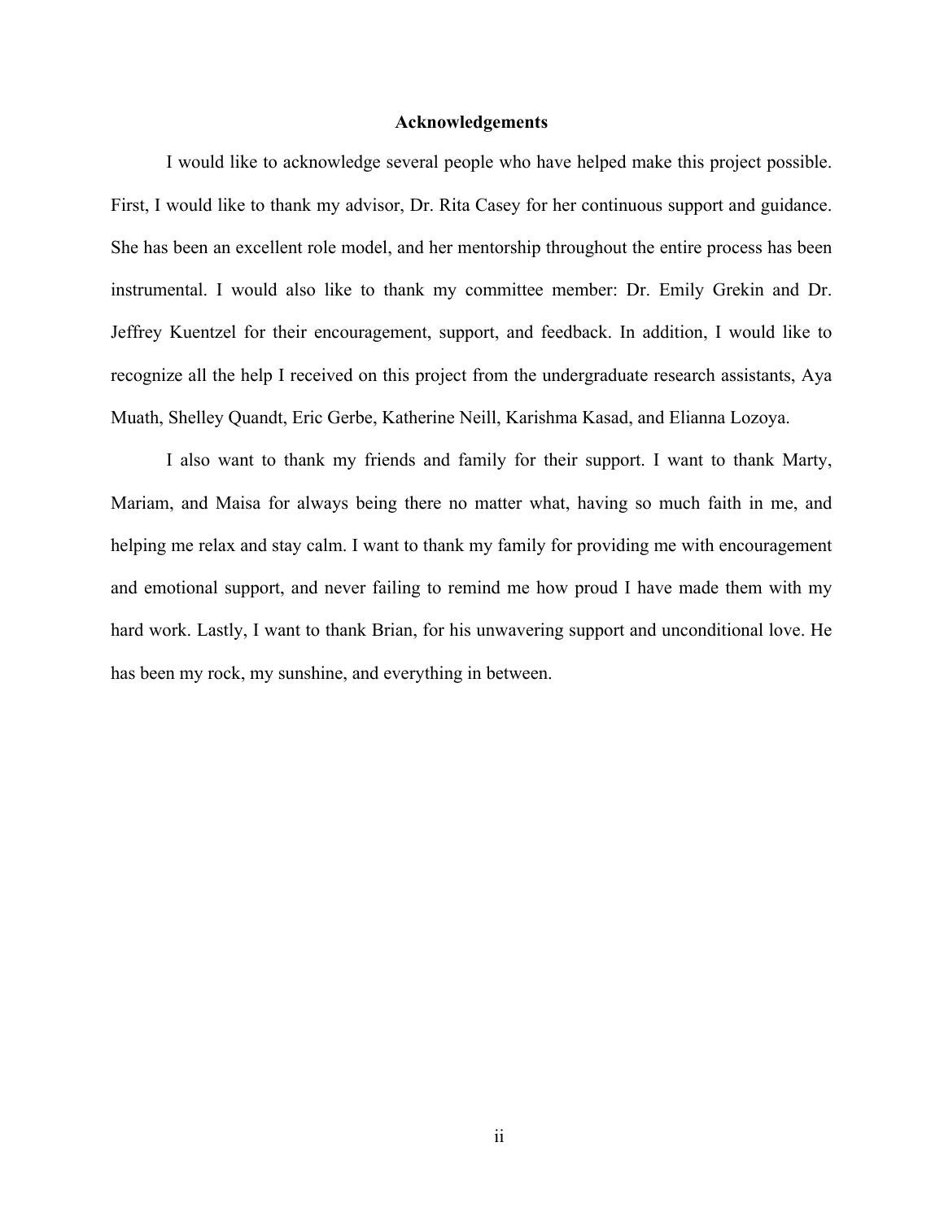## Acknowledgements

I would like to acknowledge several people who have helped make this project possible. First, I would like to thank my advisor, Dr. Rita Casey for her continuous support and guidance. She has been an excellent role model, and her mentorship throughout the entire process has been instrumental. I would also like to thank my committee member: Dr. Emily Grekin and Dr. Jeffrey Kuentzel for their encouragement, support, and feedback. In addition, I would like to recognize all the help I received on this project from the undergraduate research assistants, Aya Muath, Shelley Quandt, Eric Gerbe, Katherine Neill, Karishma Kasad, and Elianna Lozoya.

I also want to thank my friends and family for their support. I want to thank Marty, Mariam, and Maisa for always being there no matter what, having so much faith in me, and helping me relax and stay calm. I want to thank my family for providing me with encouragement and emotional support, and never failing to remind me how proud I have made them with my hard work. Lastly, I want to thank Brian, for his unwavering support and unconditional love. He has been my rock, my sunshine, and everything in between.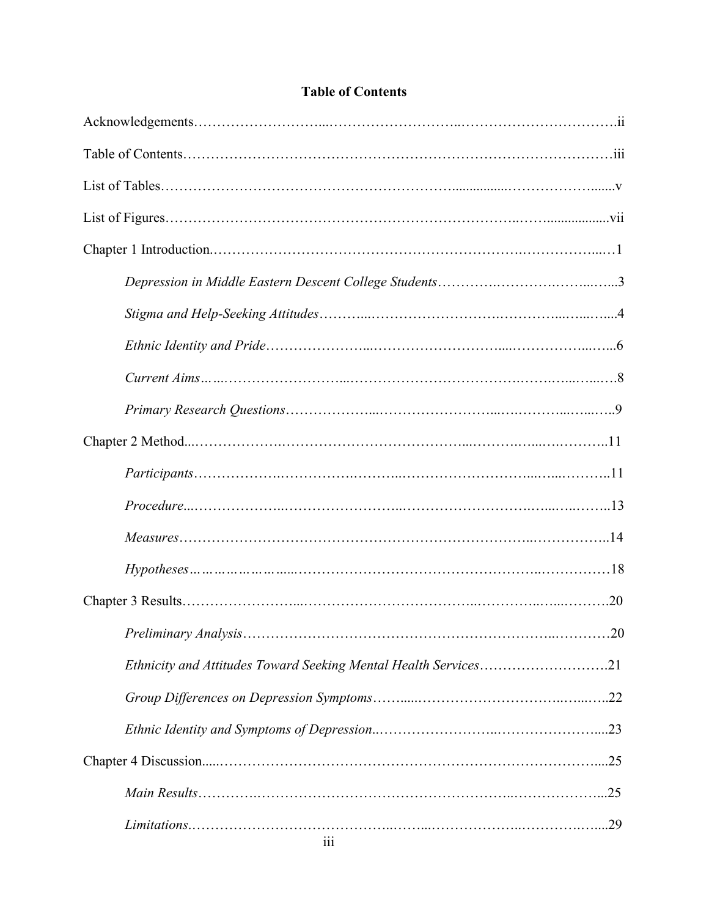# Table of Contents

Acknowledgements ............................................................................................ii

Table of Contents ............................................................................................iii

List of Tables ............................................................................................v

List of Figures ............................................................................................vii

Chapter 1 Introduction ............................................................................................1

*Depression in Middle Eastern Descent College Students* ............................................3

*Stigma and Help-Seeking Attitudes* ............................................................4

*Ethnic Identity and Pride* ............................................................6

*Current Aims* ............................................................8

*Primary Research Questions* ............................................................9

Chapter 2 Method ............................................................................................11

*Participants* ............................................................11

*Procedure* ............................................................13

*Measures* ............................................................14

*Hypotheses* ............................................................18

Chapter 3 Results ............................................................................................20

*Preliminary Analysis* ............................................................20

*Ethnicity and Attitudes Toward Seeking Mental Health Services* ............................21

*Group Differences on Depression Symptoms* ............................................................22

*Ethnic Identity and Symptoms of Depression* ............................................................23

Chapter 4 Discussion ............................................................................................25

*Main Results* ............................................................25

*Limitations* ............................................................29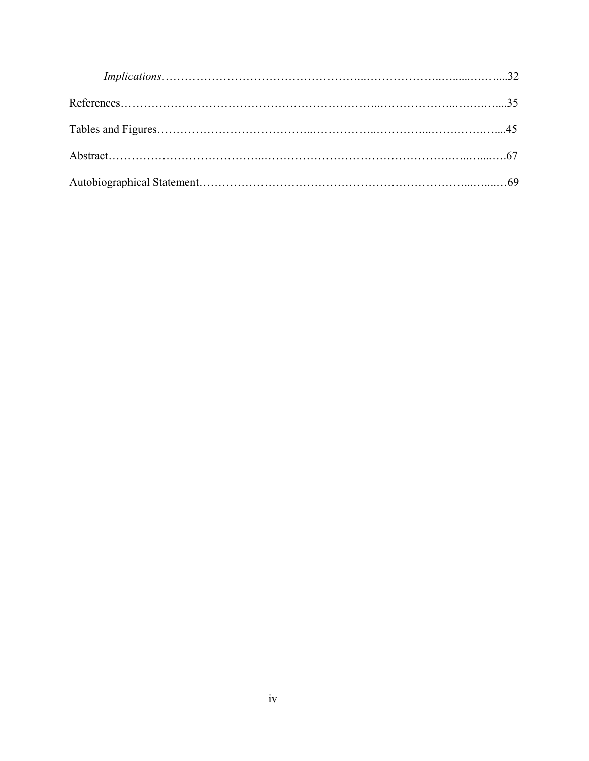*Implications*……………………………………………...………………..…......….…....32

References…………………………………………………………...………………..….….…....35

Tables and Figures………………………………..……………..…………...……..…….…....45

Abstract………………………………..………………………………………….….…....….67

Autobiographical Statement…………………………………………………………...…....…69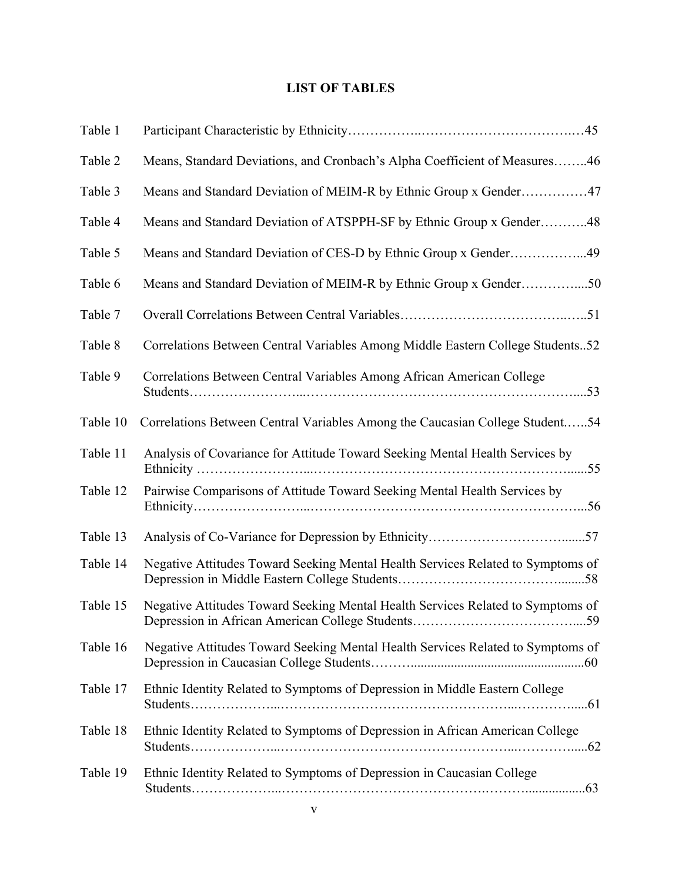# LIST OF TABLES

| | | |
|---|---|---|
| Table 1 | Participant Characteristic by Ethnicity | 45 |
| Table 2 | Means, Standard Deviations, and Cronbach's Alpha Coefficient of Measures | 46 |
| Table 3 | Means and Standard Deviation of MEIM-R by Ethnic Group x Gender | 47 |
| Table 4 | Means and Standard Deviation of ATSPPH-SF by Ethnic Group x Gender | 48 |
| Table 5 | Means and Standard Deviation of CES-D by Ethnic Group x Gender | 49 |
| Table 6 | Means and Standard Deviation of MEIM-R by Ethnic Group x Gender | 50 |
| Table 7 | Overall Correlations Between Central Variables | 51 |
| Table 8 | Correlations Between Central Variables Among Middle Eastern College Students | 52 |
| Table 9 | Correlations Between Central Variables Among African American College Students | 53 |
| Table 10 | Correlations Between Central Variables Among the Caucasian College Student | 54 |
| Table 11 | Analysis of Covariance for Attitude Toward Seeking Mental Health Services by Ethnicity | 55 |
| Table 12 | Pairwise Comparisons of Attitude Toward Seeking Mental Health Services by Ethnicity | 56 |
| Table 13 | Analysis of Co-Variance for Depression by Ethnicity | 57 |
| Table 14 | Negative Attitudes Toward Seeking Mental Health Services Related to Symptoms of Depression in Middle Eastern College Students | 58 |
| Table 15 | Negative Attitudes Toward Seeking Mental Health Services Related to Symptoms of Depression in African American College Students | 59 |
| Table 16 | Negative Attitudes Toward Seeking Mental Health Services Related to Symptoms of Depression in Caucasian College Students | 60 |
| Table 17 | Ethnic Identity Related to Symptoms of Depression in Middle Eastern College Students | 61 |
| Table 18 | Ethnic Identity Related to Symptoms of Depression in African American College Students | 62 |
| Table 19 | Ethnic Identity Related to Symptoms of Depression in Caucasian College Students | 63 |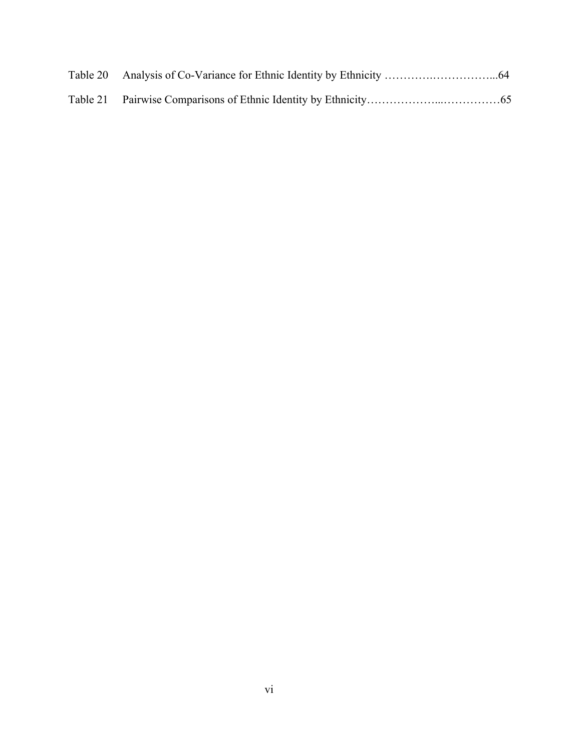Table 20 Analysis of Co-Variance for Ethnic Identity by Ethnicity ………….……………...64

Table 21 Pairwise Comparisons of Ethnic Identity by Ethnicity………………...……………65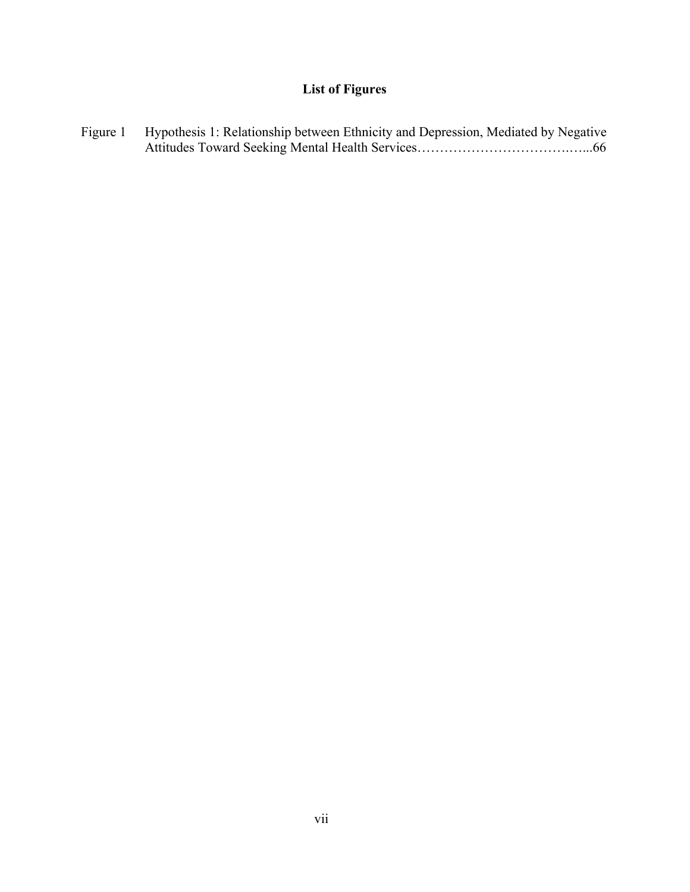# List of Figures

Figure 1 Hypothesis 1: Relationship between Ethnicity and Depression, Mediated by Negative Attitudes Toward Seeking Mental Health Services……………………………….…...66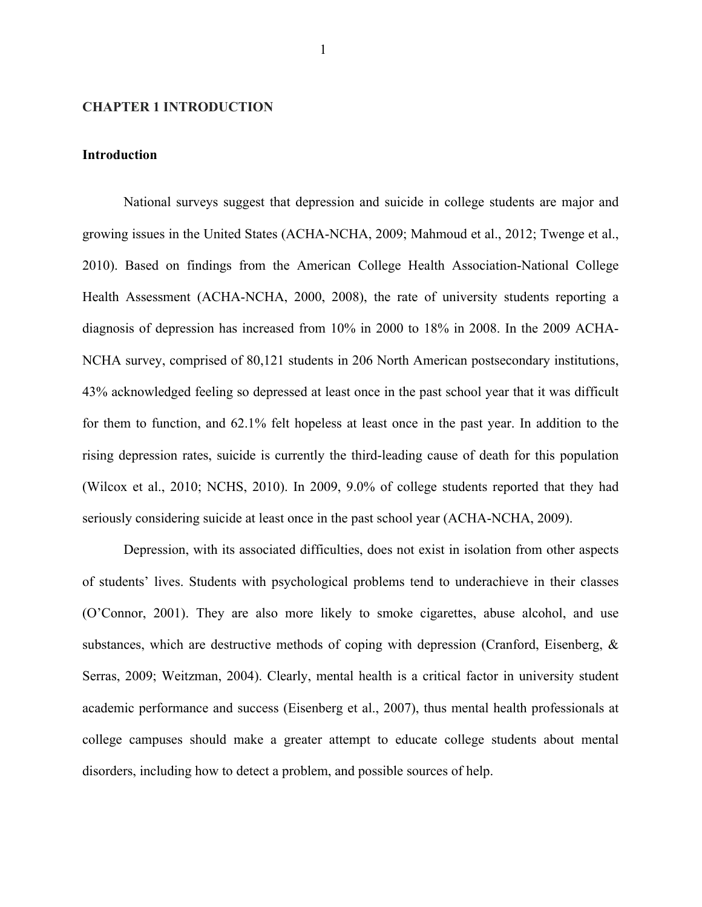# CHAPTER 1 INTRODUCTION

## Introduction

National surveys suggest that depression and suicide in college students are major and growing issues in the United States (ACHA-NCHA, 2009; Mahmoud et al., 2012; Twenge et al., 2010). Based on findings from the American College Health Association-National College Health Assessment (ACHA-NCHA, 2000, 2008), the rate of university students reporting a diagnosis of depression has increased from 10% in 2000 to 18% in 2008. In the 2009 ACHA-NCHA survey, comprised of 80,121 students in 206 North American postsecondary institutions, 43% acknowledged feeling so depressed at least once in the past school year that it was difficult for them to function, and 62.1% felt hopeless at least once in the past year. In addition to the rising depression rates, suicide is currently the third-leading cause of death for this population (Wilcox et al., 2010; NCHS, 2010). In 2009, 9.0% of college students reported that they had seriously considering suicide at least once in the past school year (ACHA-NCHA, 2009).

Depression, with its associated difficulties, does not exist in isolation from other aspects of students' lives. Students with psychological problems tend to underachieve in their classes (O'Connor, 2001). They are also more likely to smoke cigarettes, abuse alcohol, and use substances, which are destructive methods of coping with depression (Cranford, Eisenberg, & Serras, 2009; Weitzman, 2004). Clearly, mental health is a critical factor in university student academic performance and success (Eisenberg et al., 2007), thus mental health professionals at college campuses should make a greater attempt to educate college students about mental disorders, including how to detect a problem, and possible sources of help.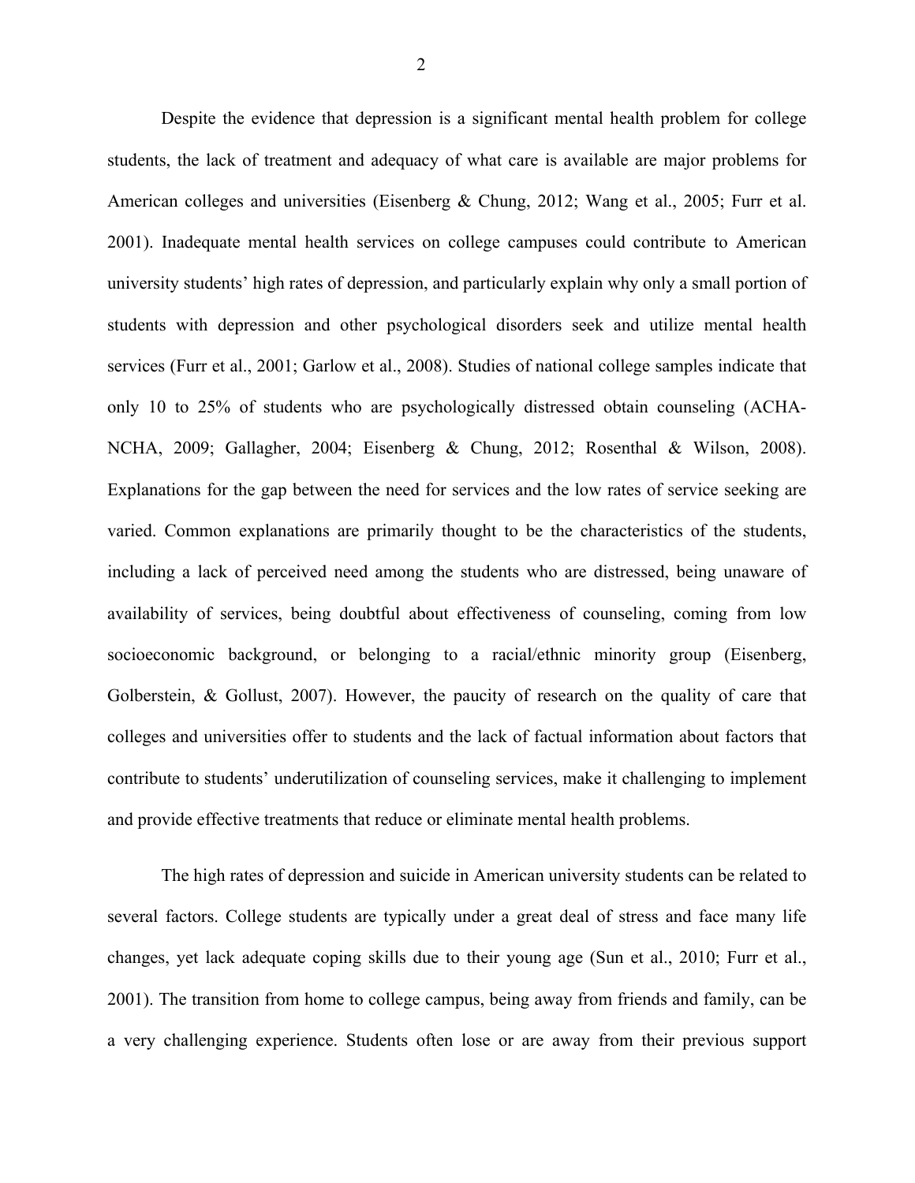Despite the evidence that depression is a significant mental health problem for college students, the lack of treatment and adequacy of what care is available are major problems for American colleges and universities (Eisenberg & Chung, 2012; Wang et al., 2005; Furr et al. 2001). Inadequate mental health services on college campuses could contribute to American university students' high rates of depression, and particularly explain why only a small portion of students with depression and other psychological disorders seek and utilize mental health services (Furr et al., 2001; Garlow et al., 2008). Studies of national college samples indicate that only 10 to 25% of students who are psychologically distressed obtain counseling (ACHA-NCHA, 2009; Gallagher, 2004; Eisenberg & Chung, 2012; Rosenthal & Wilson, 2008). Explanations for the gap between the need for services and the low rates of service seeking are varied. Common explanations are primarily thought to be the characteristics of the students, including a lack of perceived need among the students who are distressed, being unaware of availability of services, being doubtful about effectiveness of counseling, coming from low socioeconomic background, or belonging to a racial/ethnic minority group (Eisenberg, Golberstein, & Gollust, 2007). However, the paucity of research on the quality of care that colleges and universities offer to students and the lack of factual information about factors that contribute to students' underutilization of counseling services, make it challenging to implement and provide effective treatments that reduce or eliminate mental health problems.

The high rates of depression and suicide in American university students can be related to several factors. College students are typically under a great deal of stress and face many life changes, yet lack adequate coping skills due to their young age (Sun et al., 2010; Furr et al., 2001). The transition from home to college campus, being away from friends and family, can be a very challenging experience. Students often lose or are away from their previous support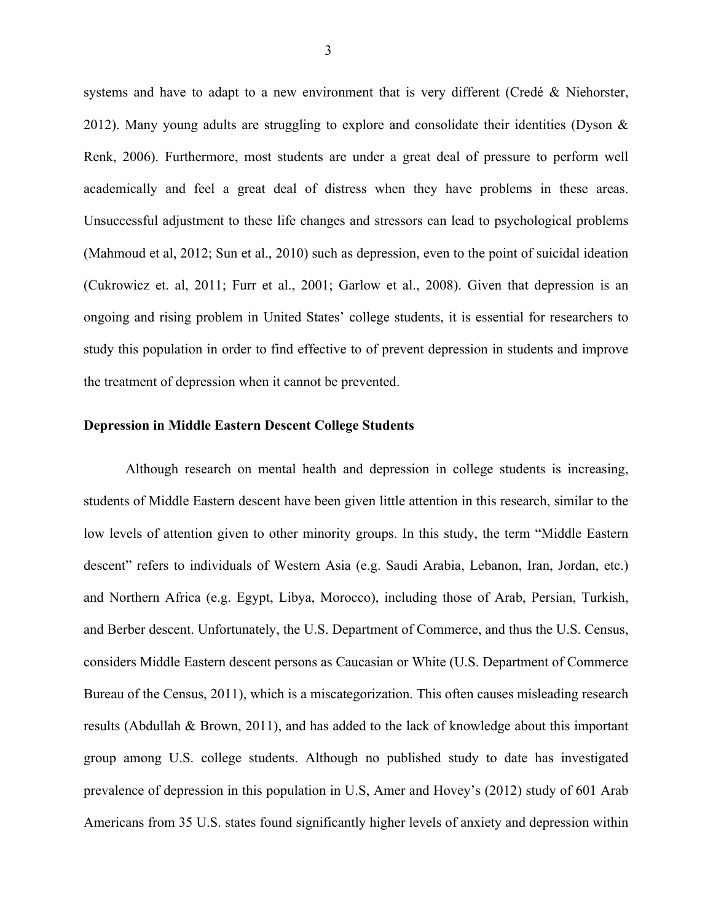systems and have to adapt to a new environment that is very different (Credé & Niehorster, 2012). Many young adults are struggling to explore and consolidate their identities (Dyson & Renk, 2006). Furthermore, most students are under a great deal of pressure to perform well academically and feel a great deal of distress when they have problems in these areas. Unsuccessful adjustment to these life changes and stressors can lead to psychological problems (Mahmoud et al, 2012; Sun et al., 2010) such as depression, even to the point of suicidal ideation (Cukrowicz et. al, 2011; Furr et al., 2001; Garlow et al., 2008). Given that depression is an ongoing and rising problem in United States' college students, it is essential for researchers to study this population in order to find effective to of prevent depression in students and improve the treatment of depression when it cannot be prevented.

**Depression in Middle Eastern Descent College Students**

Although research on mental health and depression in college students is increasing, students of Middle Eastern descent have been given little attention in this research, similar to the low levels of attention given to other minority groups. In this study, the term "Middle Eastern descent" refers to individuals of Western Asia (e.g. Saudi Arabia, Lebanon, Iran, Jordan, etc.) and Northern Africa (e.g. Egypt, Libya, Morocco), including those of Arab, Persian, Turkish, and Berber descent. Unfortunately, the U.S. Department of Commerce, and thus the U.S. Census, considers Middle Eastern descent persons as Caucasian or White (U.S. Department of Commerce Bureau of the Census, 2011), which is a miscategorization. This often causes misleading research results (Abdullah & Brown, 2011), and has added to the lack of knowledge about this important group among U.S. college students. Although no published study to date has investigated prevalence of depression in this population in U.S, Amer and Hovey's (2012) study of 601 Arab Americans from 35 U.S. states found significantly higher levels of anxiety and depression within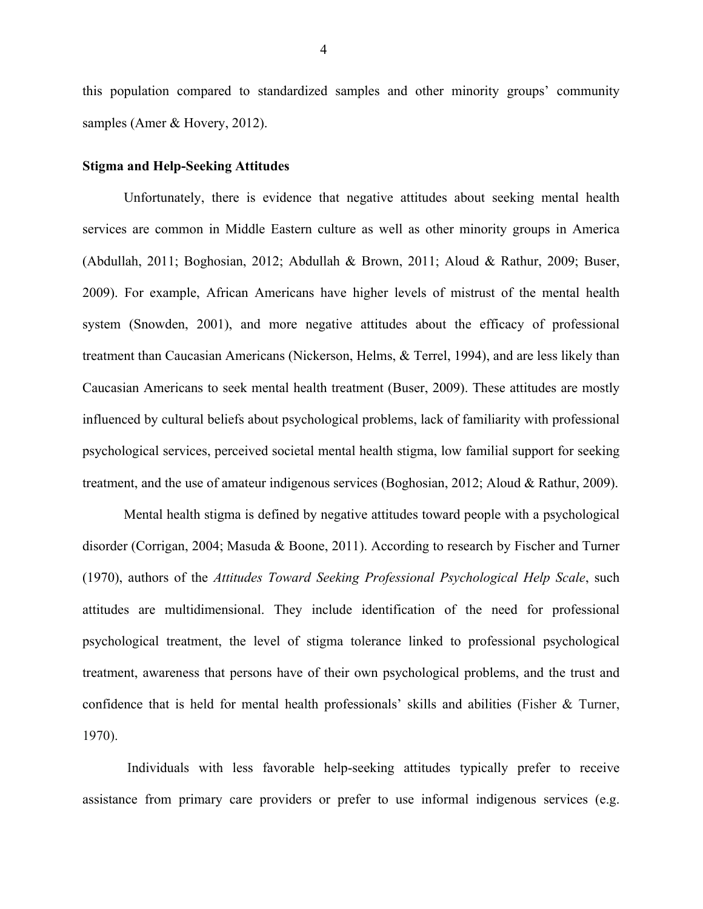this population compared to standardized samples and other minority groups' community samples (Amer & Hovery, 2012).

**Stigma and Help-Seeking Attitudes**

Unfortunately, there is evidence that negative attitudes about seeking mental health services are common in Middle Eastern culture as well as other minority groups in America (Abdullah, 2011; Boghosian, 2012; Abdullah & Brown, 2011; Aloud & Rathur, 2009; Buser, 2009). For example, African Americans have higher levels of mistrust of the mental health system (Snowden, 2001), and more negative attitudes about the efficacy of professional treatment than Caucasian Americans (Nickerson, Helms, & Terrel, 1994), and are less likely than Caucasian Americans to seek mental health treatment (Buser, 2009). These attitudes are mostly influenced by cultural beliefs about psychological problems, lack of familiarity with professional psychological services, perceived societal mental health stigma, low familial support for seeking treatment, and the use of amateur indigenous services (Boghosian, 2012; Aloud & Rathur, 2009).

Mental health stigma is defined by negative attitudes toward people with a psychological disorder (Corrigan, 2004; Masuda & Boone, 2011). According to research by Fischer and Turner (1970), authors of the *Attitudes Toward Seeking Professional Psychological Help Scale*, such attitudes are multidimensional. They include identification of the need for professional psychological treatment, the level of stigma tolerance linked to professional psychological treatment, awareness that persons have of their own psychological problems, and the trust and confidence that is held for mental health professionals' skills and abilities (Fisher & Turner, 1970).

Individuals with less favorable help-seeking attitudes typically prefer to receive assistance from primary care providers or prefer to use informal indigenous services (e.g.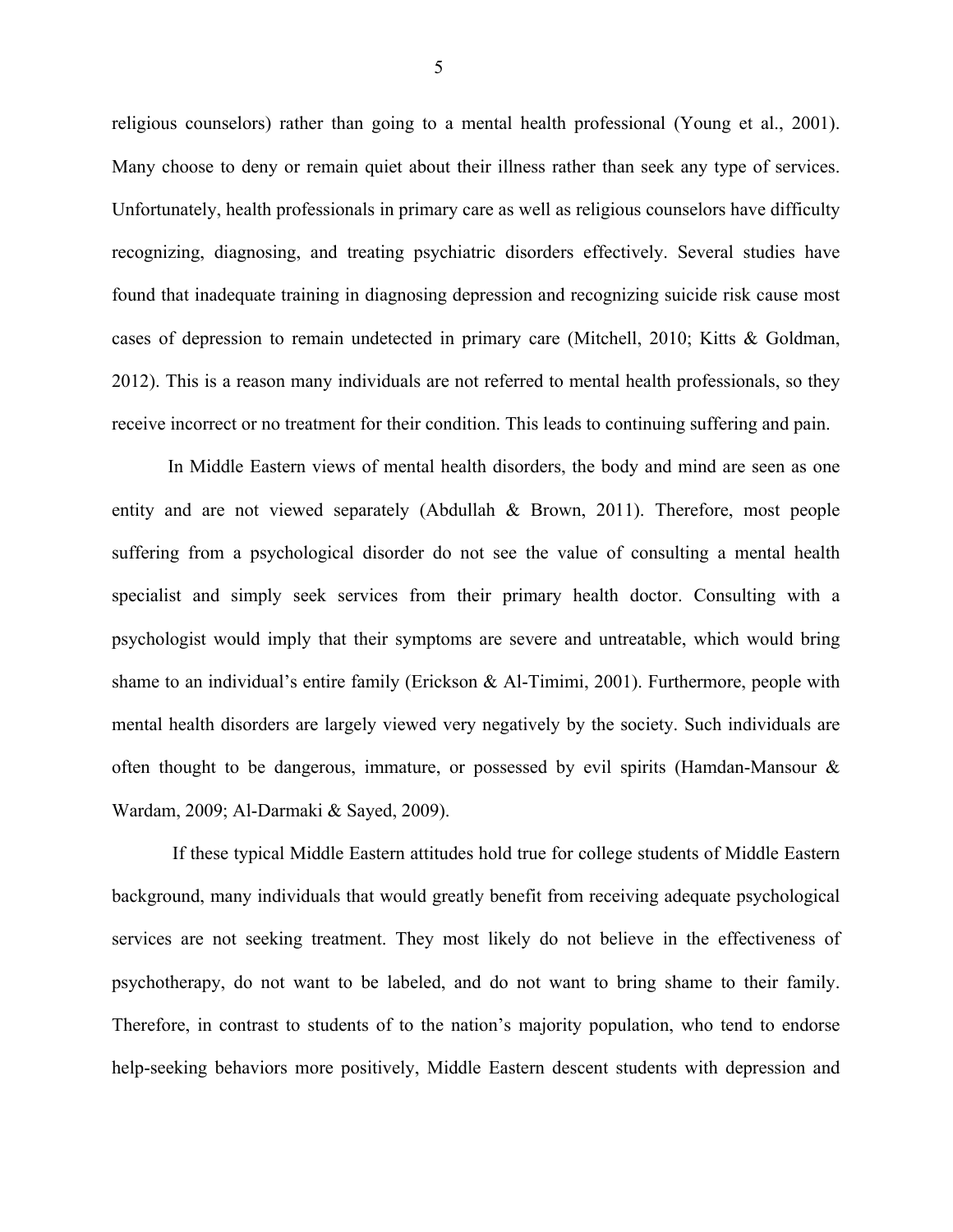religious counselors) rather than going to a mental health professional (Young et al., 2001). Many choose to deny or remain quiet about their illness rather than seek any type of services. Unfortunately, health professionals in primary care as well as religious counselors have difficulty recognizing, diagnosing, and treating psychiatric disorders effectively. Several studies have found that inadequate training in diagnosing depression and recognizing suicide risk cause most cases of depression to remain undetected in primary care (Mitchell, 2010; Kitts & Goldman, 2012). This is a reason many individuals are not referred to mental health professionals, so they receive incorrect or no treatment for their condition. This leads to continuing suffering and pain.

In Middle Eastern views of mental health disorders, the body and mind are seen as one entity and are not viewed separately (Abdullah & Brown, 2011). Therefore, most people suffering from a psychological disorder do not see the value of consulting a mental health specialist and simply seek services from their primary health doctor. Consulting with a psychologist would imply that their symptoms are severe and untreatable, which would bring shame to an individual's entire family (Erickson & Al-Timimi, 2001). Furthermore, people with mental health disorders are largely viewed very negatively by the society. Such individuals are often thought to be dangerous, immature, or possessed by evil spirits (Hamdan-Mansour & Wardam, 2009; Al-Darmaki & Sayed, 2009).

If these typical Middle Eastern attitudes hold true for college students of Middle Eastern background, many individuals that would greatly benefit from receiving adequate psychological services are not seeking treatment. They most likely do not believe in the effectiveness of psychotherapy, do not want to be labeled, and do not want to bring shame to their family. Therefore, in contrast to students of to the nation's majority population, who tend to endorse help-seeking behaviors more positively, Middle Eastern descent students with depression and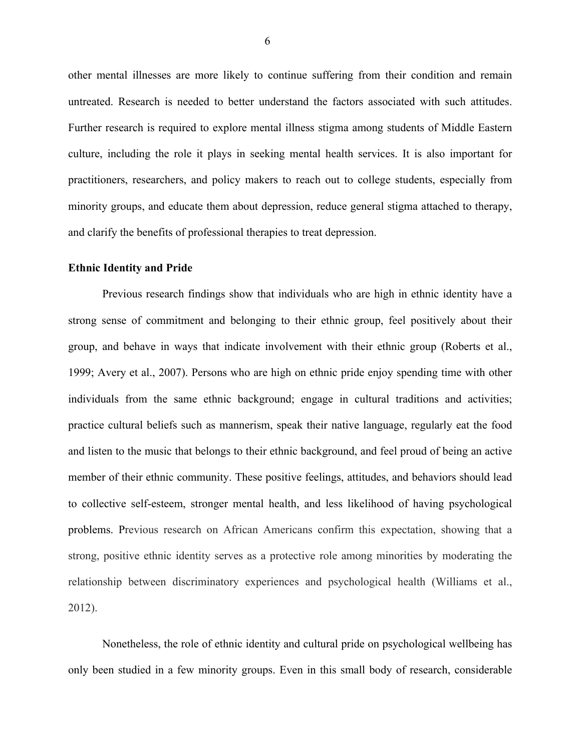other mental illnesses are more likely to continue suffering from their condition and remain untreated. Research is needed to better understand the factors associated with such attitudes. Further research is required to explore mental illness stigma among students of Middle Eastern culture, including the role it plays in seeking mental health services. It is also important for practitioners, researchers, and policy makers to reach out to college students, especially from minority groups, and educate them about depression, reduce general stigma attached to therapy, and clarify the benefits of professional therapies to treat depression.

**Ethnic Identity and Pride**

Previous research findings show that individuals who are high in ethnic identity have a strong sense of commitment and belonging to their ethnic group, feel positively about their group, and behave in ways that indicate involvement with their ethnic group (Roberts et al., 1999; Avery et al., 2007). Persons who are high on ethnic pride enjoy spending time with other individuals from the same ethnic background; engage in cultural traditions and activities; practice cultural beliefs such as mannerism, speak their native language, regularly eat the food and listen to the music that belongs to their ethnic background, and feel proud of being an active member of their ethnic community. These positive feelings, attitudes, and behaviors should lead to collective self-esteem, stronger mental health, and less likelihood of having psychological problems. Previous research on African Americans confirm this expectation, showing that a strong, positive ethnic identity serves as a protective role among minorities by moderating the relationship between discriminatory experiences and psychological health (Williams et al., 2012).

Nonetheless, the role of ethnic identity and cultural pride on psychological wellbeing has only been studied in a few minority groups. Even in this small body of research, considerable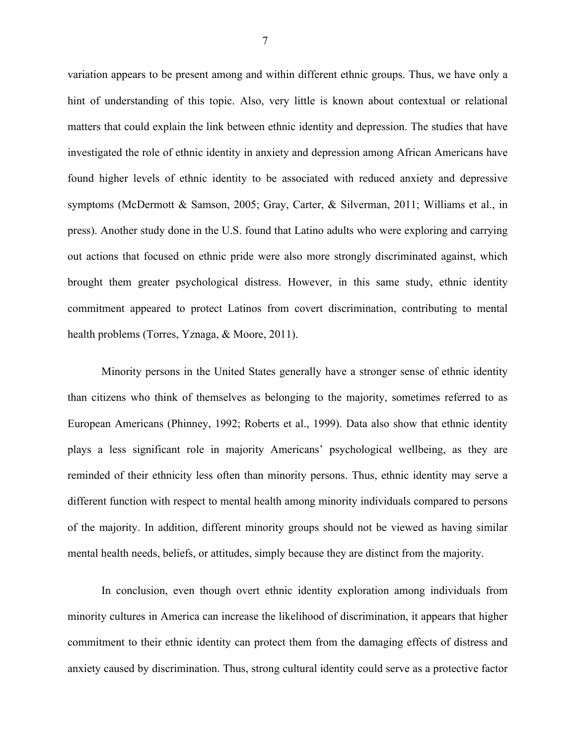variation appears to be present among and within different ethnic groups. Thus, we have only a hint of understanding of this topic. Also, very little is known about contextual or relational matters that could explain the link between ethnic identity and depression. The studies that have investigated the role of ethnic identity in anxiety and depression among African Americans have found higher levels of ethnic identity to be associated with reduced anxiety and depressive symptoms (McDermott & Samson, 2005; Gray, Carter, & Silverman, 2011; Williams et al., in press). Another study done in the U.S. found that Latino adults who were exploring and carrying out actions that focused on ethnic pride were also more strongly discriminated against, which brought them greater psychological distress. However, in this same study, ethnic identity commitment appeared to protect Latinos from covert discrimination, contributing to mental health problems (Torres, Yznaga, & Moore, 2011).

Minority persons in the United States generally have a stronger sense of ethnic identity than citizens who think of themselves as belonging to the majority, sometimes referred to as European Americans (Phinney, 1992; Roberts et al., 1999). Data also show that ethnic identity plays a less significant role in majority Americans' psychological wellbeing, as they are reminded of their ethnicity less often than minority persons. Thus, ethnic identity may serve a different function with respect to mental health among minority individuals compared to persons of the majority. In addition, different minority groups should not be viewed as having similar mental health needs, beliefs, or attitudes, simply because they are distinct from the majority.

In conclusion, even though overt ethnic identity exploration among individuals from minority cultures in America can increase the likelihood of discrimination, it appears that higher commitment to their ethnic identity can protect them from the damaging effects of distress and anxiety caused by discrimination. Thus, strong cultural identity could serve as a protective factor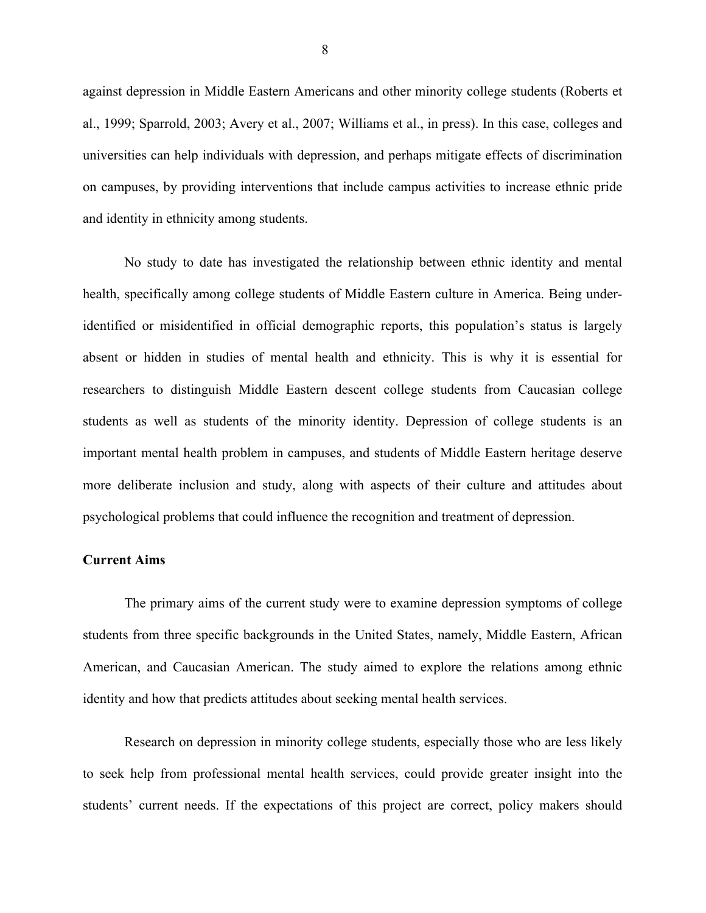against depression in Middle Eastern Americans and other minority college students (Roberts et al., 1999; Sparrold, 2003; Avery et al., 2007; Williams et al., in press). In this case, colleges and universities can help individuals with depression, and perhaps mitigate effects of discrimination on campuses, by providing interventions that include campus activities to increase ethnic pride and identity in ethnicity among students.

No study to date has investigated the relationship between ethnic identity and mental health, specifically among college students of Middle Eastern culture in America. Being under-identified or misidentified in official demographic reports, this population's status is largely absent or hidden in studies of mental health and ethnicity. This is why it is essential for researchers to distinguish Middle Eastern descent college students from Caucasian college students as well as students of the minority identity. Depression of college students is an important mental health problem in campuses, and students of Middle Eastern heritage deserve more deliberate inclusion and study, along with aspects of their culture and attitudes about psychological problems that could influence the recognition and treatment of depression.

**Current Aims**

The primary aims of the current study were to examine depression symptoms of college students from three specific backgrounds in the United States, namely, Middle Eastern, African American, and Caucasian American. The study aimed to explore the relations among ethnic identity and how that predicts attitudes about seeking mental health services.

Research on depression in minority college students, especially those who are less likely to seek help from professional mental health services, could provide greater insight into the students' current needs. If the expectations of this project are correct, policy makers should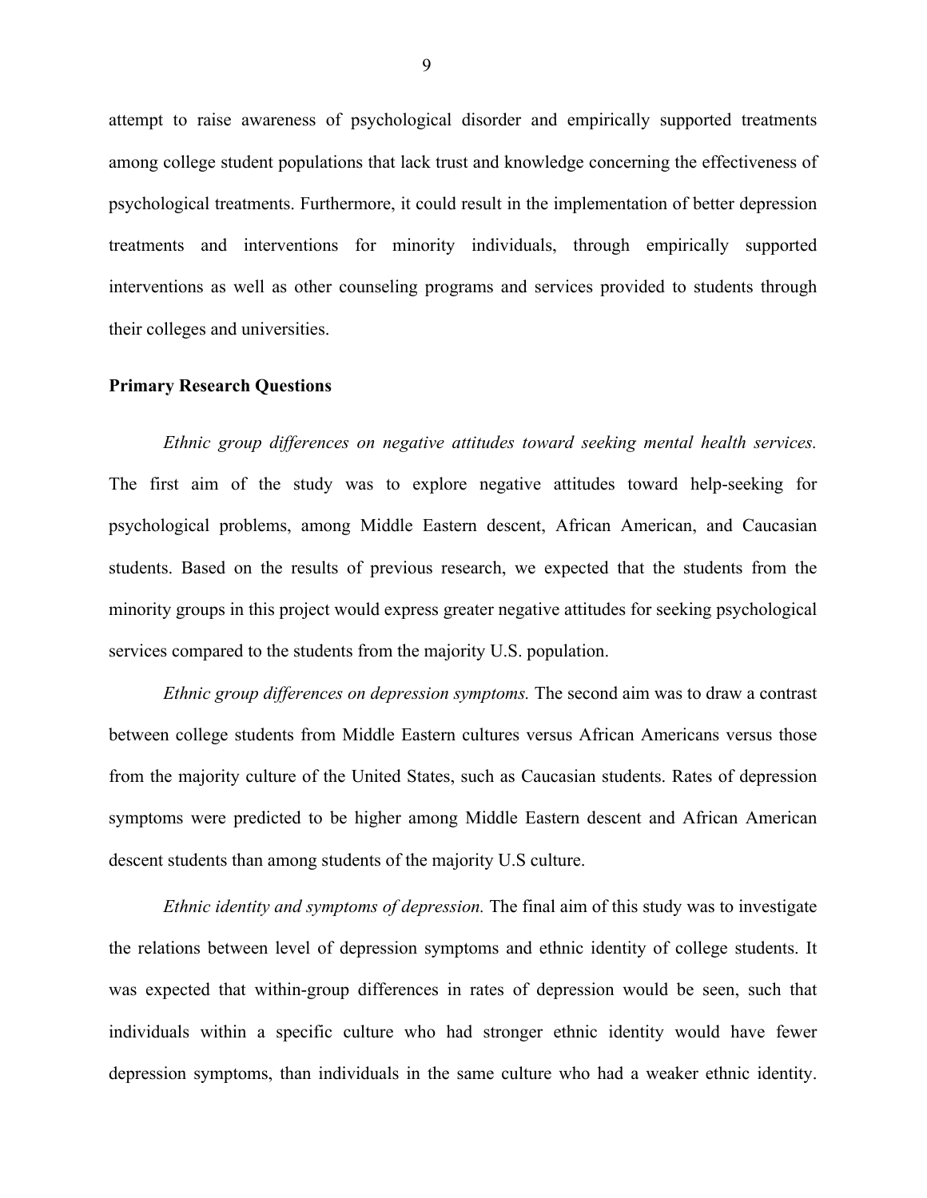attempt to raise awareness of psychological disorder and empirically supported treatments among college student populations that lack trust and knowledge concerning the effectiveness of psychological treatments. Furthermore, it could result in the implementation of better depression treatments and interventions for minority individuals, through empirically supported interventions as well as other counseling programs and services provided to students through their colleges and universities.

**Primary Research Questions**

*Ethnic group differences on negative attitudes toward seeking mental health services.* The first aim of the study was to explore negative attitudes toward help-seeking for psychological problems, among Middle Eastern descent, African American, and Caucasian students. Based on the results of previous research, we expected that the students from the minority groups in this project would express greater negative attitudes for seeking psychological services compared to the students from the majority U.S. population.

*Ethnic group differences on depression symptoms.* The second aim was to draw a contrast between college students from Middle Eastern cultures versus African Americans versus those from the majority culture of the United States, such as Caucasian students. Rates of depression symptoms were predicted to be higher among Middle Eastern descent and African American descent students than among students of the majority U.S culture.

*Ethnic identity and symptoms of depression.* The final aim of this study was to investigate the relations between level of depression symptoms and ethnic identity of college students. It was expected that within-group differences in rates of depression would be seen, such that individuals within a specific culture who had stronger ethnic identity would have fewer depression symptoms, than individuals in the same culture who had a weaker ethnic identity.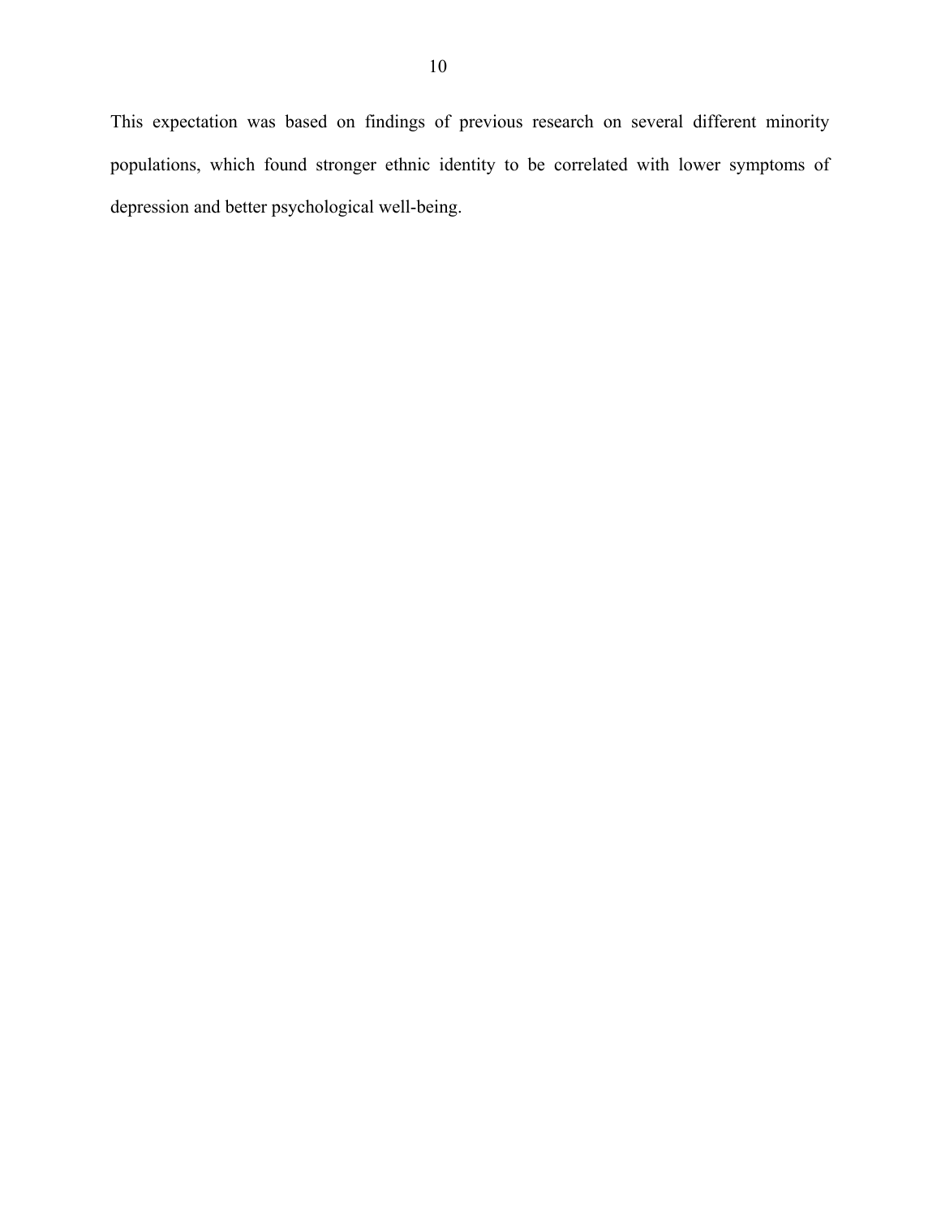This expectation was based on findings of previous research on several different minority populations, which found stronger ethnic identity to be correlated with lower symptoms of depression and better psychological well-being.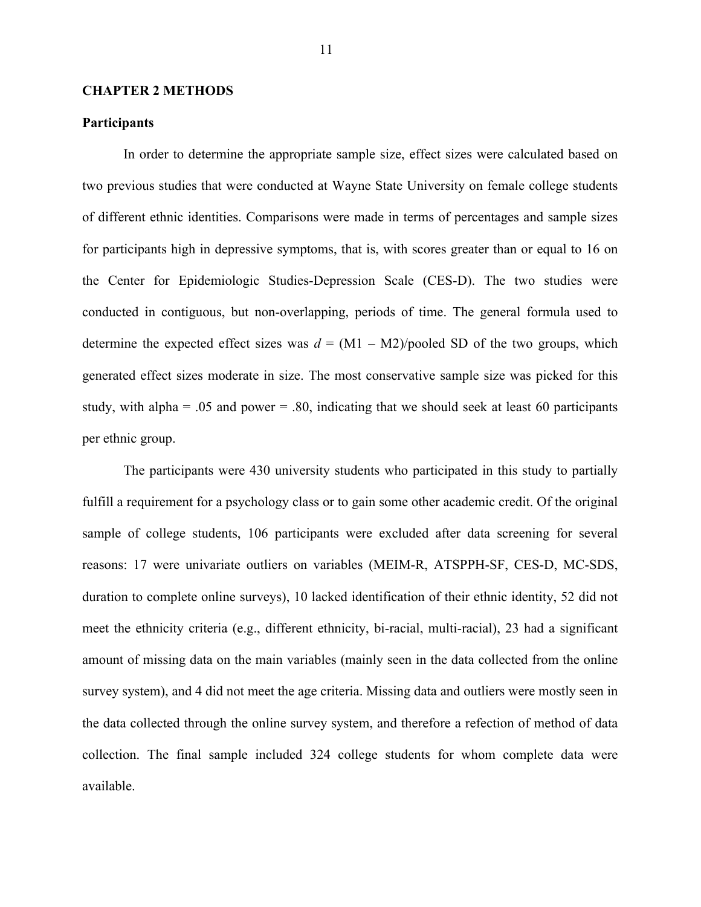# CHAPTER 2 METHODS

## Participants

In order to determine the appropriate sample size, effect sizes were calculated based on two previous studies that were conducted at Wayne State University on female college students of different ethnic identities. Comparisons were made in terms of percentages and sample sizes for participants high in depressive symptoms, that is, with scores greater than or equal to 16 on the Center for Epidemiologic Studies-Depression Scale (CES-D). The two studies were conducted in contiguous, but non-overlapping, periods of time. The general formula used to determine the expected effect sizes was $d$ = (M1 – M2)/pooled SD of the two groups, which generated effect sizes moderate in size. The most conservative sample size was picked for this study, with alpha = .05 and power = .80, indicating that we should seek at least 60 participants per ethnic group.

The participants were 430 university students who participated in this study to partially fulfill a requirement for a psychology class or to gain some other academic credit. Of the original sample of college students, 106 participants were excluded after data screening for several reasons: 17 were univariate outliers on variables (MEIM-R, ATSPPH-SF, CES-D, MC-SDS, duration to complete online surveys), 10 lacked identification of their ethnic identity, 52 did not meet the ethnicity criteria (e.g., different ethnicity, bi-racial, multi-racial), 23 had a significant amount of missing data on the main variables (mainly seen in the data collected from the online survey system), and 4 did not meet the age criteria. Missing data and outliers were mostly seen in the data collected through the online survey system, and therefore a refection of method of data collection. The final sample included 324 college students for whom complete data were available.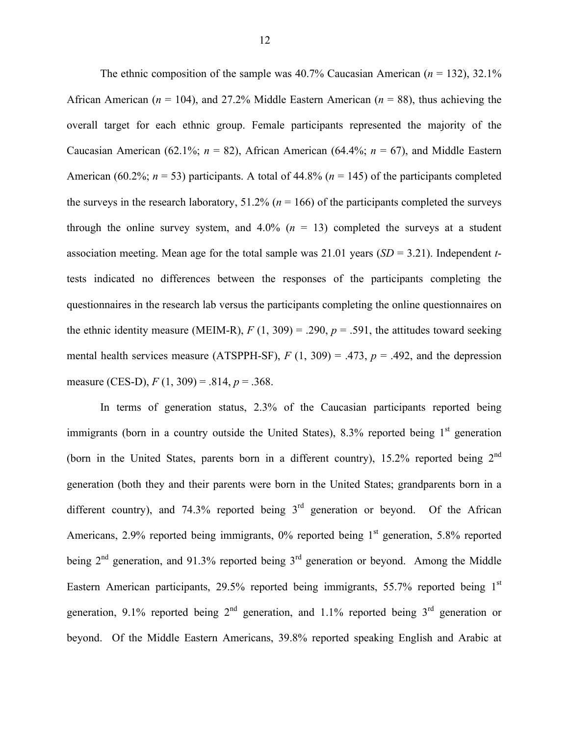The ethnic composition of the sample was 40.7% Caucasian American (*n* = 132), 32.1% African American (*n* = 104), and 27.2% Middle Eastern American (*n* = 88), thus achieving the overall target for each ethnic group. Female participants represented the majority of the Caucasian American (62.1%; *n* = 82), African American (64.4%; *n* = 67), and Middle Eastern American (60.2%; *n* = 53) participants. A total of 44.8% (*n* = 145) of the participants completed the surveys in the research laboratory, 51.2% (*n* = 166) of the participants completed the surveys through the online survey system, and 4.0% (*n* = 13) completed the surveys at a student association meeting. Mean age for the total sample was 21.01 years (*SD* = 3.21). Independent *t*-tests indicated no differences between the responses of the participants completing the questionnaires in the research lab versus the participants completing the online questionnaires on the ethnic identity measure (MEIM-R), $F(1, 309) = .290$, $p = .591$, the attitudes toward seeking mental health services measure (ATSPPH-SF), $F(1, 309) = .473$, $p = .492$, and the depression measure (CES-D), $F(1, 309) = .814$, $p = .368$.

In terms of generation status, 2.3% of the Caucasian participants reported being immigrants (born in a country outside the United States), 8.3% reported being 1st generation (born in the United States, parents born in a different country), 15.2% reported being 2nd generation (both they and their parents were born in the United States; grandparents born in a different country), and 74.3% reported being 3rd generation or beyond. Of the African Americans, 2.9% reported being immigrants, 0% reported being 1st generation, 5.8% reported being 2nd generation, and 91.3% reported being 3rd generation or beyond. Among the Middle Eastern American participants, 29.5% reported being immigrants, 55.7% reported being 1st generation, 9.1% reported being 2nd generation, and 1.1% reported being 3rd generation or beyond. Of the Middle Eastern Americans, 39.8% reported speaking English and Arabic at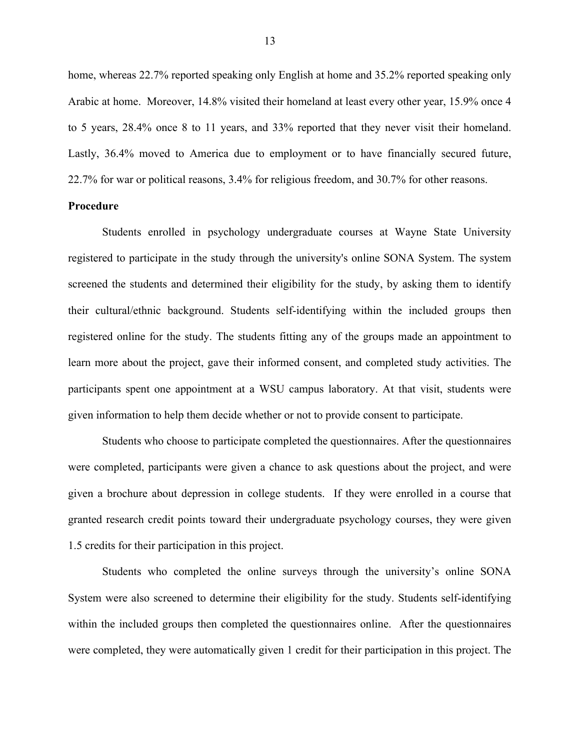home, whereas 22.7% reported speaking only English at home and 35.2% reported speaking only Arabic at home. Moreover, 14.8% visited their homeland at least every other year, 15.9% once 4 to 5 years, 28.4% once 8 to 11 years, and 33% reported that they never visit their homeland. Lastly, 36.4% moved to America due to employment or to have financially secured future, 22.7% for war or political reasons, 3.4% for religious freedom, and 30.7% for other reasons.

**Procedure**

Students enrolled in psychology undergraduate courses at Wayne State University registered to participate in the study through the university's online SONA System. The system screened the students and determined their eligibility for the study, by asking them to identify their cultural/ethnic background. Students self-identifying within the included groups then registered online for the study. The students fitting any of the groups made an appointment to learn more about the project, gave their informed consent, and completed study activities. The participants spent one appointment at a WSU campus laboratory. At that visit, students were given information to help them decide whether or not to provide consent to participate.

Students who choose to participate completed the questionnaires. After the questionnaires were completed, participants were given a chance to ask questions about the project, and were given a brochure about depression in college students. If they were enrolled in a course that granted research credit points toward their undergraduate psychology courses, they were given 1.5 credits for their participation in this project.

Students who completed the online surveys through the university's online SONA System were also screened to determine their eligibility for the study. Students self-identifying within the included groups then completed the questionnaires online. After the questionnaires were completed, they were automatically given 1 credit for their participation in this project. The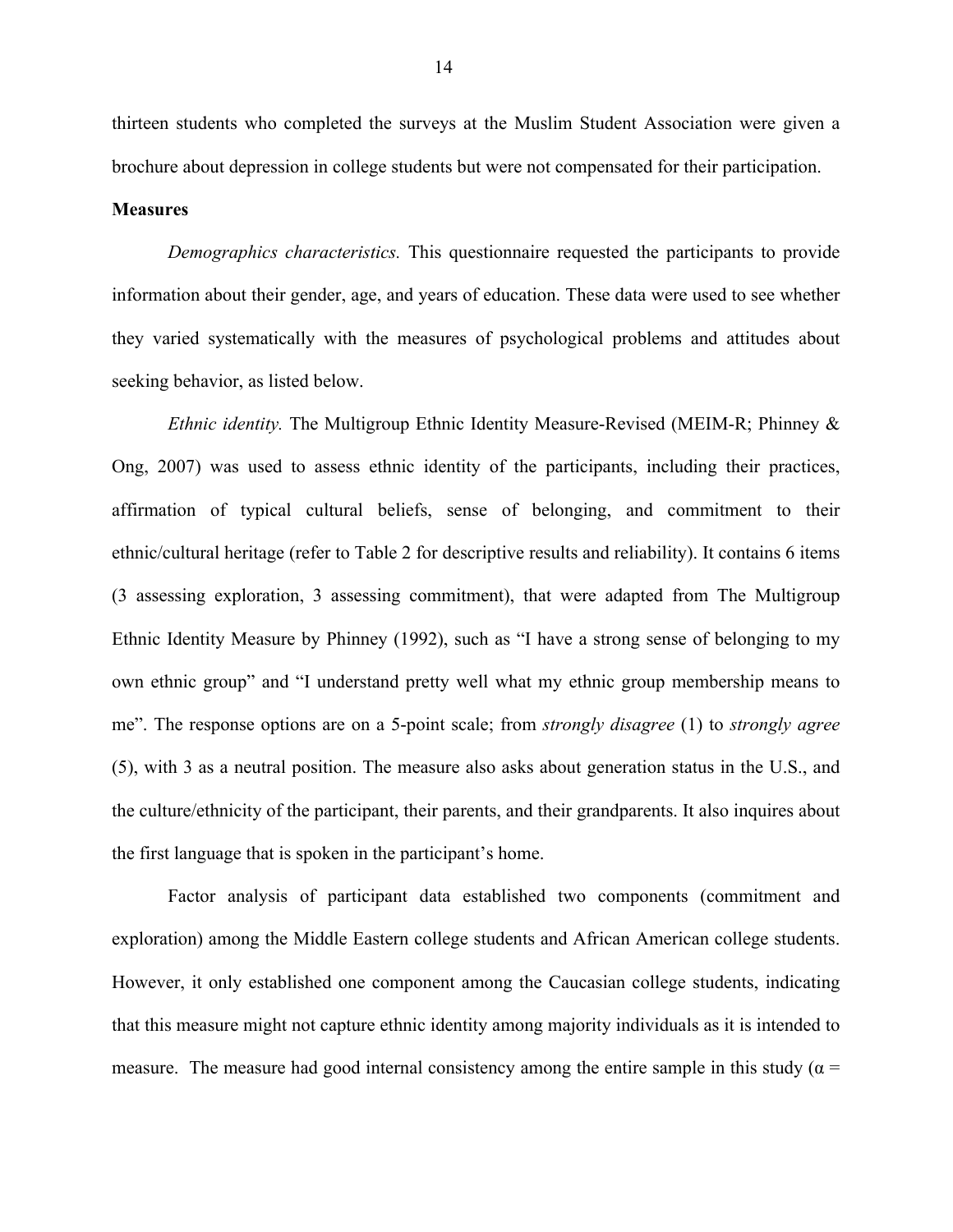thirteen students who completed the surveys at the Muslim Student Association were given a brochure about depression in college students but were not compensated for their participation.

**Measures**

*Demographics characteristics.* This questionnaire requested the participants to provide information about their gender, age, and years of education. These data were used to see whether they varied systematically with the measures of psychological problems and attitudes about seeking behavior, as listed below.

*Ethnic identity.* The Multigroup Ethnic Identity Measure-Revised (MEIM-R; Phinney & Ong, 2007) was used to assess ethnic identity of the participants, including their practices, affirmation of typical cultural beliefs, sense of belonging, and commitment to their ethnic/cultural heritage (refer to Table 2 for descriptive results and reliability). It contains 6 items (3 assessing exploration, 3 assessing commitment), that were adapted from The Multigroup Ethnic Identity Measure by Phinney (1992), such as "I have a strong sense of belonging to my own ethnic group" and "I understand pretty well what my ethnic group membership means to me". The response options are on a 5-point scale; from *strongly disagree* (1) to *strongly agree* (5), with 3 as a neutral position. The measure also asks about generation status in the U.S., and the culture/ethnicity of the participant, their parents, and their grandparents. It also inquires about the first language that is spoken in the participant's home.

Factor analysis of participant data established two components (commitment and exploration) among the Middle Eastern college students and African American college students. However, it only established one component among the Caucasian college students, indicating that this measure might not capture ethnic identity among majority individuals as it is intended to measure. The measure had good internal consistency among the entire sample in this study ($\alpha$ =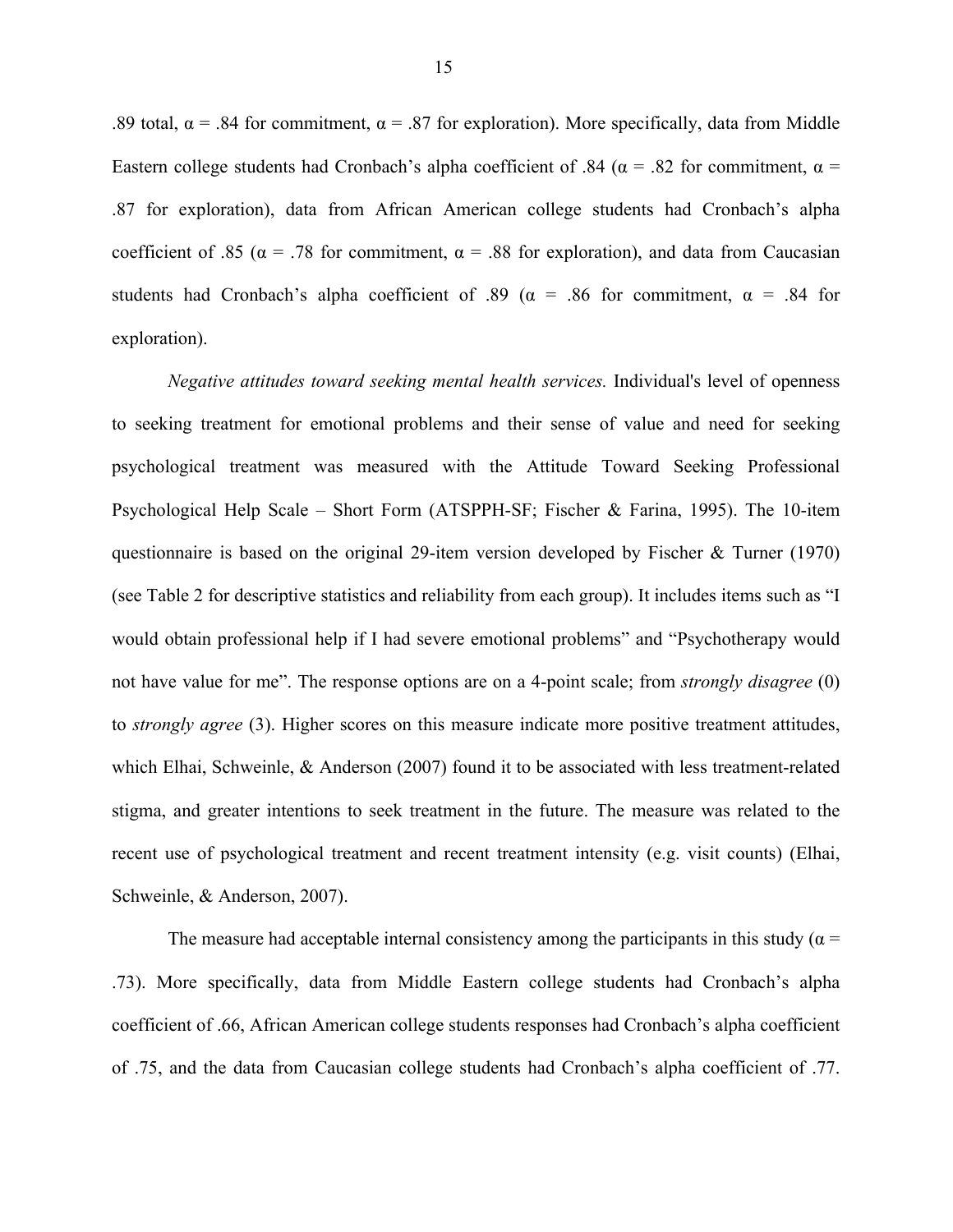.89 total, α = .84 for commitment, α = .87 for exploration). More specifically, data from Middle Eastern college students had Cronbach's alpha coefficient of .84 (α = .82 for commitment, α = .87 for exploration), data from African American college students had Cronbach's alpha coefficient of .85 (α = .78 for commitment, α = .88 for exploration), and data from Caucasian students had Cronbach's alpha coefficient of .89 (α = .86 for commitment, α = .84 for exploration).

*Negative attitudes toward seeking mental health services.* Individual's level of openness to seeking treatment for emotional problems and their sense of value and need for seeking psychological treatment was measured with the Attitude Toward Seeking Professional Psychological Help Scale – Short Form (ATSPPH-SF; Fischer & Farina, 1995). The 10-item questionnaire is based on the original 29-item version developed by Fischer & Turner (1970) (see Table 2 for descriptive statistics and reliability from each group). It includes items such as "I would obtain professional help if I had severe emotional problems" and "Psychotherapy would not have value for me". The response options are on a 4-point scale; from *strongly disagree* (0) to *strongly agree* (3). Higher scores on this measure indicate more positive treatment attitudes, which Elhai, Schweinle, & Anderson (2007) found it to be associated with less treatment-related stigma, and greater intentions to seek treatment in the future. The measure was related to the recent use of psychological treatment and recent treatment intensity (e.g. visit counts) (Elhai, Schweinle, & Anderson, 2007).

The measure had acceptable internal consistency among the participants in this study (α = .73). More specifically, data from Middle Eastern college students had Cronbach's alpha coefficient of .66, African American college students responses had Cronbach's alpha coefficient of .75, and the data from Caucasian college students had Cronbach's alpha coefficient of .77.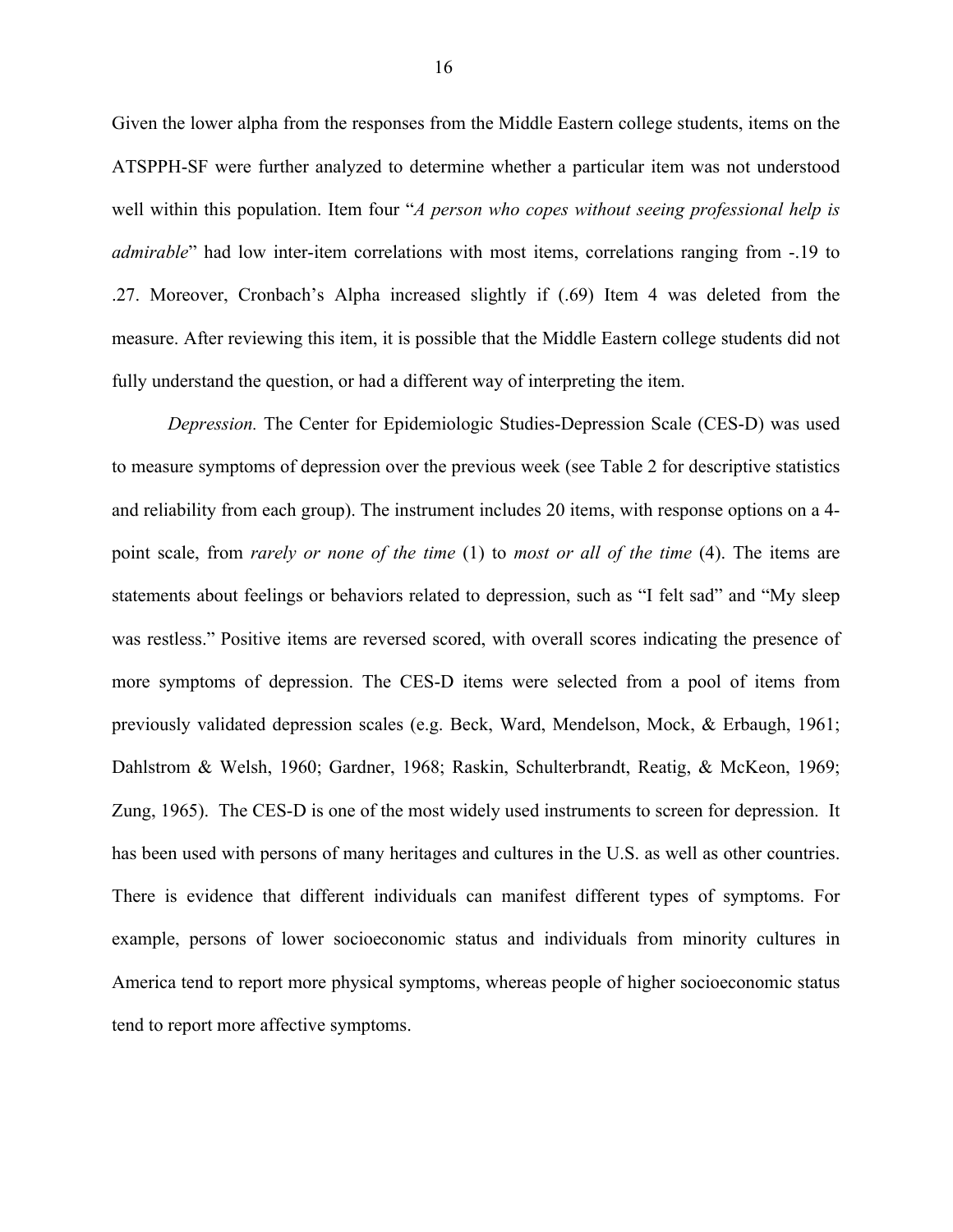Given the lower alpha from the responses from the Middle Eastern college students, items on the ATSPPH-SF were further analyzed to determine whether a particular item was not understood well within this population. Item four "*A person who copes without seeing professional help is admirable*" had low inter-item correlations with most items, correlations ranging from -.19 to .27. Moreover, Cronbach's Alpha increased slightly if (.69) Item 4 was deleted from the measure. After reviewing this item, it is possible that the Middle Eastern college students did not fully understand the question, or had a different way of interpreting the item.

*Depression.* The Center for Epidemiologic Studies-Depression Scale (CES-D) was used to measure symptoms of depression over the previous week (see Table 2 for descriptive statistics and reliability from each group). The instrument includes 20 items, with response options on a 4-point scale, from *rarely or none of the time* (1) to *most or all of the time* (4). The items are statements about feelings or behaviors related to depression, such as "I felt sad" and "My sleep was restless." Positive items are reversed scored, with overall scores indicating the presence of more symptoms of depression. The CES-D items were selected from a pool of items from previously validated depression scales (e.g. Beck, Ward, Mendelson, Mock, & Erbaugh, 1961; Dahlstrom & Welsh, 1960; Gardner, 1968; Raskin, Schulterbrandt, Reatig, & McKeon, 1969; Zung, 1965). The CES-D is one of the most widely used instruments to screen for depression. It has been used with persons of many heritages and cultures in the U.S. as well as other countries. There is evidence that different individuals can manifest different types of symptoms. For example, persons of lower socioeconomic status and individuals from minority cultures in America tend to report more physical symptoms, whereas people of higher socioeconomic status tend to report more affective symptoms.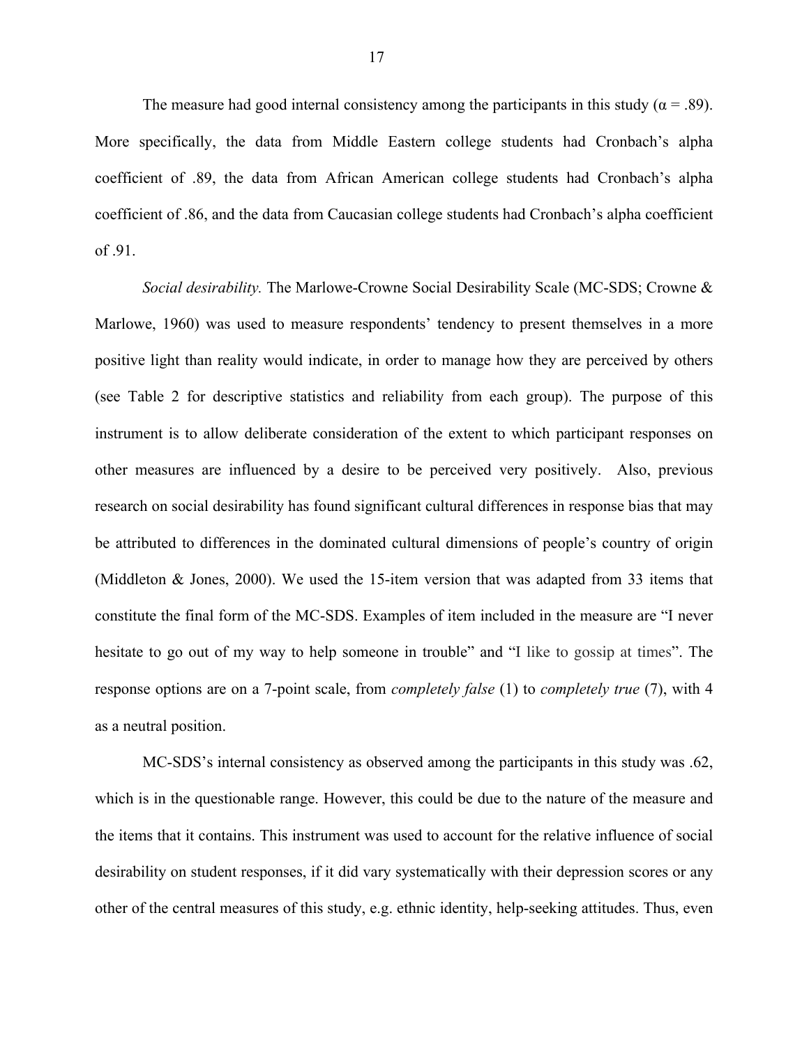The measure had good internal consistency among the participants in this study ($\alpha = .89$). More specifically, the data from Middle Eastern college students had Cronbach's alpha coefficient of .89, the data from African American college students had Cronbach's alpha coefficient of .86, and the data from Caucasian college students had Cronbach's alpha coefficient of .91.

*Social desirability.* The Marlowe-Crowne Social Desirability Scale (MC-SDS; Crowne & Marlowe, 1960) was used to measure respondents' tendency to present themselves in a more positive light than reality would indicate, in order to manage how they are perceived by others (see Table 2 for descriptive statistics and reliability from each group). The purpose of this instrument is to allow deliberate consideration of the extent to which participant responses on other measures are influenced by a desire to be perceived very positively. Also, previous research on social desirability has found significant cultural differences in response bias that may be attributed to differences in the dominated cultural dimensions of people's country of origin (Middleton & Jones, 2000). We used the 15-item version that was adapted from 33 items that constitute the final form of the MC-SDS. Examples of item included in the measure are "I never hesitate to go out of my way to help someone in trouble" and "I like to gossip at times". The response options are on a 7-point scale, from *completely false* (1) to *completely true* (7), with 4 as a neutral position.

MC-SDS's internal consistency as observed among the participants in this study was .62, which is in the questionable range. However, this could be due to the nature of the measure and the items that it contains. This instrument was used to account for the relative influence of social desirability on student responses, if it did vary systematically with their depression scores or any other of the central measures of this study, e.g. ethnic identity, help-seeking attitudes. Thus, even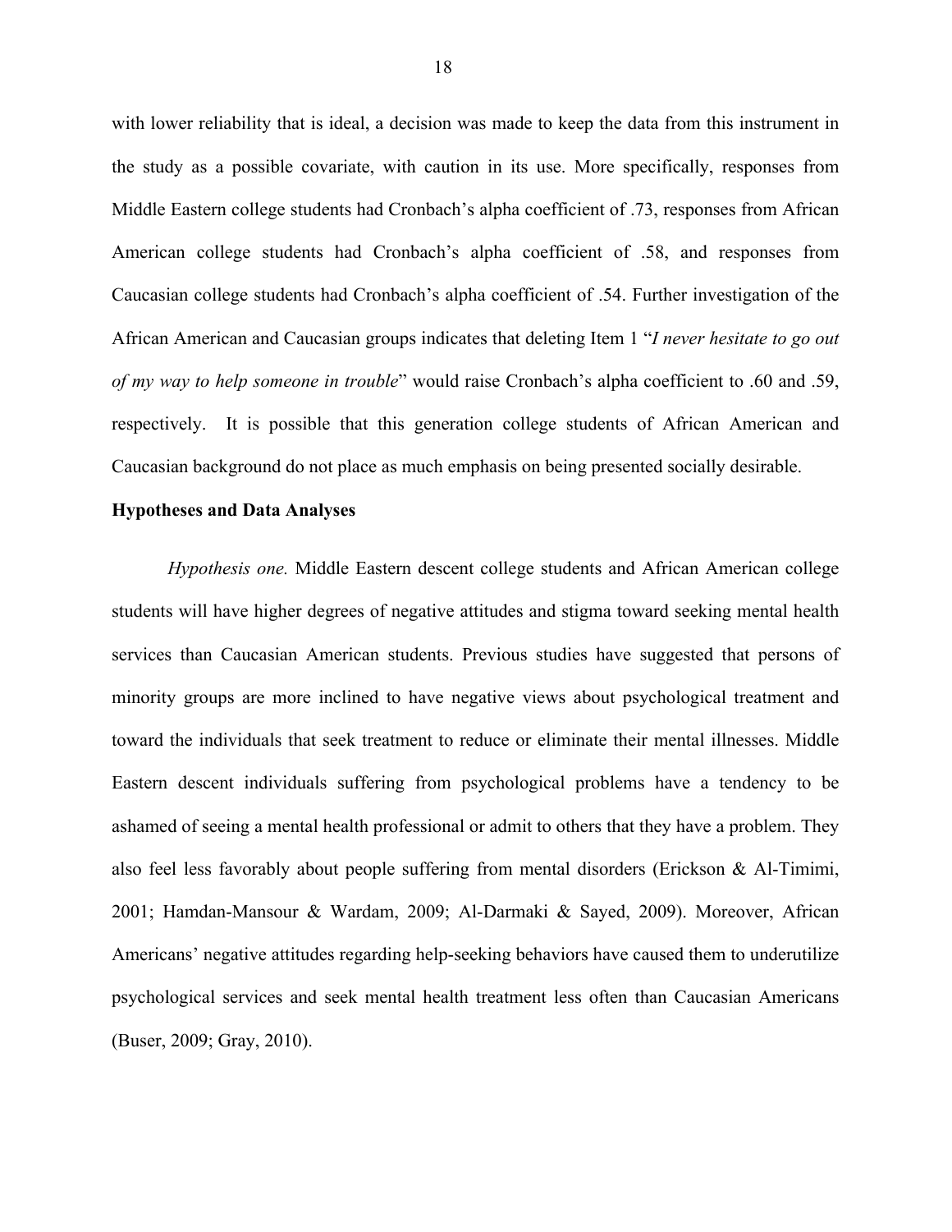with lower reliability that is ideal, a decision was made to keep the data from this instrument in the study as a possible covariate, with caution in its use. More specifically, responses from Middle Eastern college students had Cronbach's alpha coefficient of .73, responses from African American college students had Cronbach's alpha coefficient of .58, and responses from Caucasian college students had Cronbach's alpha coefficient of .54. Further investigation of the African American and Caucasian groups indicates that deleting Item 1 "*I never hesitate to go out of my way to help someone in trouble*" would raise Cronbach's alpha coefficient to .60 and .59, respectively. It is possible that this generation college students of African American and Caucasian background do not place as much emphasis on being presented socially desirable.

**Hypotheses and Data Analyses**

*Hypothesis one.* Middle Eastern descent college students and African American college students will have higher degrees of negative attitudes and stigma toward seeking mental health services than Caucasian American students. Previous studies have suggested that persons of minority groups are more inclined to have negative views about psychological treatment and toward the individuals that seek treatment to reduce or eliminate their mental illnesses. Middle Eastern descent individuals suffering from psychological problems have a tendency to be ashamed of seeing a mental health professional or admit to others that they have a problem. They also feel less favorably about people suffering from mental disorders (Erickson & Al-Timimi, 2001; Hamdan-Mansour & Wardam, 2009; Al-Darmaki & Sayed, 2009). Moreover, African Americans' negative attitudes regarding help-seeking behaviors have caused them to underutilize psychological services and seek mental health treatment less often than Caucasian Americans (Buser, 2009; Gray, 2010).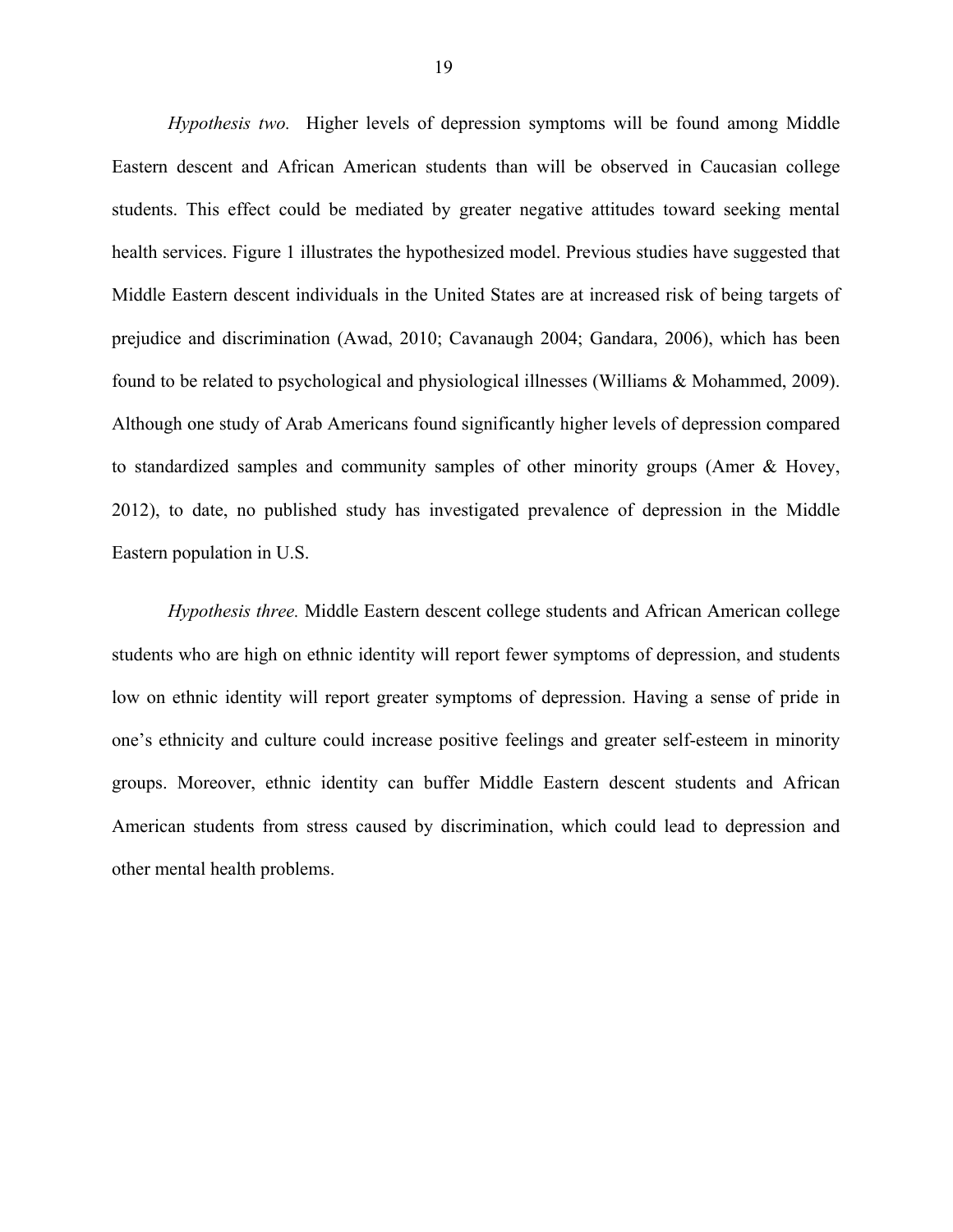*Hypothesis two.* Higher levels of depression symptoms will be found among Middle Eastern descent and African American students than will be observed in Caucasian college students. This effect could be mediated by greater negative attitudes toward seeking mental health services. Figure 1 illustrates the hypothesized model. Previous studies have suggested that Middle Eastern descent individuals in the United States are at increased risk of being targets of prejudice and discrimination (Awad, 2010; Cavanaugh 2004; Gandara, 2006), which has been found to be related to psychological and physiological illnesses (Williams & Mohammed, 2009). Although one study of Arab Americans found significantly higher levels of depression compared to standardized samples and community samples of other minority groups (Amer & Hovey, 2012), to date, no published study has investigated prevalence of depression in the Middle Eastern population in U.S.

*Hypothesis three.* Middle Eastern descent college students and African American college students who are high on ethnic identity will report fewer symptoms of depression, and students low on ethnic identity will report greater symptoms of depression. Having a sense of pride in one's ethnicity and culture could increase positive feelings and greater self-esteem in minority groups. Moreover, ethnic identity can buffer Middle Eastern descent students and African American students from stress caused by discrimination, which could lead to depression and other mental health problems.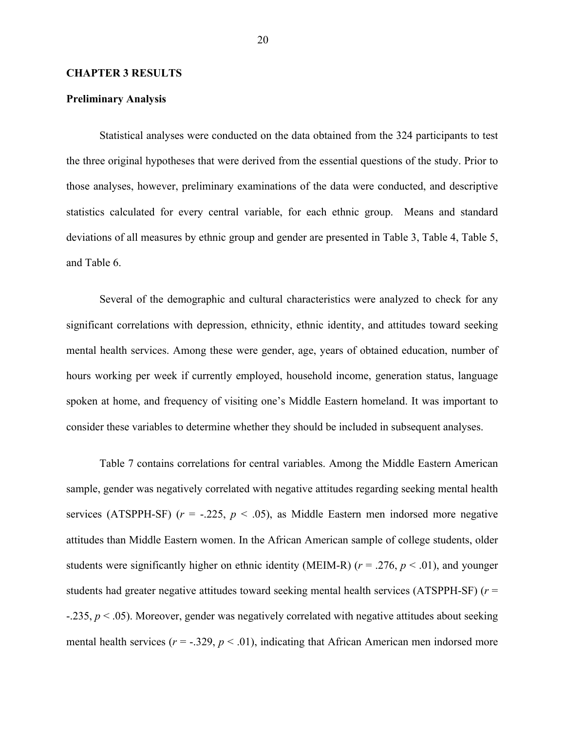## CHAPTER 3 RESULTS

### Preliminary Analysis

Statistical analyses were conducted on the data obtained from the 324 participants to test the three original hypotheses that were derived from the essential questions of the study. Prior to those analyses, however, preliminary examinations of the data were conducted, and descriptive statistics calculated for every central variable, for each ethnic group. Means and standard deviations of all measures by ethnic group and gender are presented in Table 3, Table 4, Table 5, and Table 6.

Several of the demographic and cultural characteristics were analyzed to check for any significant correlations with depression, ethnicity, ethnic identity, and attitudes toward seeking mental health services. Among these were gender, age, years of obtained education, number of hours working per week if currently employed, household income, generation status, language spoken at home, and frequency of visiting one's Middle Eastern homeland. It was important to consider these variables to determine whether they should be included in subsequent analyses.

Table 7 contains correlations for central variables. Among the Middle Eastern American sample, gender was negatively correlated with negative attitudes regarding seeking mental health services (ATSPPH-SF) ($r$ = -.225, $p < .05$), as Middle Eastern men indorsed more negative attitudes than Middle Eastern women. In the African American sample of college students, older students were significantly higher on ethnic identity (MEIM-R) ($r$ = .276, $p < .01$), and younger students had greater negative attitudes toward seeking mental health services (ATSPPH-SF) ($r$ = -.235, $p < .05$). Moreover, gender was negatively correlated with negative attitudes about seeking mental health services ($r$ = -.329, $p < .01$), indicating that African American men indorsed more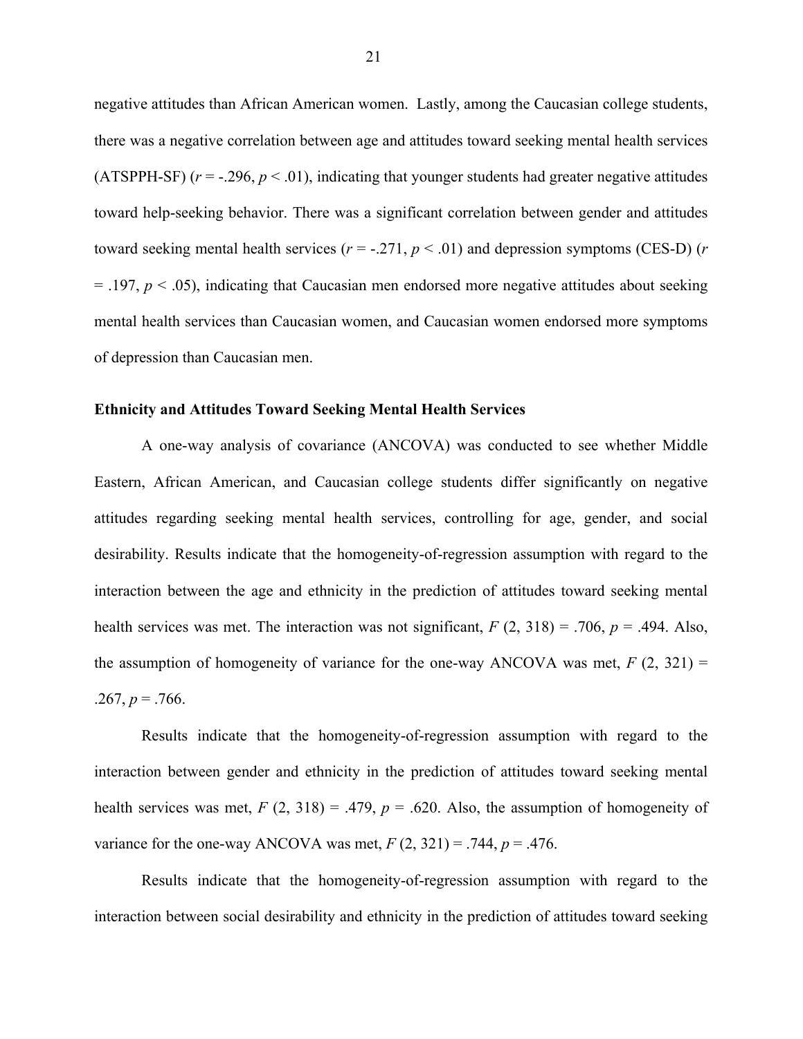negative attitudes than African American women. Lastly, among the Caucasian college students, there was a negative correlation between age and attitudes toward seeking mental health services (ATSPPH-SF) ($r = -.296$, $p < .01$), indicating that younger students had greater negative attitudes toward help-seeking behavior. There was a significant correlation between gender and attitudes toward seeking mental health services ($r = -.271$, $p < .01$) and depression symptoms (CES-D) ($r = .197$, $p < .05$), indicating that Caucasian men endorsed more negative attitudes about seeking mental health services than Caucasian women, and Caucasian women endorsed more symptoms of depression than Caucasian men.

**Ethnicity and Attitudes Toward Seeking Mental Health Services**

A one-way analysis of covariance (ANCOVA) was conducted to see whether Middle Eastern, African American, and Caucasian college students differ significantly on negative attitudes regarding seeking mental health services, controlling for age, gender, and social desirability. Results indicate that the homogeneity-of-regression assumption with regard to the interaction between the age and ethnicity in the prediction of attitudes toward seeking mental health services was met. The interaction was not significant, $F$ (2, 318) = .706, $p = .494$. Also, the assumption of homogeneity of variance for the one-way ANCOVA was met, $F$ (2, 321) = .267, $p = .766$.

Results indicate that the homogeneity-of-regression assumption with regard to the interaction between gender and ethnicity in the prediction of attitudes toward seeking mental health services was met, $F$ (2, 318) = .479, $p = .620$. Also, the assumption of homogeneity of variance for the one-way ANCOVA was met, $F$ (2, 321) = .744, $p = .476$.

Results indicate that the homogeneity-of-regression assumption with regard to the interaction between social desirability and ethnicity in the prediction of attitudes toward seeking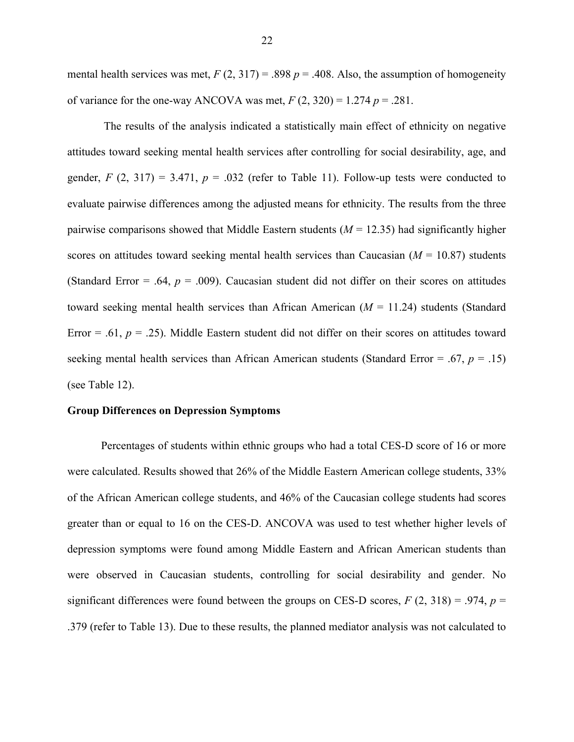mental health services was met, $F$ (2, 317) = .898 $p$ = .408. Also, the assumption of homogeneity of variance for the one-way ANCOVA was met, $F$ (2, 320) = 1.274 $p$ = .281.

The results of the analysis indicated a statistically main effect of ethnicity on negative attitudes toward seeking mental health services after controlling for social desirability, age, and gender, $F$ (2, 317) = 3.471, $p$ = .032 (refer to Table 11). Follow-up tests were conducted to evaluate pairwise differences among the adjusted means for ethnicity. The results from the three pairwise comparisons showed that Middle Eastern students ($M$ = 12.35) had significantly higher scores on attitudes toward seeking mental health services than Caucasian ($M$ = 10.87) students (Standard Error = .64, $p$ = .009). Caucasian student did not differ on their scores on attitudes toward seeking mental health services than African American ($M$ = 11.24) students (Standard Error = .61, $p$ = .25). Middle Eastern student did not differ on their scores on attitudes toward seeking mental health services than African American students (Standard Error = .67, $p$ = .15) (see Table 12).

**Group Differences on Depression Symptoms**

Percentages of students within ethnic groups who had a total CES-D score of 16 or more were calculated. Results showed that 26% of the Middle Eastern American college students, 33% of the African American college students, and 46% of the Caucasian college students had scores greater than or equal to 16 on the CES-D. ANCOVA was used to test whether higher levels of depression symptoms were found among Middle Eastern and African American students than were observed in Caucasian students, controlling for social desirability and gender. No significant differences were found between the groups on CES-D scores, $F$ (2, 318) = .974, $p$ = .379 (refer to Table 13). Due to these results, the planned mediator analysis was not calculated to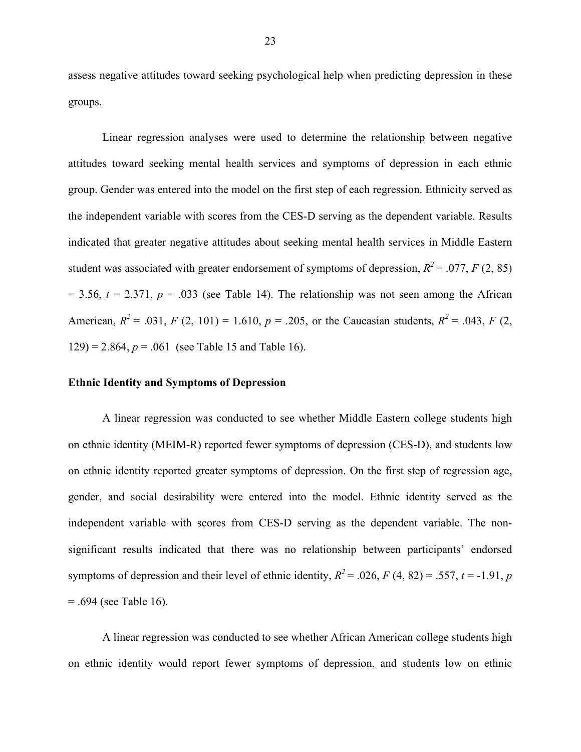assess negative attitudes toward seeking psychological help when predicting depression in these groups.

Linear regression analyses were used to determine the relationship between negative attitudes toward seeking mental health services and symptoms of depression in each ethnic group. Gender was entered into the model on the first step of each regression. Ethnicity served as the independent variable with scores from the CES-D serving as the dependent variable. Results indicated that greater negative attitudes about seeking mental health services in Middle Eastern student was associated with greater endorsement of symptoms of depression, $R^2 = .077$, $F\ (2,\ 85) = 3.56$, $t = 2.371$, $p = .033$ (see Table 14). The relationship was not seen among the African American, $R^2 = .031$, $F\ (2,\ 101) = 1.610$, $p = .205$, or the Caucasian students, $R^2 = .043$, $F\ (2,\ 129) = 2.864$, $p = .061$ (see Table 15 and Table 16).

**Ethnic Identity and Symptoms of Depression**

A linear regression was conducted to see whether Middle Eastern college students high on ethnic identity (MEIM-R) reported fewer symptoms of depression (CES-D), and students low on ethnic identity reported greater symptoms of depression. On the first step of regression age, gender, and social desirability were entered into the model. Ethnic identity served as the independent variable with scores from CES-D serving as the dependent variable. The non-significant results indicated that there was no relationship between participants' endorsed symptoms of depression and their level of ethnic identity, $R^2 = .026$, $F\ (4,\ 82) = .557$, $t = -1.91$, $p = .694$ (see Table 16).

A linear regression was conducted to see whether African American college students high on ethnic identity would report fewer symptoms of depression, and students low on ethnic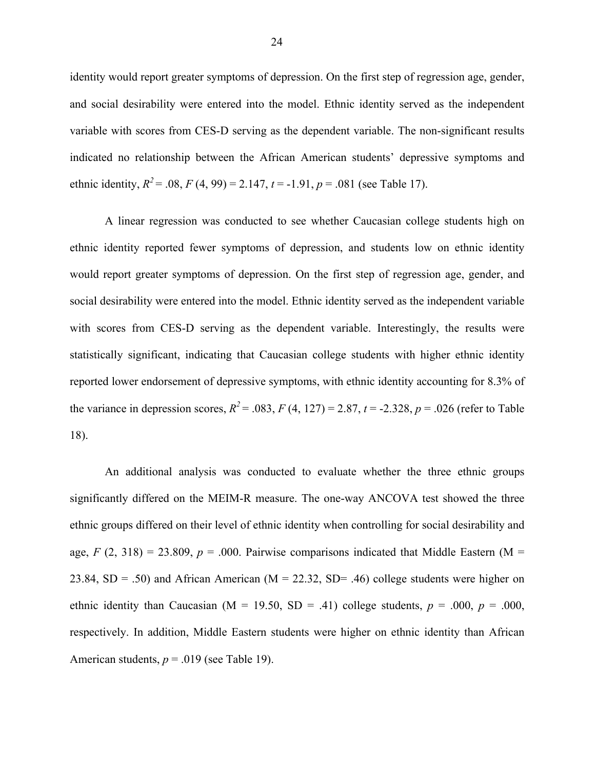identity would report greater symptoms of depression. On the first step of regression age, gender, and social desirability were entered into the model. Ethnic identity served as the independent variable with scores from CES-D serving as the dependent variable. The non-significant results indicated no relationship between the African American students' depressive symptoms and ethnic identity, $R^2 = .08$, $F(4, 99) = 2.147$, $t = -1.91$, $p = .081$ (see Table 17).

A linear regression was conducted to see whether Caucasian college students high on ethnic identity reported fewer symptoms of depression, and students low on ethnic identity would report greater symptoms of depression. On the first step of regression age, gender, and social desirability were entered into the model. Ethnic identity served as the independent variable with scores from CES-D serving as the dependent variable. Interestingly, the results were statistically significant, indicating that Caucasian college students with higher ethnic identity reported lower endorsement of depressive symptoms, with ethnic identity accounting for 8.3% of the variance in depression scores, $R^2 = .083$, $F(4, 127) = 2.87$, $t = -2.328$, $p = .026$ (refer to Table 18).

An additional analysis was conducted to evaluate whether the three ethnic groups significantly differed on the MEIM-R measure. The one-way ANCOVA test showed the three ethnic groups differed on their level of ethnic identity when controlling for social desirability and age, $F(2, 318) = 23.809$, $p = .000$. Pairwise comparisons indicated that Middle Eastern (M = 23.84, SD = .50) and African American (M = 22.32, SD= .46) college students were higher on ethnic identity than Caucasian (M = 19.50, SD = .41) college students, $p = .000$, $p = .000$, respectively. In addition, Middle Eastern students were higher on ethnic identity than African American students, $p = .019$ (see Table 19).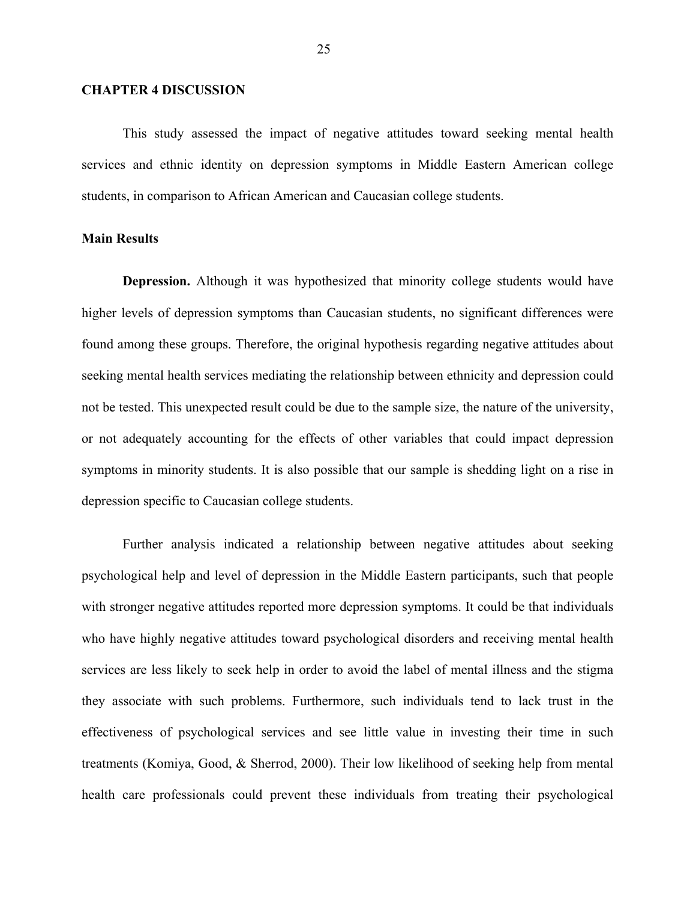## CHAPTER 4 DISCUSSION

This study assessed the impact of negative attitudes toward seeking mental health services and ethnic identity on depression symptoms in Middle Eastern American college students, in comparison to African American and Caucasian college students.

### Main Results

**Depression.** Although it was hypothesized that minority college students would have higher levels of depression symptoms than Caucasian students, no significant differences were found among these groups. Therefore, the original hypothesis regarding negative attitudes about seeking mental health services mediating the relationship between ethnicity and depression could not be tested. This unexpected result could be due to the sample size, the nature of the university, or not adequately accounting for the effects of other variables that could impact depression symptoms in minority students. It is also possible that our sample is shedding light on a rise in depression specific to Caucasian college students.

Further analysis indicated a relationship between negative attitudes about seeking psychological help and level of depression in the Middle Eastern participants, such that people with stronger negative attitudes reported more depression symptoms. It could be that individuals who have highly negative attitudes toward psychological disorders and receiving mental health services are less likely to seek help in order to avoid the label of mental illness and the stigma they associate with such problems. Furthermore, such individuals tend to lack trust in the effectiveness of psychological services and see little value in investing their time in such treatments (Komiya, Good, & Sherrod, 2000). Their low likelihood of seeking help from mental health care professionals could prevent these individuals from treating their psychological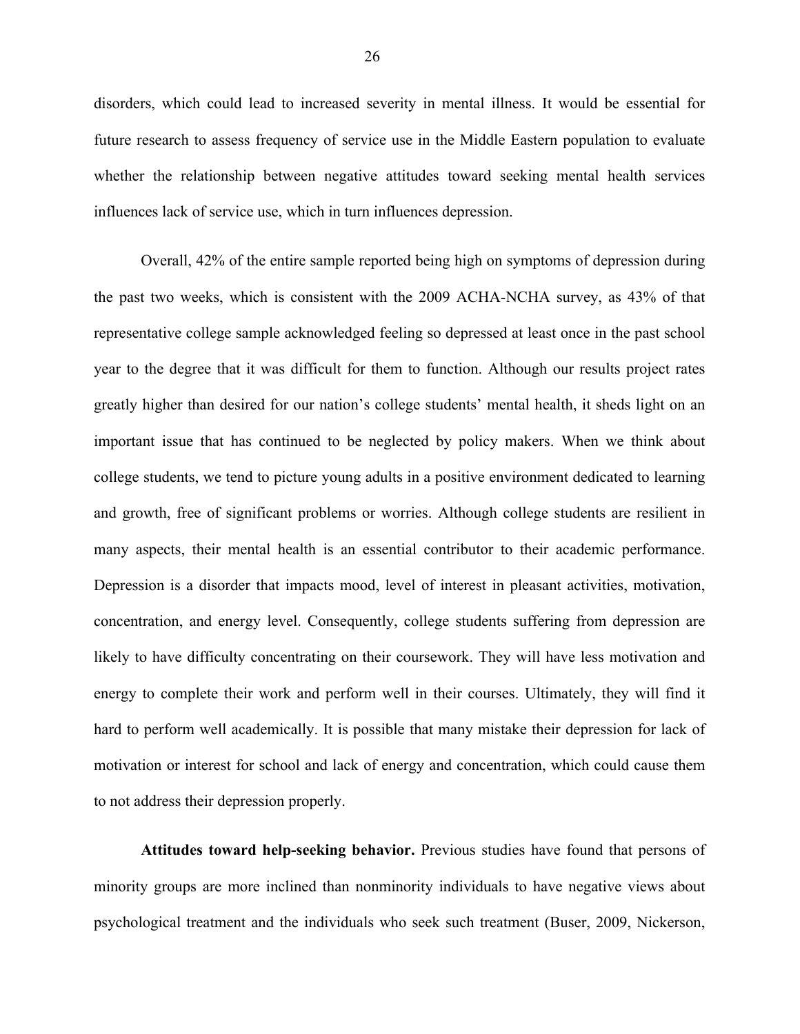disorders, which could lead to increased severity in mental illness. It would be essential for future research to assess frequency of service use in the Middle Eastern population to evaluate whether the relationship between negative attitudes toward seeking mental health services influences lack of service use, which in turn influences depression.

Overall, 42% of the entire sample reported being high on symptoms of depression during the past two weeks, which is consistent with the 2009 ACHA-NCHA survey, as 43% of that representative college sample acknowledged feeling so depressed at least once in the past school year to the degree that it was difficult for them to function. Although our results project rates greatly higher than desired for our nation's college students' mental health, it sheds light on an important issue that has continued to be neglected by policy makers. When we think about college students, we tend to picture young adults in a positive environment dedicated to learning and growth, free of significant problems or worries. Although college students are resilient in many aspects, their mental health is an essential contributor to their academic performance. Depression is a disorder that impacts mood, level of interest in pleasant activities, motivation, concentration, and energy level. Consequently, college students suffering from depression are likely to have difficulty concentrating on their coursework. They will have less motivation and energy to complete their work and perform well in their courses. Ultimately, they will find it hard to perform well academically. It is possible that many mistake their depression for lack of motivation or interest for school and lack of energy and concentration, which could cause them to not address their depression properly.

**Attitudes toward help-seeking behavior.** Previous studies have found that persons of minority groups are more inclined than nonminority individuals to have negative views about psychological treatment and the individuals who seek such treatment (Buser, 2009, Nickerson,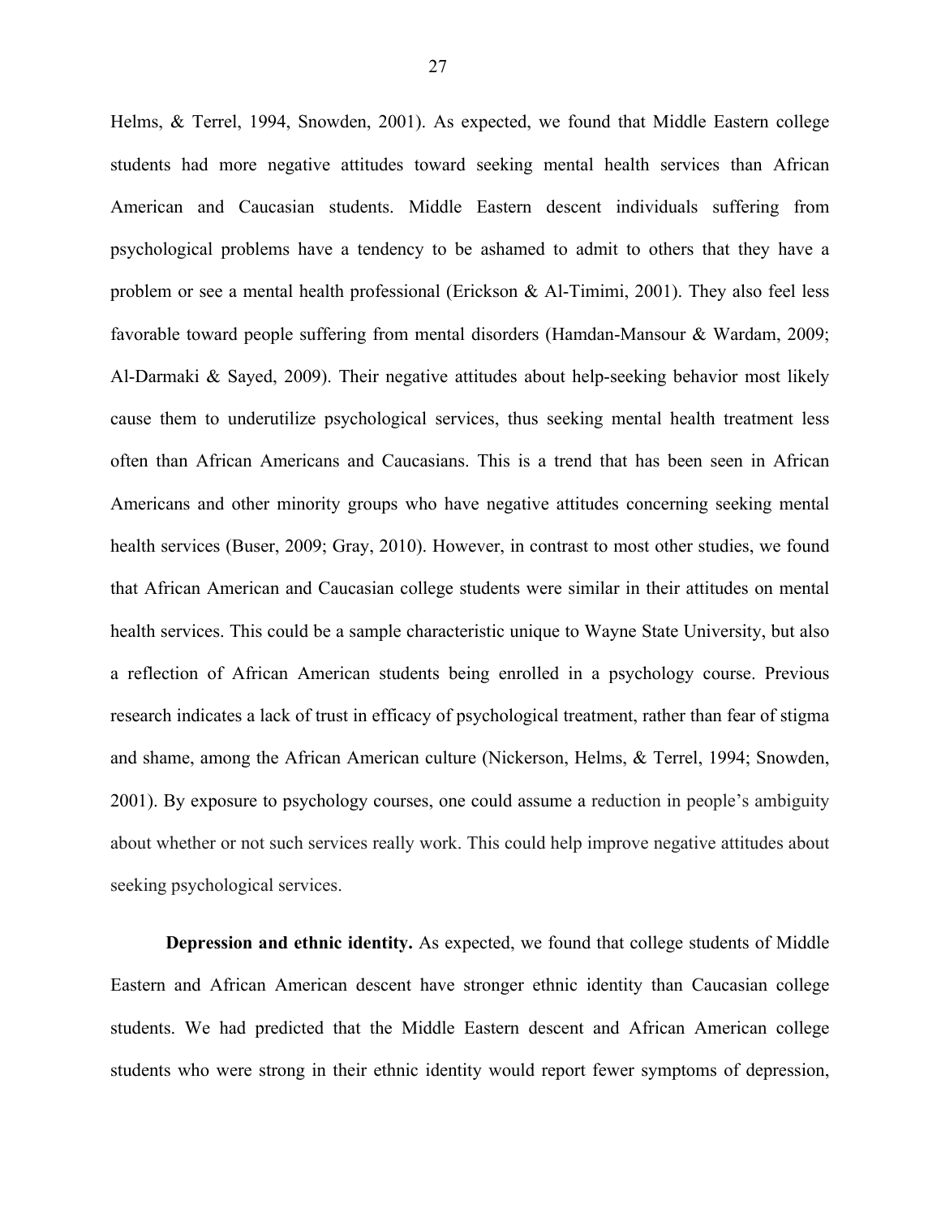Helms, & Terrel, 1994, Snowden, 2001). As expected, we found that Middle Eastern college students had more negative attitudes toward seeking mental health services than African American and Caucasian students. Middle Eastern descent individuals suffering from psychological problems have a tendency to be ashamed to admit to others that they have a problem or see a mental health professional (Erickson & Al-Timimi, 2001). They also feel less favorable toward people suffering from mental disorders (Hamdan-Mansour & Wardam, 2009; Al-Darmaki & Sayed, 2009). Their negative attitudes about help-seeking behavior most likely cause them to underutilize psychological services, thus seeking mental health treatment less often than African Americans and Caucasians. This is a trend that has been seen in African Americans and other minority groups who have negative attitudes concerning seeking mental health services (Buser, 2009; Gray, 2010). However, in contrast to most other studies, we found that African American and Caucasian college students were similar in their attitudes on mental health services. This could be a sample characteristic unique to Wayne State University, but also a reflection of African American students being enrolled in a psychology course. Previous research indicates a lack of trust in efficacy of psychological treatment, rather than fear of stigma and shame, among the African American culture (Nickerson, Helms, & Terrel, 1994; Snowden, 2001). By exposure to psychology courses, one could assume a reduction in people's ambiguity about whether or not such services really work. This could help improve negative attitudes about seeking psychological services.

**Depression and ethnic identity.** As expected, we found that college students of Middle Eastern and African American descent have stronger ethnic identity than Caucasian college students. We had predicted that the Middle Eastern descent and African American college students who were strong in their ethnic identity would report fewer symptoms of depression,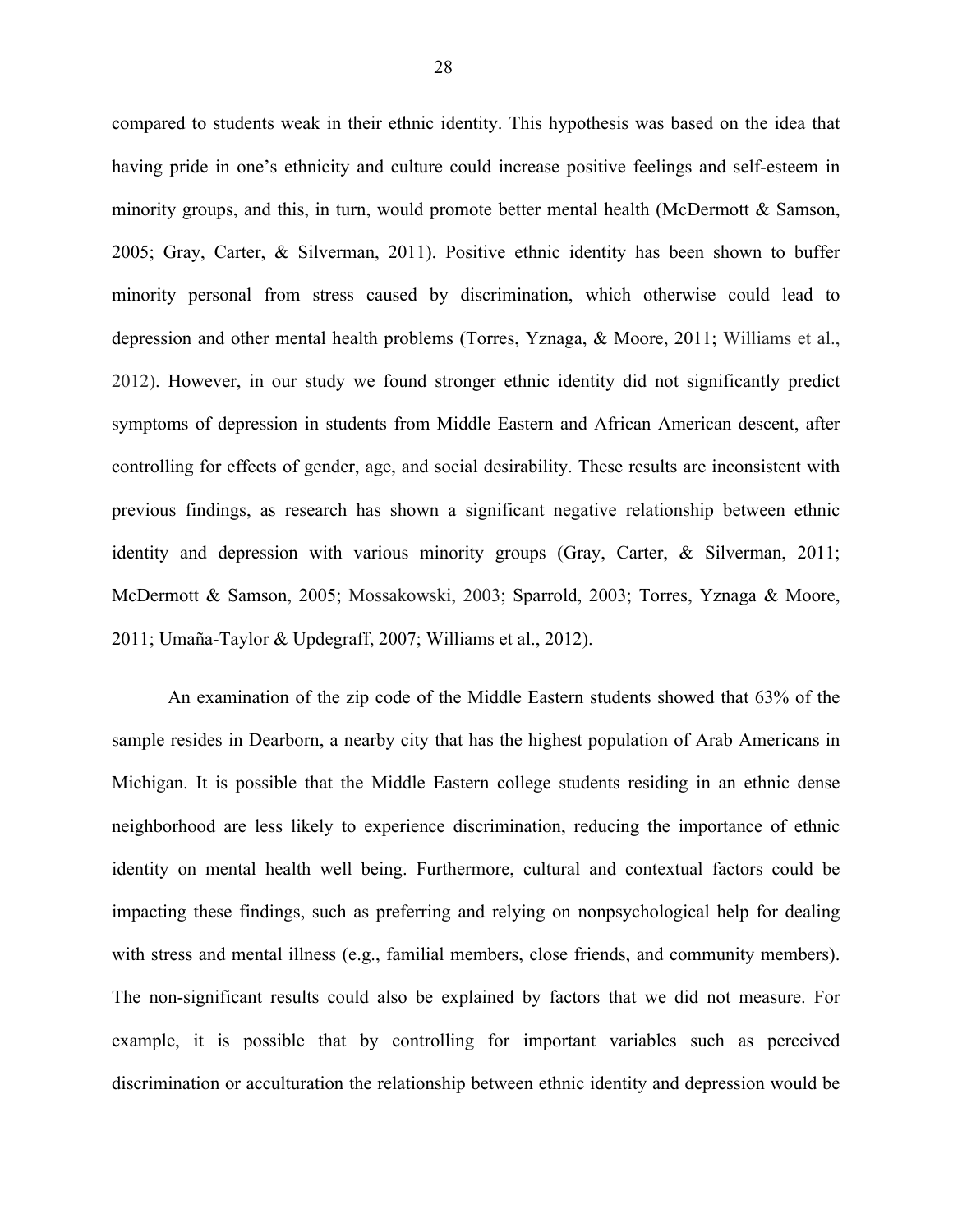compared to students weak in their ethnic identity. This hypothesis was based on the idea that having pride in one's ethnicity and culture could increase positive feelings and self-esteem in minority groups, and this, in turn, would promote better mental health (McDermott & Samson, 2005; Gray, Carter, & Silverman, 2011). Positive ethnic identity has been shown to buffer minority personal from stress caused by discrimination, which otherwise could lead to depression and other mental health problems (Torres, Yznaga, & Moore, 2011; Williams et al., 2012). However, in our study we found stronger ethnic identity did not significantly predict symptoms of depression in students from Middle Eastern and African American descent, after controlling for effects of gender, age, and social desirability. These results are inconsistent with previous findings, as research has shown a significant negative relationship between ethnic identity and depression with various minority groups (Gray, Carter, & Silverman, 2011; McDermott & Samson, 2005; Mossakowski, 2003; Sparrold, 2003; Torres, Yznaga & Moore, 2011; Umaña-Taylor & Updegraff, 2007; Williams et al., 2012).

An examination of the zip code of the Middle Eastern students showed that 63% of the sample resides in Dearborn, a nearby city that has the highest population of Arab Americans in Michigan. It is possible that the Middle Eastern college students residing in an ethnic dense neighborhood are less likely to experience discrimination, reducing the importance of ethnic identity on mental health well being. Furthermore, cultural and contextual factors could be impacting these findings, such as preferring and relying on nonpsychological help for dealing with stress and mental illness (e.g., familial members, close friends, and community members). The non-significant results could also be explained by factors that we did not measure. For example, it is possible that by controlling for important variables such as perceived discrimination or acculturation the relationship between ethnic identity and depression would be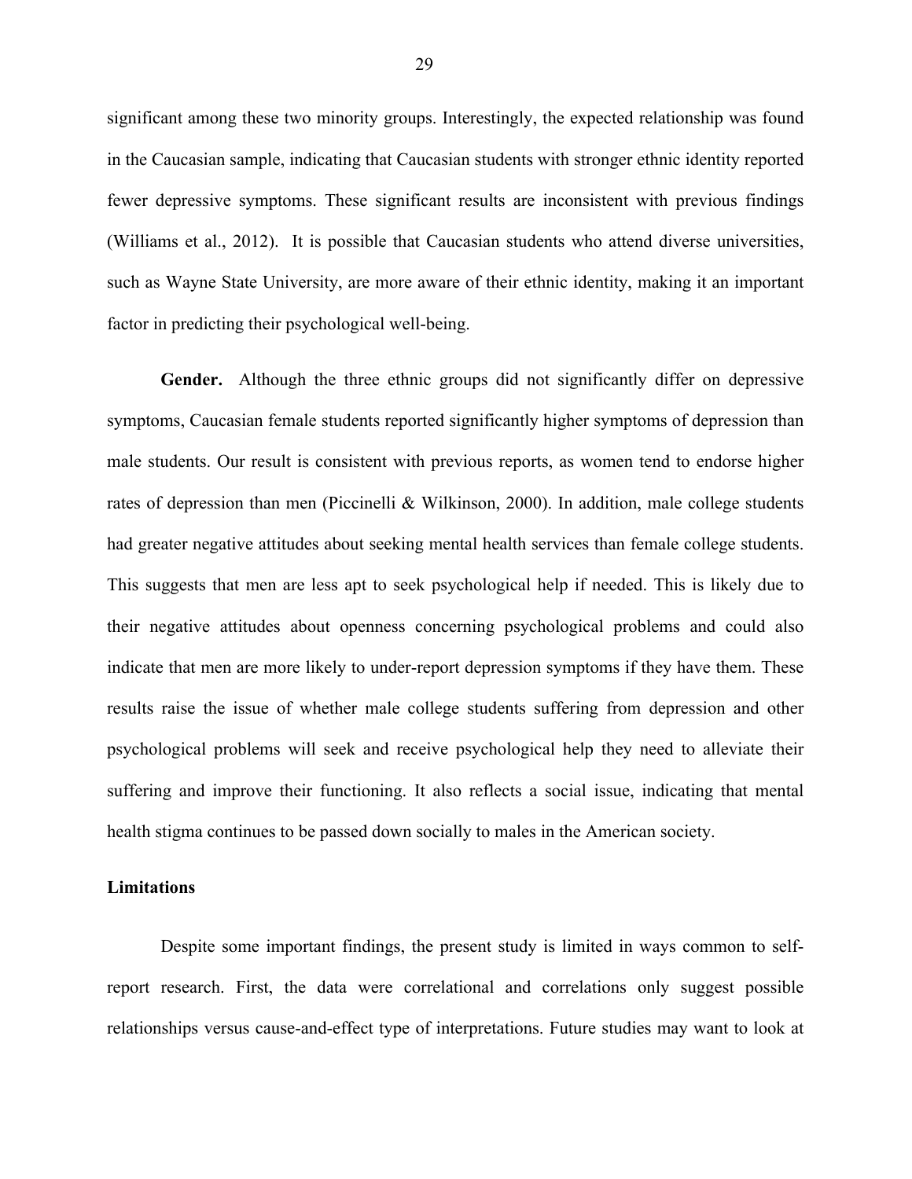significant among these two minority groups. Interestingly, the expected relationship was found in the Caucasian sample, indicating that Caucasian students with stronger ethnic identity reported fewer depressive symptoms. These significant results are inconsistent with previous findings (Williams et al., 2012). It is possible that Caucasian students who attend diverse universities, such as Wayne State University, are more aware of their ethnic identity, making it an important factor in predicting their psychological well-being.

**Gender.** Although the three ethnic groups did not significantly differ on depressive symptoms, Caucasian female students reported significantly higher symptoms of depression than male students. Our result is consistent with previous reports, as women tend to endorse higher rates of depression than men (Piccinelli & Wilkinson, 2000). In addition, male college students had greater negative attitudes about seeking mental health services than female college students. This suggests that men are less apt to seek psychological help if needed. This is likely due to their negative attitudes about openness concerning psychological problems and could also indicate that men are more likely to under-report depression symptoms if they have them. These results raise the issue of whether male college students suffering from depression and other psychological problems will seek and receive psychological help they need to alleviate their suffering and improve their functioning. It also reflects a social issue, indicating that mental health stigma continues to be passed down socially to males in the American society.

## Limitations

Despite some important findings, the present study is limited in ways common to self-report research. First, the data were correlational and correlations only suggest possible relationships versus cause-and-effect type of interpretations. Future studies may want to look at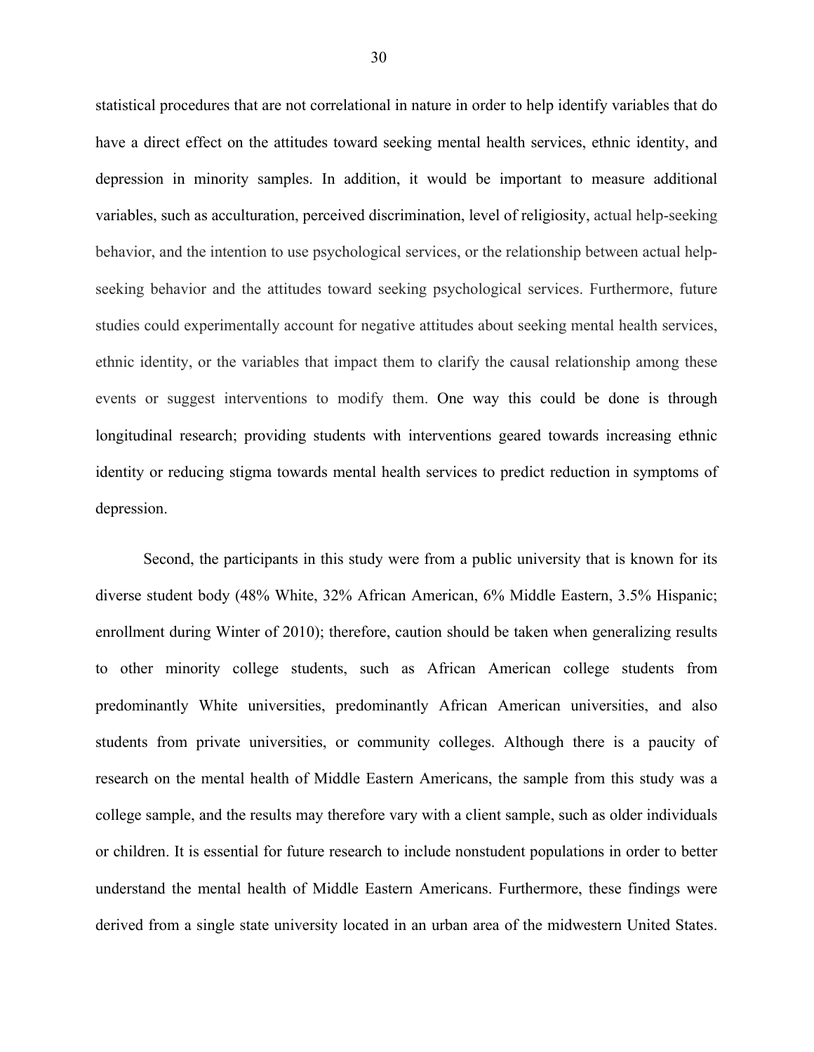statistical procedures that are not correlational in nature in order to help identify variables that do have a direct effect on the attitudes toward seeking mental health services, ethnic identity, and depression in minority samples. In addition, it would be important to measure additional variables, such as acculturation, perceived discrimination, level of religiosity, actual help-seeking behavior, and the intention to use psychological services, or the relationship between actual help-seeking behavior and the attitudes toward seeking psychological services. Furthermore, future studies could experimentally account for negative attitudes about seeking mental health services, ethnic identity, or the variables that impact them to clarify the causal relationship among these events or suggest interventions to modify them. One way this could be done is through longitudinal research; providing students with interventions geared towards increasing ethnic identity or reducing stigma towards mental health services to predict reduction in symptoms of depression.

Second, the participants in this study were from a public university that is known for its diverse student body (48% White, 32% African American, 6% Middle Eastern, 3.5% Hispanic; enrollment during Winter of 2010); therefore, caution should be taken when generalizing results to other minority college students, such as African American college students from predominantly White universities, predominantly African American universities, and also students from private universities, or community colleges. Although there is a paucity of research on the mental health of Middle Eastern Americans, the sample from this study was a college sample, and the results may therefore vary with a client sample, such as older individuals or children. It is essential for future research to include nonstudent populations in order to better understand the mental health of Middle Eastern Americans. Furthermore, these findings were derived from a single state university located in an urban area of the midwestern United States.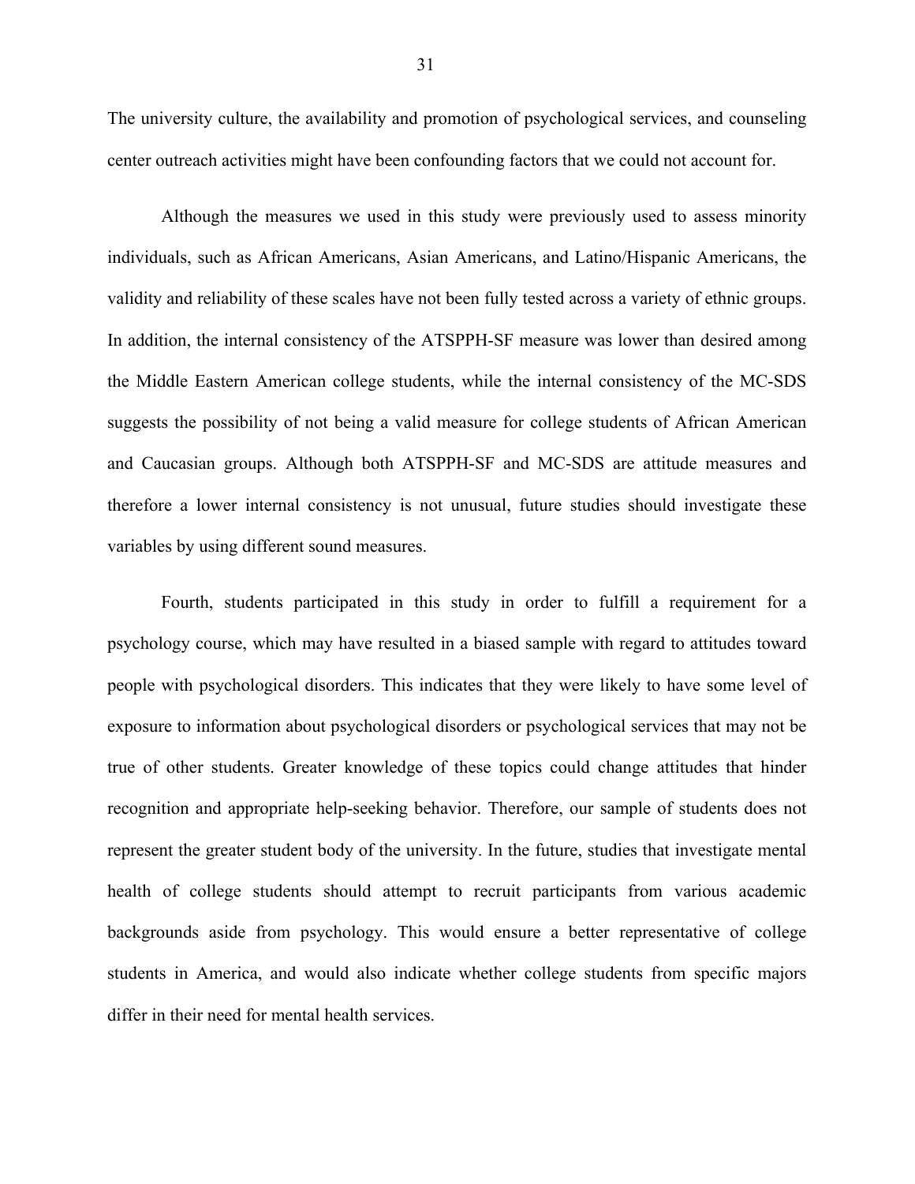The university culture, the availability and promotion of psychological services, and counseling center outreach activities might have been confounding factors that we could not account for.

Although the measures we used in this study were previously used to assess minority individuals, such as African Americans, Asian Americans, and Latino/Hispanic Americans, the validity and reliability of these scales have not been fully tested across a variety of ethnic groups. In addition, the internal consistency of the ATSPPH-SF measure was lower than desired among the Middle Eastern American college students, while the internal consistency of the MC-SDS suggests the possibility of not being a valid measure for college students of African American and Caucasian groups. Although both ATSPPH-SF and MC-SDS are attitude measures and therefore a lower internal consistency is not unusual, future studies should investigate these variables by using different sound measures.

Fourth, students participated in this study in order to fulfill a requirement for a psychology course, which may have resulted in a biased sample with regard to attitudes toward people with psychological disorders. This indicates that they were likely to have some level of exposure to information about psychological disorders or psychological services that may not be true of other students. Greater knowledge of these topics could change attitudes that hinder recognition and appropriate help-seeking behavior. Therefore, our sample of students does not represent the greater student body of the university. In the future, studies that investigate mental health of college students should attempt to recruit participants from various academic backgrounds aside from psychology. This would ensure a better representative of college students in America, and would also indicate whether college students from specific majors differ in their need for mental health services.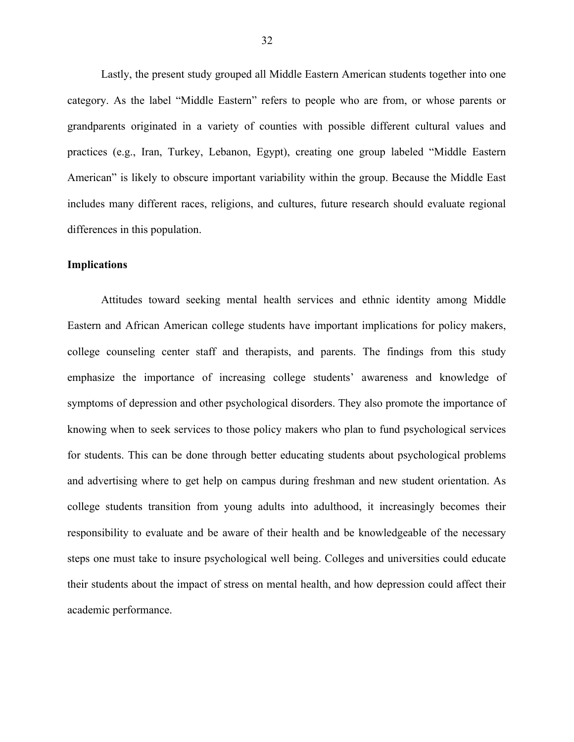Lastly, the present study grouped all Middle Eastern American students together into one category. As the label “Middle Eastern” refers to people who are from, or whose parents or grandparents originated in a variety of counties with possible different cultural values and practices (e.g., Iran, Turkey, Lebanon, Egypt), creating one group labeled “Middle Eastern American” is likely to obscure important variability within the group. Because the Middle East includes many different races, religions, and cultures, future research should evaluate regional differences in this population.

**Implications**

Attitudes toward seeking mental health services and ethnic identity among Middle Eastern and African American college students have important implications for policy makers, college counseling center staff and therapists, and parents. The findings from this study emphasize the importance of increasing college students’ awareness and knowledge of symptoms of depression and other psychological disorders. They also promote the importance of knowing when to seek services to those policy makers who plan to fund psychological services for students. This can be done through better educating students about psychological problems and advertising where to get help on campus during freshman and new student orientation. As college students transition from young adults into adulthood, it increasingly becomes their responsibility to evaluate and be aware of their health and be knowledgeable of the necessary steps one must take to insure psychological well being. Colleges and universities could educate their students about the impact of stress on mental health, and how depression could affect their academic performance.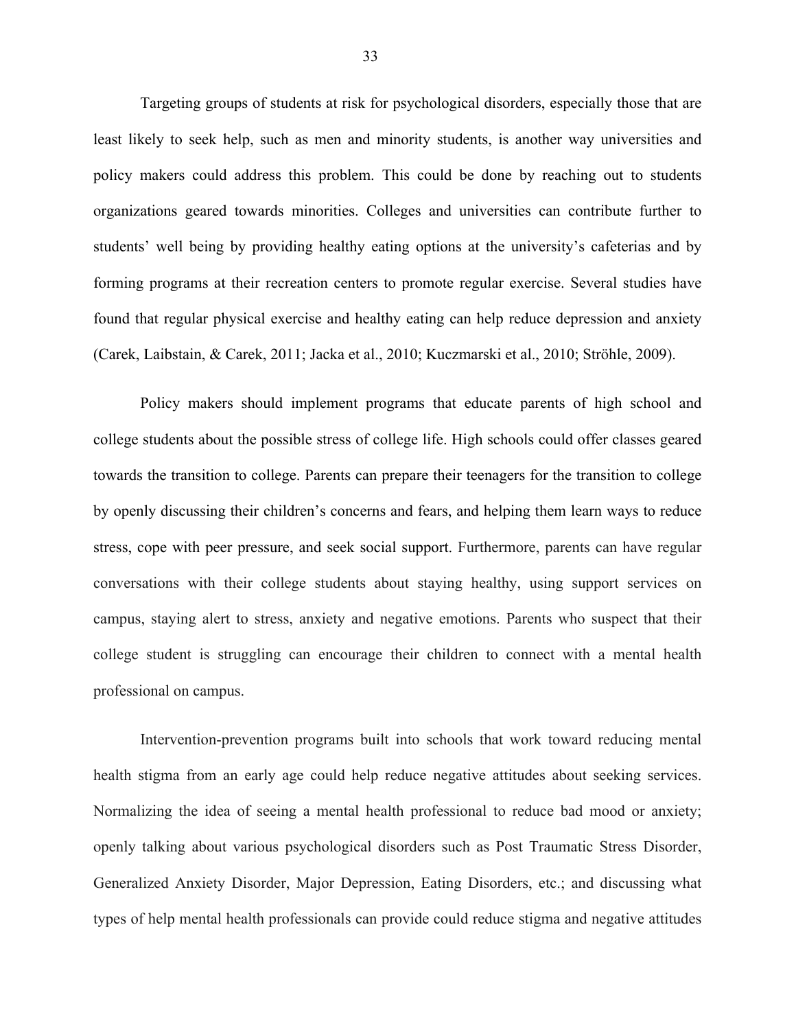Targeting groups of students at risk for psychological disorders, especially those that are least likely to seek help, such as men and minority students, is another way universities and policy makers could address this problem. This could be done by reaching out to students organizations geared towards minorities. Colleges and universities can contribute further to students' well being by providing healthy eating options at the university's cafeterias and by forming programs at their recreation centers to promote regular exercise. Several studies have found that regular physical exercise and healthy eating can help reduce depression and anxiety (Carek, Laibstain, & Carek, 2011; Jacka et al., 2010; Kuczmarski et al., 2010; Ströhle, 2009).

Policy makers should implement programs that educate parents of high school and college students about the possible stress of college life. High schools could offer classes geared towards the transition to college. Parents can prepare their teenagers for the transition to college by openly discussing their children's concerns and fears, and helping them learn ways to reduce stress, cope with peer pressure, and seek social support. Furthermore, parents can have regular conversations with their college students about staying healthy, using support services on campus, staying alert to stress, anxiety and negative emotions. Parents who suspect that their college student is struggling can encourage their children to connect with a mental health professional on campus.

Intervention-prevention programs built into schools that work toward reducing mental health stigma from an early age could help reduce negative attitudes about seeking services. Normalizing the idea of seeing a mental health professional to reduce bad mood or anxiety; openly talking about various psychological disorders such as Post Traumatic Stress Disorder, Generalized Anxiety Disorder, Major Depression, Eating Disorders, etc.; and discussing what types of help mental health professionals can provide could reduce stigma and negative attitudes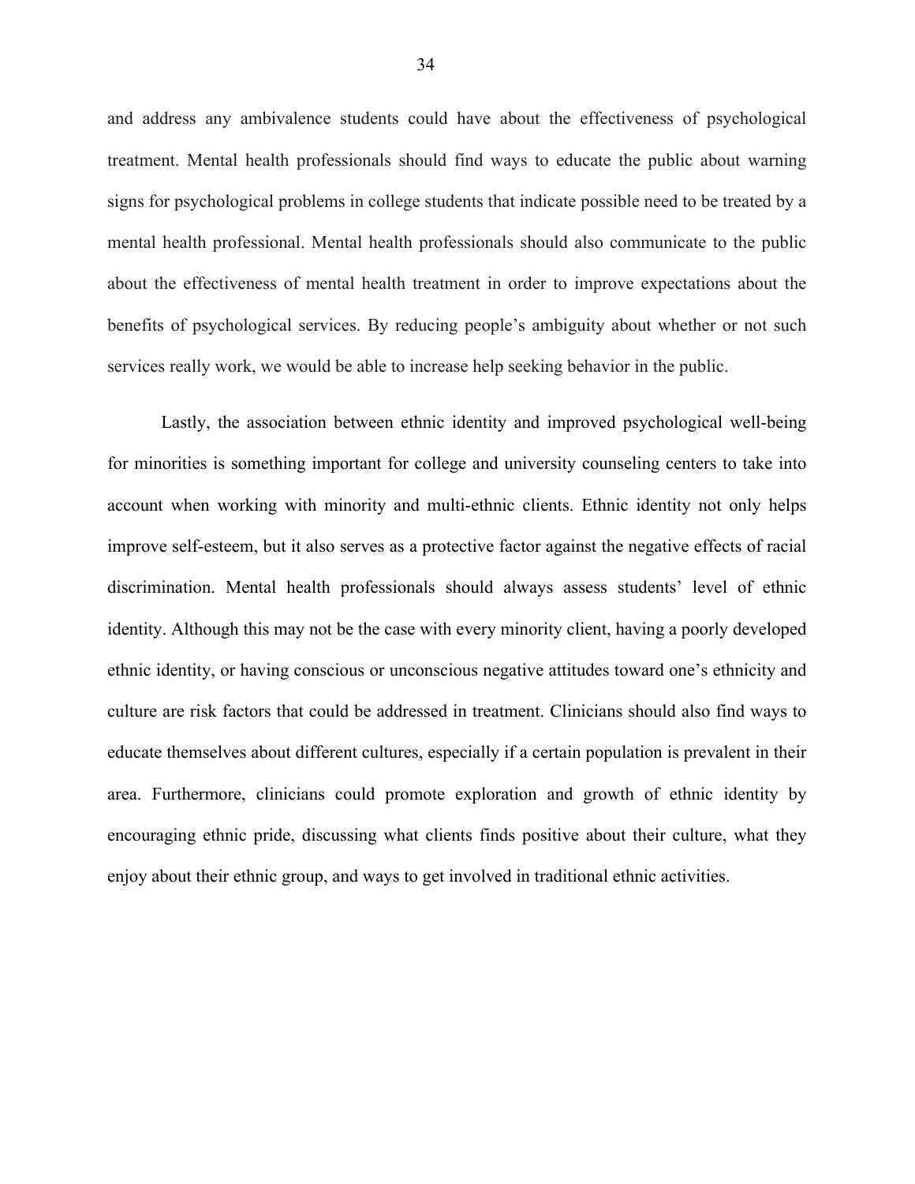and address any ambivalence students could have about the effectiveness of psychological treatment. Mental health professionals should find ways to educate the public about warning signs for psychological problems in college students that indicate possible need to be treated by a mental health professional. Mental health professionals should also communicate to the public about the effectiveness of mental health treatment in order to improve expectations about the benefits of psychological services. By reducing people's ambiguity about whether or not such services really work, we would be able to increase help seeking behavior in the public.

Lastly, the association between ethnic identity and improved psychological well-being for minorities is something important for college and university counseling centers to take into account when working with minority and multi-ethnic clients. Ethnic identity not only helps improve self-esteem, but it also serves as a protective factor against the negative effects of racial discrimination. Mental health professionals should always assess students' level of ethnic identity. Although this may not be the case with every minority client, having a poorly developed ethnic identity, or having conscious or unconscious negative attitudes toward one's ethnicity and culture are risk factors that could be addressed in treatment. Clinicians should also find ways to educate themselves about different cultures, especially if a certain population is prevalent in their area. Furthermore, clinicians could promote exploration and growth of ethnic identity by encouraging ethnic pride, discussing what clients finds positive about their culture, what they enjoy about their ethnic group, and ways to get involved in traditional ethnic activities.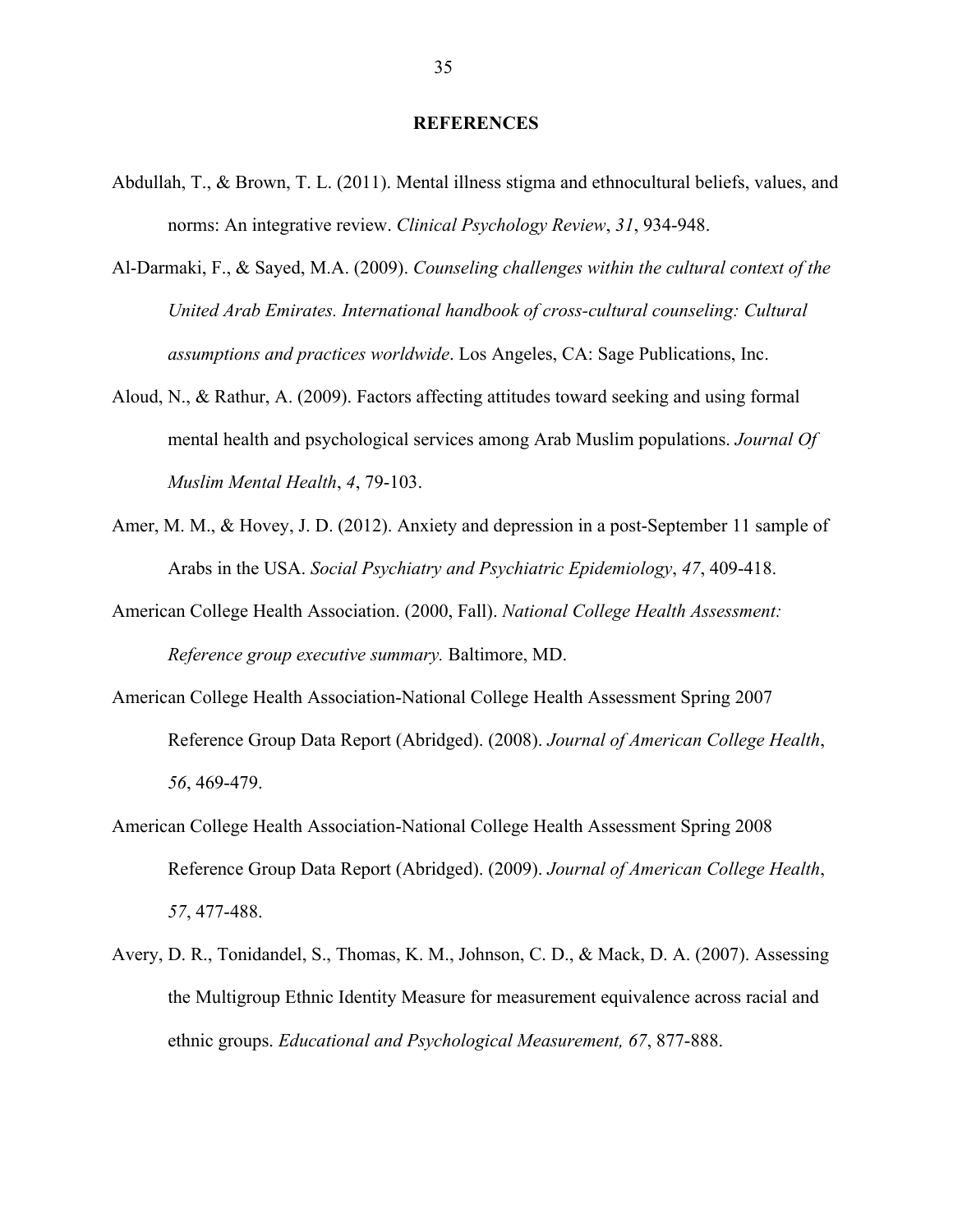# REFERENCES

Abdullah, T., & Brown, T. L. (2011). Mental illness stigma and ethnocultural beliefs, values, and norms: An integrative review. *Clinical Psychology Review*, *31*, 934-948.

Al-Darmaki, F., & Sayed, M.A. (2009). *Counseling challenges within the cultural context of the United Arab Emirates. International handbook of cross-cultural counseling: Cultural assumptions and practices worldwide*. Los Angeles, CA: Sage Publications, Inc.

Aloud, N., & Rathur, A. (2009). Factors affecting attitudes toward seeking and using formal mental health and psychological services among Arab Muslim populations. *Journal Of Muslim Mental Health*, *4*, 79-103.

Amer, M. M., & Hovey, J. D. (2012). Anxiety and depression in a post-September 11 sample of Arabs in the USA. *Social Psychiatry and Psychiatric Epidemiology*, *47*, 409-418.

American College Health Association. (2000, Fall). *National College Health Assessment: Reference group executive summary.* Baltimore, MD.

American College Health Association-National College Health Assessment Spring 2007 Reference Group Data Report (Abridged). (2008). *Journal of American College Health*, *56*, 469-479.

American College Health Association-National College Health Assessment Spring 2008 Reference Group Data Report (Abridged). (2009). *Journal of American College Health*, *57*, 477-488.

Avery, D. R., Tonidandel, S., Thomas, K. M., Johnson, C. D., & Mack, D. A. (2007). Assessing the Multigroup Ethnic Identity Measure for measurement equivalence across racial and ethnic groups. *Educational and Psychological Measurement, 67*, 877-888.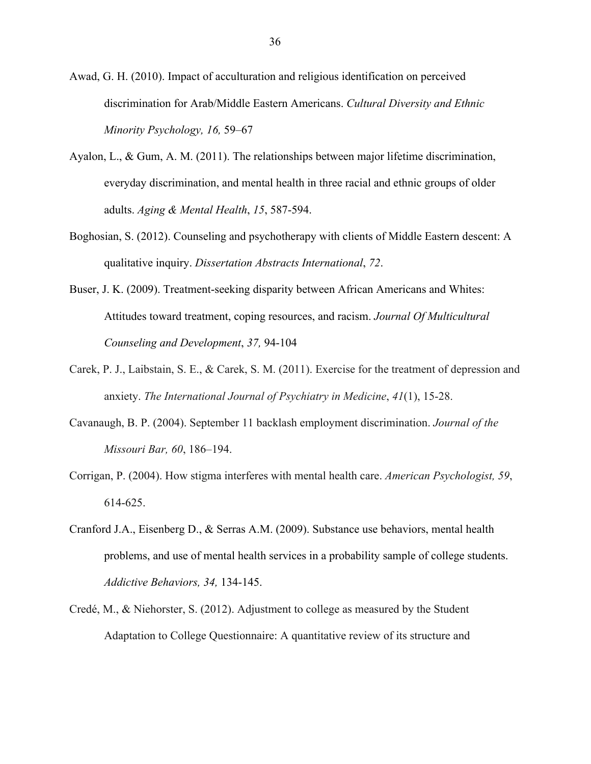Awad, G. H. (2010). Impact of acculturation and religious identification on perceived discrimination for Arab/Middle Eastern Americans. *Cultural Diversity and Ethnic Minority Psychology, 16,* 59–67

Ayalon, L., & Gum, A. M. (2011). The relationships between major lifetime discrimination, everyday discrimination, and mental health in three racial and ethnic groups of older adults. *Aging & Mental Health*, *15*, 587-594.

Boghosian, S. (2012). Counseling and psychotherapy with clients of Middle Eastern descent: A qualitative inquiry. *Dissertation Abstracts International*, *72*.

Buser, J. K. (2009). Treatment-seeking disparity between African Americans and Whites: Attitudes toward treatment, coping resources, and racism. *Journal Of Multicultural Counseling and Development*, *37,* 94-104

Carek, P. J., Laibstain, S. E., & Carek, S. M. (2011). Exercise for the treatment of depression and anxiety. *The International Journal of Psychiatry in Medicine*, *41*(1), 15-28.

Cavanaugh, B. P. (2004). September 11 backlash employment discrimination. *Journal of the Missouri Bar, 60*, 186–194.

Corrigan, P. (2004). How stigma interferes with mental health care. *American Psychologist, 59*, 614-625.

Cranford J.A., Eisenberg D., & Serras A.M. (2009). Substance use behaviors, mental health problems, and use of mental health services in a probability sample of college students. *Addictive Behaviors, 34,* 134-145.

Credé, M., & Niehorster, S. (2012). Adjustment to college as measured by the Student Adaptation to College Questionnaire: A quantitative review of its structure and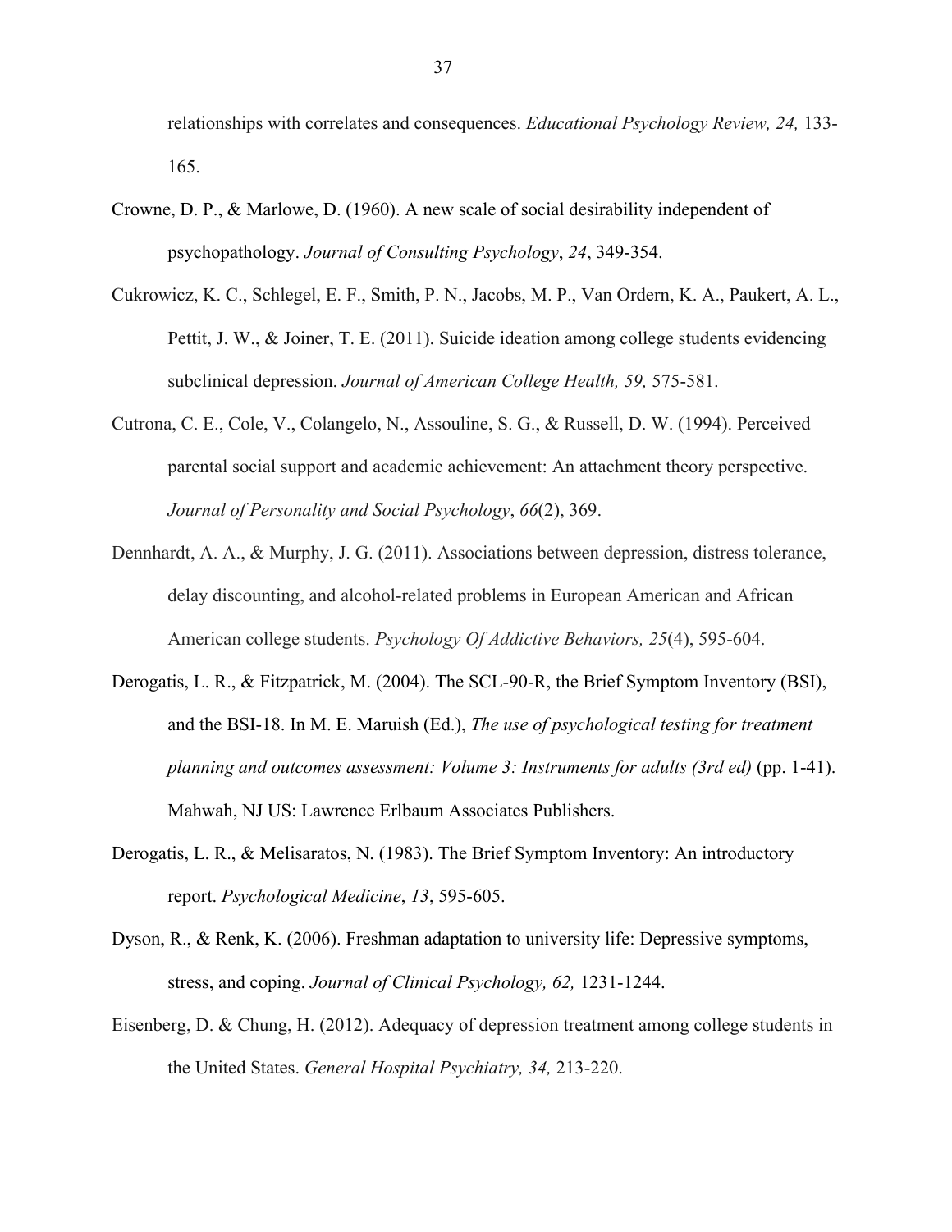relationships with correlates and consequences. *Educational Psychology Review, 24,* 133-165.

Crowne, D. P., & Marlowe, D. (1960). A new scale of social desirability independent of psychopathology. *Journal of Consulting Psychology*, *24*, 349-354.

Cukrowicz, K. C., Schlegel, E. F., Smith, P. N., Jacobs, M. P., Van Ordern, K. A., Paukert, A. L., Pettit, J. W., & Joiner, T. E. (2011). Suicide ideation among college students evidencing subclinical depression. *Journal of American College Health, 59,* 575-581.

Cutrona, C. E., Cole, V., Colangelo, N., Assouline, S. G., & Russell, D. W. (1994). Perceived parental social support and academic achievement: An attachment theory perspective. *Journal of Personality and Social Psychology*, *66*(2), 369.

Dennhardt, A. A., & Murphy, J. G. (2011). Associations between depression, distress tolerance, delay discounting, and alcohol-related problems in European American and African American college students. *Psychology Of Addictive Behaviors, 25*(4), 595-604.

Derogatis, L. R., & Fitzpatrick, M. (2004). The SCL-90-R, the Brief Symptom Inventory (BSI), and the BSI-18. In M. E. Maruish (Ed.), *The use of psychological testing for treatment planning and outcomes assessment: Volume 3: Instruments for adults (3rd ed)* (pp. 1-41). Mahwah, NJ US: Lawrence Erlbaum Associates Publishers.

Derogatis, L. R., & Melisaratos, N. (1983). The Brief Symptom Inventory: An introductory report. *Psychological Medicine*, *13*, 595-605.

Dyson, R., & Renk, K. (2006). Freshman adaptation to university life: Depressive symptoms, stress, and coping. *Journal of Clinical Psychology, 62,* 1231-1244.

Eisenberg, D. & Chung, H. (2012). Adequacy of depression treatment among college students in the United States. *General Hospital Psychiatry, 34,* 213-220.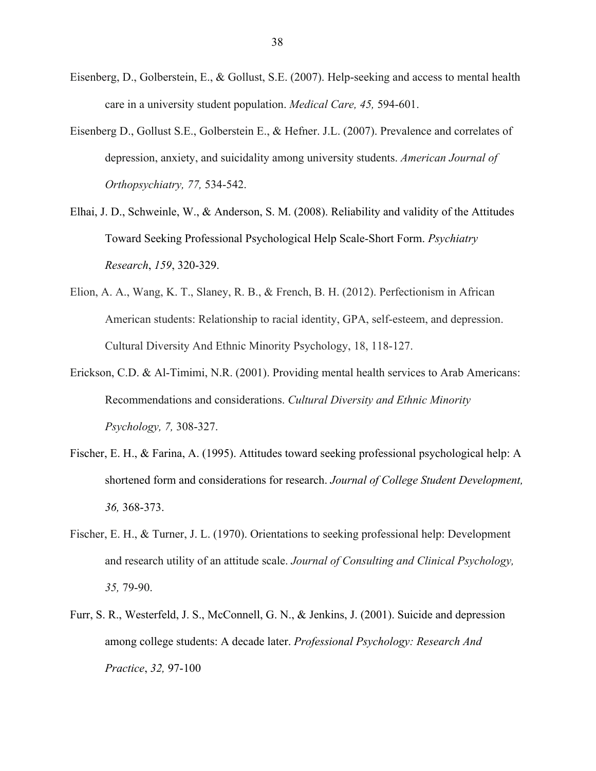Eisenberg, D., Golberstein, E., & Gollust, S.E. (2007). Help-seeking and access to mental health care in a university student population. *Medical Care, 45,* 594-601.

Eisenberg D., Gollust S.E., Golberstein E., & Hefner. J.L. (2007). Prevalence and correlates of depression, anxiety, and suicidality among university students. *American Journal of Orthopsychiatry, 77,* 534-542.

Elhai, J. D., Schweinle, W., & Anderson, S. M. (2008). Reliability and validity of the Attitudes Toward Seeking Professional Psychological Help Scale-Short Form. *Psychiatry Research*, *159*, 320-329.

Elion, A. A., Wang, K. T., Slaney, R. B., & French, B. H. (2012). Perfectionism in African American students: Relationship to racial identity, GPA, self-esteem, and depression. Cultural Diversity And Ethnic Minority Psychology, 18, 118-127.

Erickson, C.D. & Al-Timimi, N.R. (2001). Providing mental health services to Arab Americans: Recommendations and considerations. *Cultural Diversity and Ethnic Minority Psychology, 7,* 308-327.

Fischer, E. H., & Farina, A. (1995). Attitudes toward seeking professional psychological help: A shortened form and considerations for research. *Journal of College Student Development, 36,* 368-373.

Fischer, E. H., & Turner, J. L. (1970). Orientations to seeking professional help: Development and research utility of an attitude scale. *Journal of Consulting and Clinical Psychology, 35,* 79-90.

Furr, S. R., Westerfeld, J. S., McConnell, G. N., & Jenkins, J. (2001). Suicide and depression among college students: A decade later. *Professional Psychology: Research And Practice*, *32,* 97-100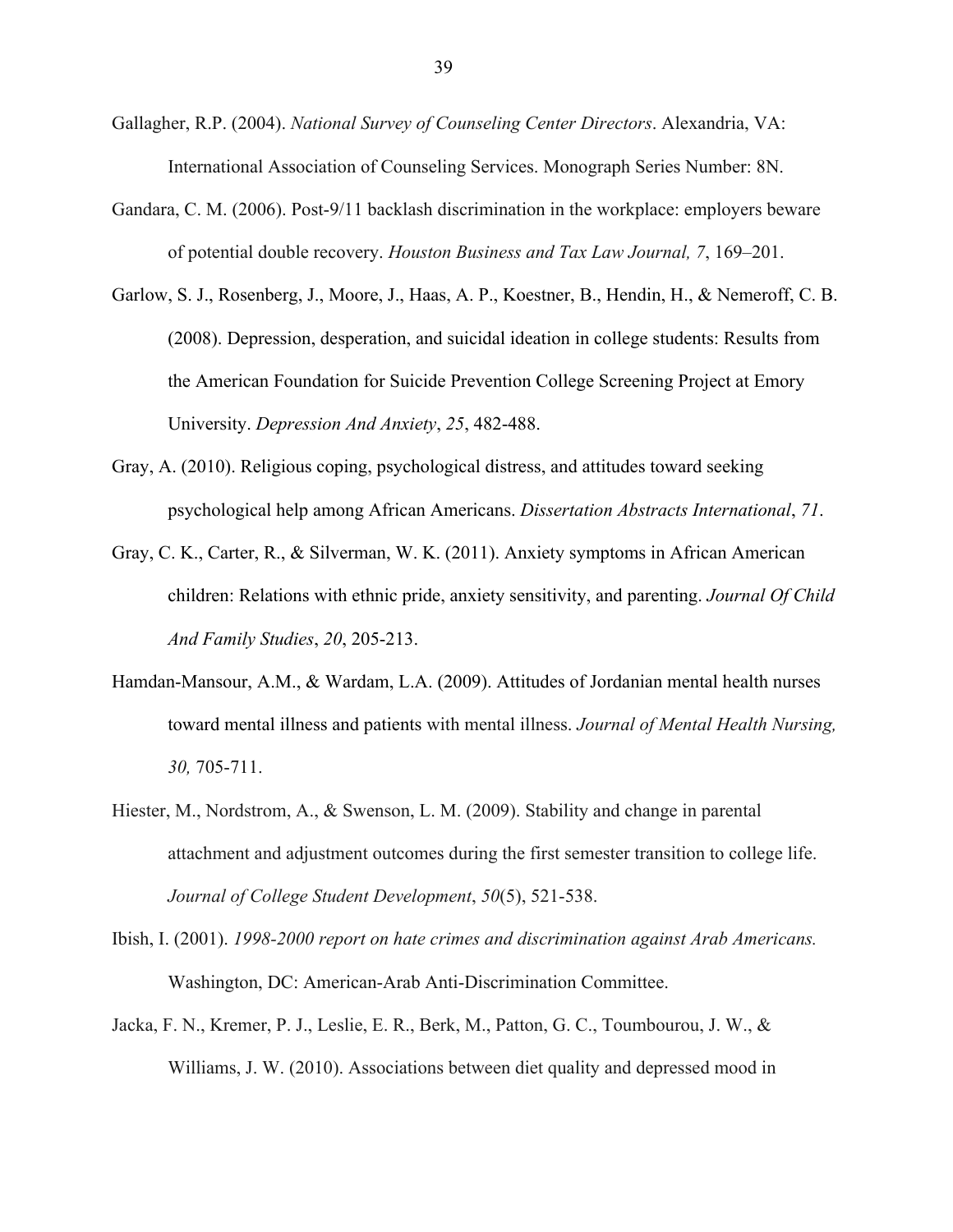Gallagher, R.P. (2004). *National Survey of Counseling Center Directors*. Alexandria, VA: International Association of Counseling Services. Monograph Series Number: 8N.

Gandara, C. M. (2006). Post-9/11 backlash discrimination in the workplace: employers beware of potential double recovery. *Houston Business and Tax Law Journal, 7*, 169–201.

Garlow, S. J., Rosenberg, J., Moore, J., Haas, A. P., Koestner, B., Hendin, H., & Nemeroff, C. B. (2008). Depression, desperation, and suicidal ideation in college students: Results from the American Foundation for Suicide Prevention College Screening Project at Emory University. *Depression And Anxiety*, *25*, 482-488.

Gray, A. (2010). Religious coping, psychological distress, and attitudes toward seeking psychological help among African Americans. *Dissertation Abstracts International*, *71*.

Gray, C. K., Carter, R., & Silverman, W. K. (2011). Anxiety symptoms in African American children: Relations with ethnic pride, anxiety sensitivity, and parenting. *Journal Of Child And Family Studies*, *20*, 205-213.

Hamdan-Mansour, A.M., & Wardam, L.A. (2009). Attitudes of Jordanian mental health nurses toward mental illness and patients with mental illness. *Journal of Mental Health Nursing, 30,* 705-711.

Hiester, M., Nordstrom, A., & Swenson, L. M. (2009). Stability and change in parental attachment and adjustment outcomes during the first semester transition to college life. *Journal of College Student Development*, *50*(5), 521-538.

Ibish, I. (2001). *1998-2000 report on hate crimes and discrimination against Arab Americans.* Washington, DC: American-Arab Anti-Discrimination Committee.

Jacka, F. N., Kremer, P. J., Leslie, E. R., Berk, M., Patton, G. C., Toumbourou, J. W., & Williams, J. W. (2010). Associations between diet quality and depressed mood in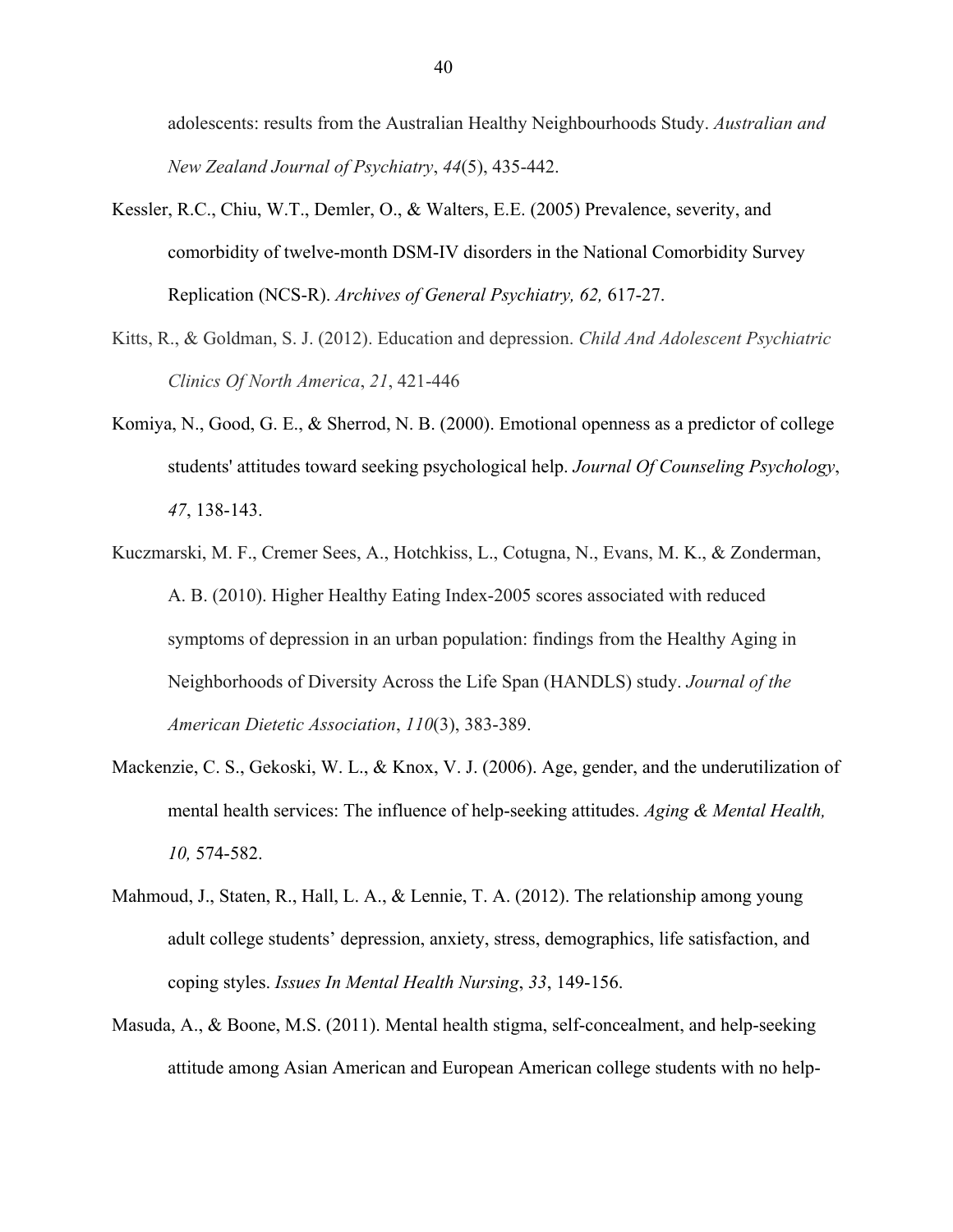adolescents: results from the Australian Healthy Neighbourhoods Study. *Australian and New Zealand Journal of Psychiatry*, *44*(5), 435-442.

Kessler, R.C., Chiu, W.T., Demler, O., & Walters, E.E. (2005) Prevalence, severity, and comorbidity of twelve-month DSM-IV disorders in the National Comorbidity Survey Replication (NCS-R). *Archives of General Psychiatry, 62,* 617-27.

Kitts, R., & Goldman, S. J. (2012). Education and depression. *Child And Adolescent Psychiatric Clinics Of North America*, *21*, 421-446

Komiya, N., Good, G. E., & Sherrod, N. B. (2000). Emotional openness as a predictor of college students' attitudes toward seeking psychological help. *Journal Of Counseling Psychology*, *47*, 138-143.

Kuczmarski, M. F., Cremer Sees, A., Hotchkiss, L., Cotugna, N., Evans, M. K., & Zonderman, A. B. (2010). Higher Healthy Eating Index-2005 scores associated with reduced symptoms of depression in an urban population: findings from the Healthy Aging in Neighborhoods of Diversity Across the Life Span (HANDLS) study. *Journal of the American Dietetic Association*, *110*(3), 383-389.

Mackenzie, C. S., Gekoski, W. L., & Knox, V. J. (2006). Age, gender, and the underutilization of mental health services: The influence of help-seeking attitudes. *Aging & Mental Health, 10,* 574-582.

Mahmoud, J., Staten, R., Hall, L. A., & Lennie, T. A. (2012). The relationship among young adult college students' depression, anxiety, stress, demographics, life satisfaction, and coping styles. *Issues In Mental Health Nursing*, *33*, 149-156.

Masuda, A., & Boone, M.S. (2011). Mental health stigma, self-concealment, and help-seeking attitude among Asian American and European American college students with no help-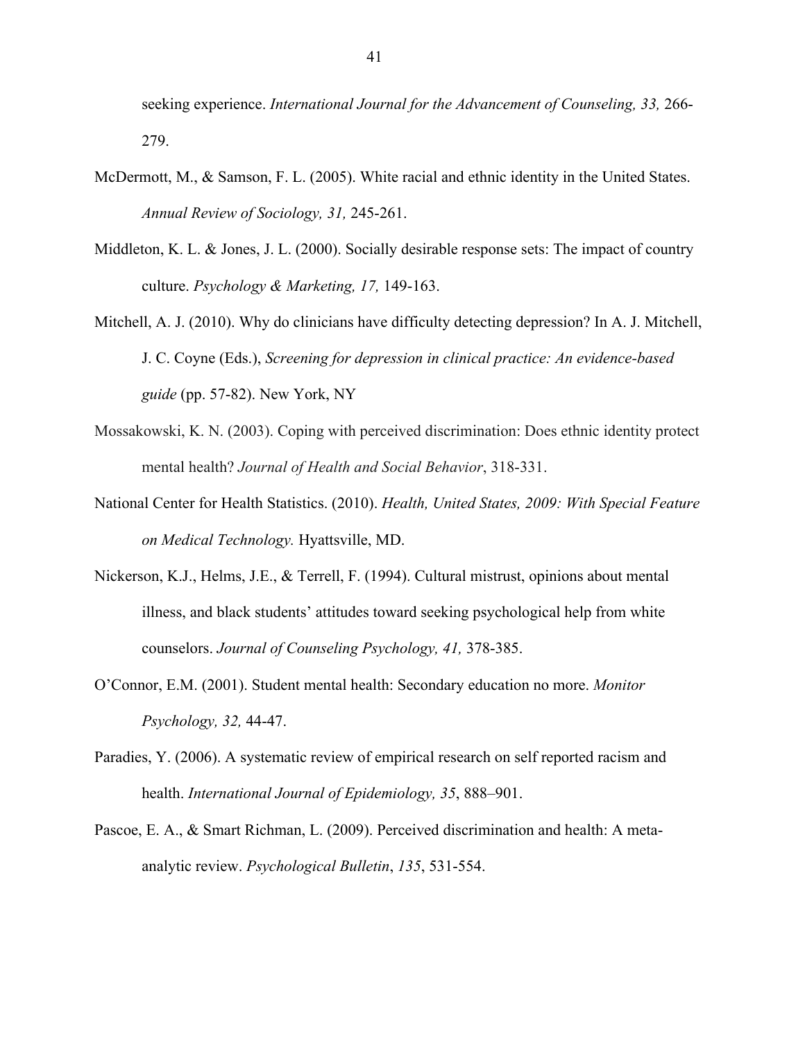seeking experience. *International Journal for the Advancement of Counseling, 33,* 266-279.

McDermott, M., & Samson, F. L. (2005). White racial and ethnic identity in the United States. *Annual Review of Sociology, 31,* 245-261.

Middleton, K. L. & Jones, J. L. (2000). Socially desirable response sets: The impact of country culture. *Psychology & Marketing, 17,* 149-163.

Mitchell, A. J. (2010). Why do clinicians have difficulty detecting depression? In A. J. Mitchell, J. C. Coyne (Eds.), *Screening for depression in clinical practice: An evidence-based guide* (pp. 57-82). New York, NY

Mossakowski, K. N. (2003). Coping with perceived discrimination: Does ethnic identity protect mental health? *Journal of Health and Social Behavior*, 318-331.

National Center for Health Statistics. (2010). *Health, United States, 2009: With Special Feature on Medical Technology.* Hyattsville, MD.

Nickerson, K.J., Helms, J.E., & Terrell, F. (1994). Cultural mistrust, opinions about mental illness, and black students' attitudes toward seeking psychological help from white counselors. *Journal of Counseling Psychology, 41,* 378-385.

O'Connor, E.M. (2001). Student mental health: Secondary education no more. *Monitor Psychology, 32,* 44-47.

Paradies, Y. (2006). A systematic review of empirical research on self reported racism and health. *International Journal of Epidemiology, 35*, 888–901.

Pascoe, E. A., & Smart Richman, L. (2009). Perceived discrimination and health: A meta-analytic review. *Psychological Bulletin*, *135*, 531-554.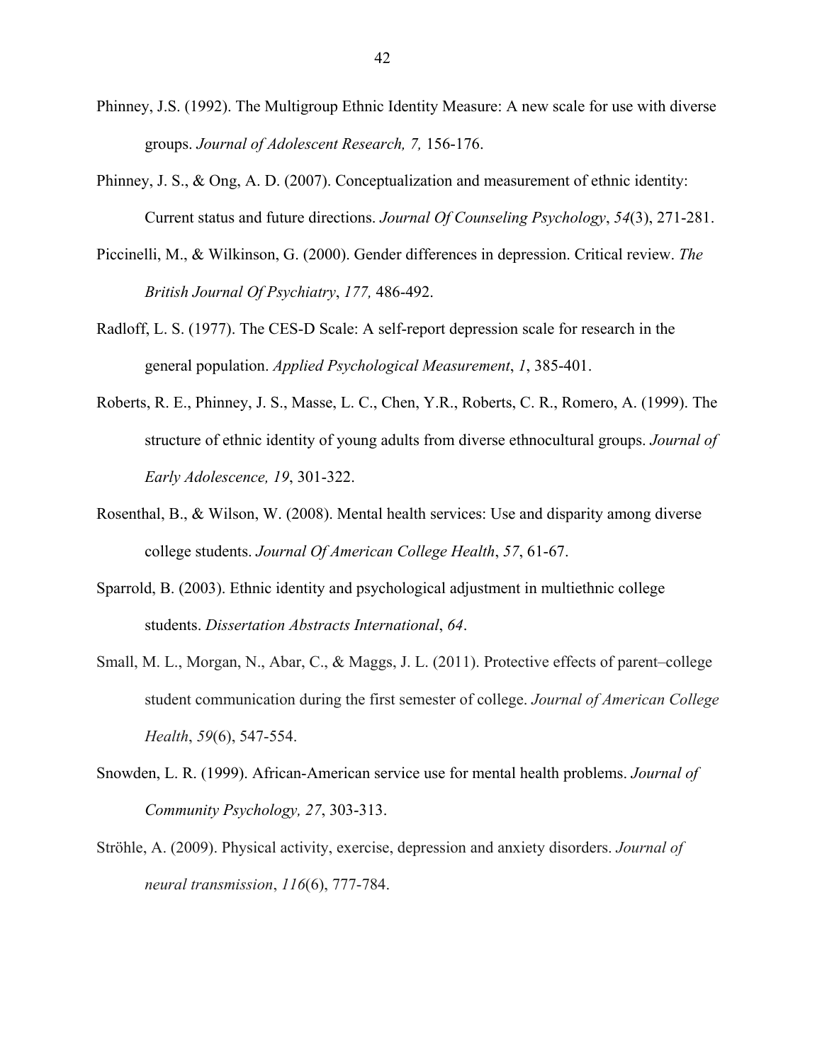Phinney, J.S. (1992). The Multigroup Ethnic Identity Measure: A new scale for use with diverse groups. *Journal of Adolescent Research, 7,* 156-176.

Phinney, J. S., & Ong, A. D. (2007). Conceptualization and measurement of ethnic identity: Current status and future directions. *Journal Of Counseling Psychology*, *54*(3), 271-281.

Piccinelli, M., & Wilkinson, G. (2000). Gender differences in depression. Critical review. *The British Journal Of Psychiatry*, *177,* 486-492.

Radloff, L. S. (1977). The CES-D Scale: A self-report depression scale for research in the general population. *Applied Psychological Measurement*, *1*, 385-401.

Roberts, R. E., Phinney, J. S., Masse, L. C., Chen, Y.R., Roberts, C. R., Romero, A. (1999). The structure of ethnic identity of young adults from diverse ethnocultural groups. *Journal of Early Adolescence, 19*, 301-322.

Rosenthal, B., & Wilson, W. (2008). Mental health services: Use and disparity among diverse college students. *Journal Of American College Health*, *57*, 61-67.

Sparrold, B. (2003). Ethnic identity and psychological adjustment in multiethnic college students. *Dissertation Abstracts International*, *64*.

Small, M. L., Morgan, N., Abar, C., & Maggs, J. L. (2011). Protective effects of parent–college student communication during the first semester of college. *Journal of American College Health*, *59*(6), 547-554.

Snowden, L. R. (1999). African-American service use for mental health problems. *Journal of Community Psychology, 27*, 303-313.

Ströhle, A. (2009). Physical activity, exercise, depression and anxiety disorders. *Journal of neural transmission*, *116*(6), 777-784.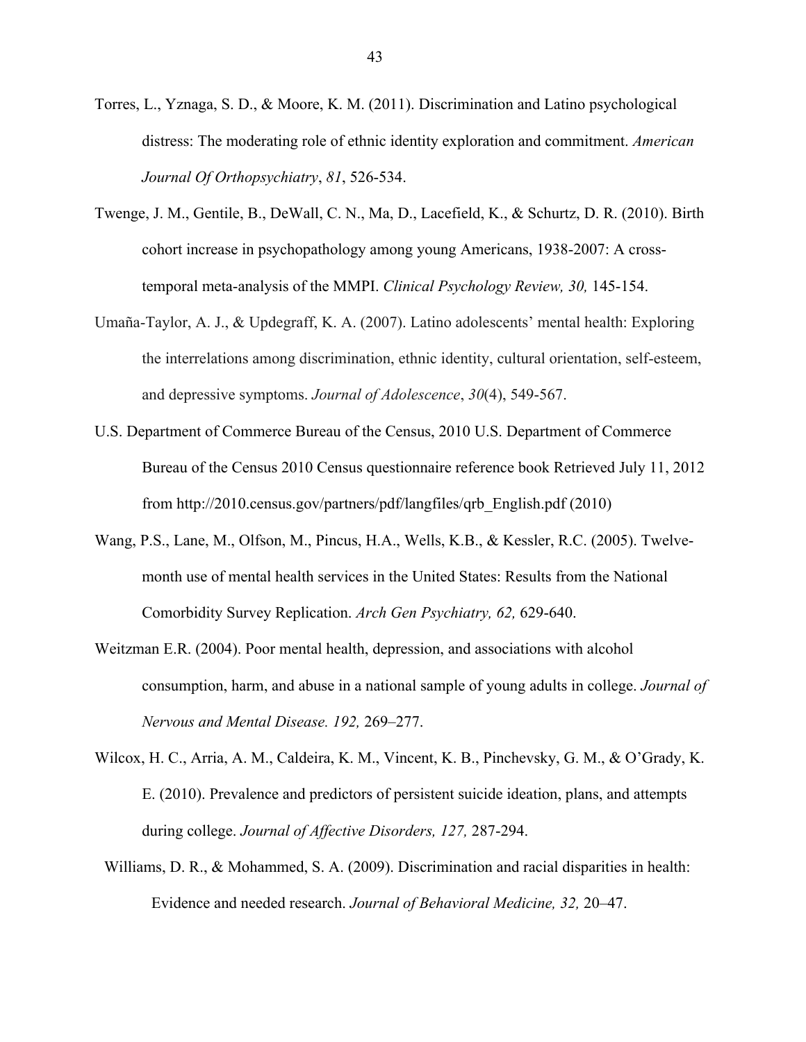Torres, L., Yznaga, S. D., & Moore, K. M. (2011). Discrimination and Latino psychological distress: The moderating role of ethnic identity exploration and commitment. *American Journal Of Orthopsychiatry*, *81*, 526-534.

Twenge, J. M., Gentile, B., DeWall, C. N., Ma, D., Lacefield, K., & Schurtz, D. R. (2010). Birth cohort increase in psychopathology among young Americans, 1938-2007: A cross-temporal meta-analysis of the MMPI. *Clinical Psychology Review, 30,* 145-154.

Umaña-Taylor, A. J., & Updegraff, K. A. (2007). Latino adolescents' mental health: Exploring the interrelations among discrimination, ethnic identity, cultural orientation, self-esteem, and depressive symptoms. *Journal of Adolescence*, *30*(4), 549-567.

U.S. Department of Commerce Bureau of the Census, 2010 U.S. Department of Commerce Bureau of the Census 2010 Census questionnaire reference book Retrieved July 11, 2012 from http://2010.census.gov/partners/pdf/langfiles/qrb_English.pdf (2010)

Wang, P.S., Lane, M., Olfson, M., Pincus, H.A., Wells, K.B., & Kessler, R.C. (2005). Twelve-month use of mental health services in the United States: Results from the National Comorbidity Survey Replication. *Arch Gen Psychiatry, 62,* 629-640.

Weitzman E.R. (2004). Poor mental health, depression, and associations with alcohol consumption, harm, and abuse in a national sample of young adults in college. *Journal of Nervous and Mental Disease. 192,* 269–277.

Wilcox, H. C., Arria, A. M., Caldeira, K. M., Vincent, K. B., Pinchevsky, G. M., & O'Grady, K. E. (2010). Prevalence and predictors of persistent suicide ideation, plans, and attempts during college. *Journal of Affective Disorders, 127,* 287-294.

Williams, D. R., & Mohammed, S. A. (2009). Discrimination and racial disparities in health: Evidence and needed research. *Journal of Behavioral Medicine, 32,* 20–47.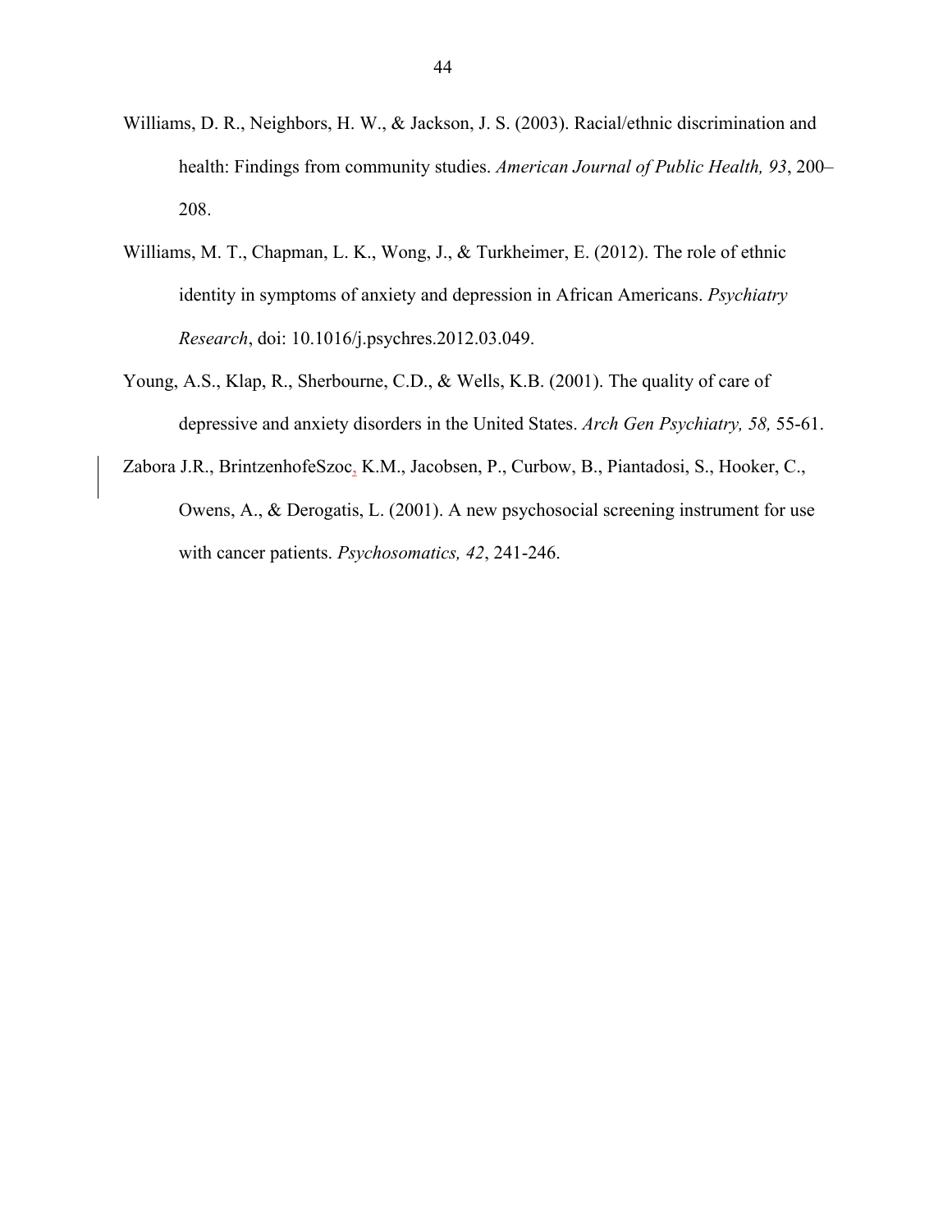Williams, D. R., Neighbors, H. W., & Jackson, J. S. (2003). Racial/ethnic discrimination and health: Findings from community studies. *American Journal of Public Health, 93*, 200–208.

Williams, M. T., Chapman, L. K., Wong, J., & Turkheimer, E. (2012). The role of ethnic identity in symptoms of anxiety and depression in African Americans. *Psychiatry Research*, doi: 10.1016/j.psychres.2012.03.049.

Young, A.S., Klap, R., Sherbourne, C.D., & Wells, K.B. (2001). The quality of care of depressive and anxiety disorders in the United States. *Arch Gen Psychiatry, 58,* 55-61.

Zabora J.R., BrintzenhofeSzoc, K.M., Jacobsen, P., Curbow, B., Piantadosi, S., Hooker, C., Owens, A., & Derogatis, L. (2001). A new psychosocial screening instrument for use with cancer patients. *Psychosomatics, 42*, 241-246.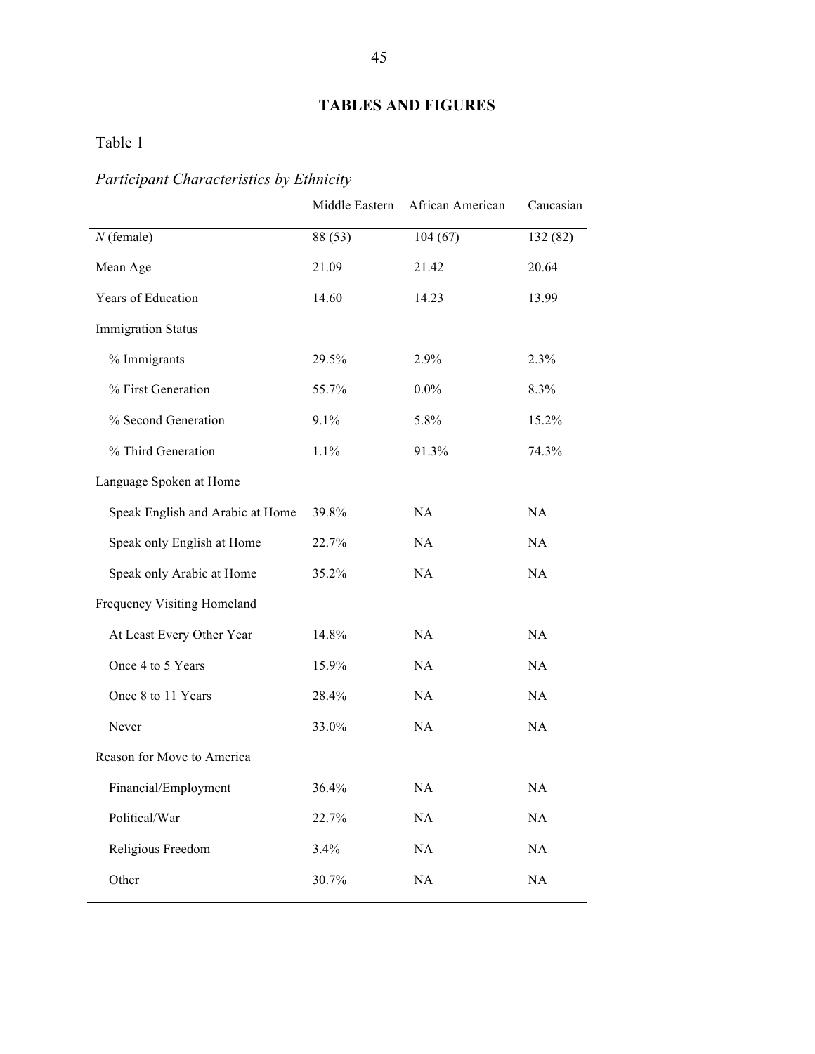## TABLES AND FIGURES

Table 1

*Participant Characteristics by Ethnicity*

| | Middle Eastern | African American | Caucasian |
|---|---|---|---|
| *N* (female) | 88 (53) | 104 (67) | 132 (82) |
| Mean Age | 21.09 | 21.42 | 20.64 |
| Years of Education | 14.60 | 14.23 | 13.99 |
| Immigration Status | | | |
| % Immigrants | 29.5% | 2.9% | 2.3% |
| % First Generation | 55.7% | 0.0% | 8.3% |
| % Second Generation | 9.1% | 5.8% | 15.2% |
| % Third Generation | 1.1% | 91.3% | 74.3% |
| Language Spoken at Home | | | |
| Speak English and Arabic at Home | 39.8% | NA | NA |
| Speak only English at Home | 22.7% | NA | NA |
| Speak only Arabic at Home | 35.2% | NA | NA |
| Frequency Visiting Homeland | | | |
| At Least Every Other Year | 14.8% | NA | NA |
| Once 4 to 5 Years | 15.9% | NA | NA |
| Once 8 to 11 Years | 28.4% | NA | NA |
| Never | 33.0% | NA | NA |
| Reason for Move to America | | | |
| Financial/Employment | 36.4% | NA | NA |
| Political/War | 22.7% | NA | NA |
| Religious Freedom | 3.4% | NA | NA |
| Other | 30.7% | NA | NA |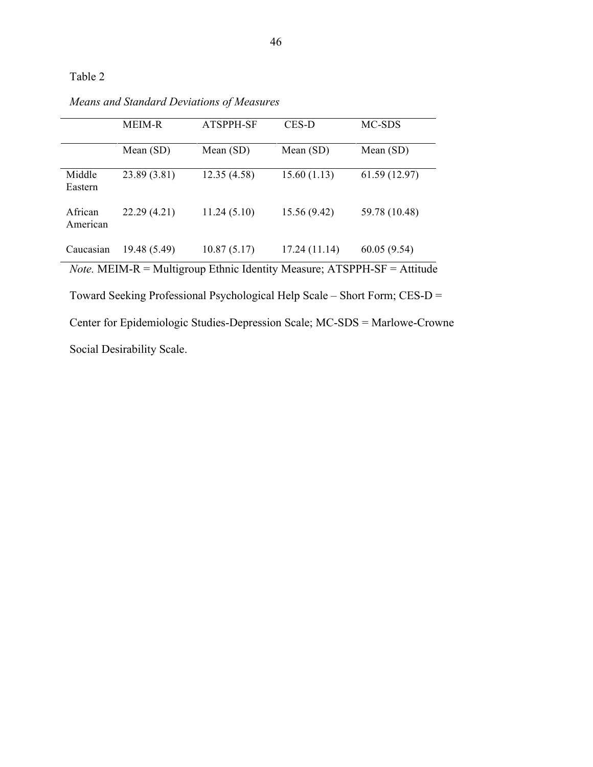Table 2

*Means and Standard Deviations of Measures*

| | MEIM-R | ATSPPH-SF | CES-D | MC-SDS |
|---|---|---|---|---|
| | Mean (SD) | Mean (SD) | Mean (SD) | Mean (SD) |
| Middle Eastern | 23.89 (3.81) | 12.35 (4.58) | 15.60 (1.13) | 61.59 (12.97) |
| African American | 22.29 (4.21) | 11.24 (5.10) | 15.56 (9.42) | 59.78 (10.48) |
| Caucasian | 19.48 (5.49) | 10.87 (5.17) | 17.24 (11.14) | 60.05 (9.54) |

*Note.* MEIM-R = Multigroup Ethnic Identity Measure; ATSPPH-SF = Attitude Toward Seeking Professional Psychological Help Scale – Short Form; CES-D = Center for Epidemiologic Studies-Depression Scale; MC-SDS = Marlowe-Crowne Social Desirability Scale.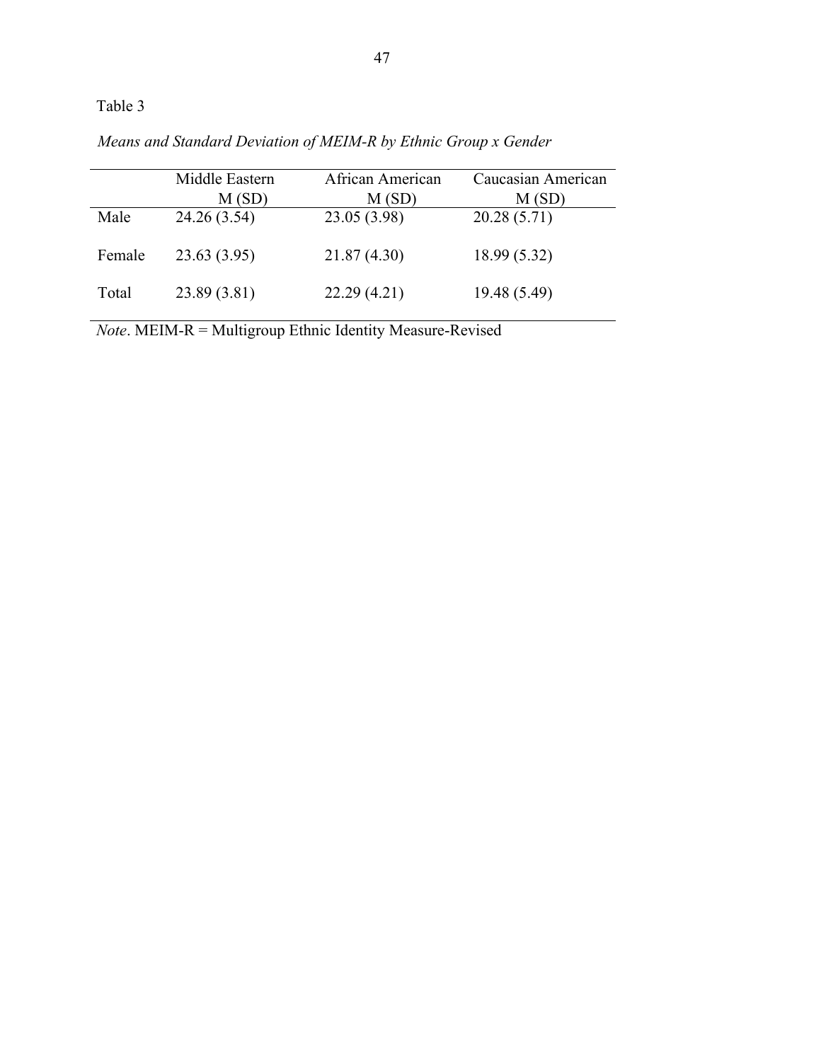Table 3

*Means and Standard Deviation of MEIM-R by Ethnic Group x Gender*

| | Middle Eastern M (SD) | African American M (SD) | Caucasian American M (SD) |
|---|---|---|---|
| Male | 24.26 (3.54) | 23.05 (3.98) | 20.28 (5.71) |
| Female | 23.63 (3.95) | 21.87 (4.30) | 18.99 (5.32) |
| Total | 23.89 (3.81) | 22.29 (4.21) | 19.48 (5.49) |

*Note*. MEIM-R = Multigroup Ethnic Identity Measure-Revised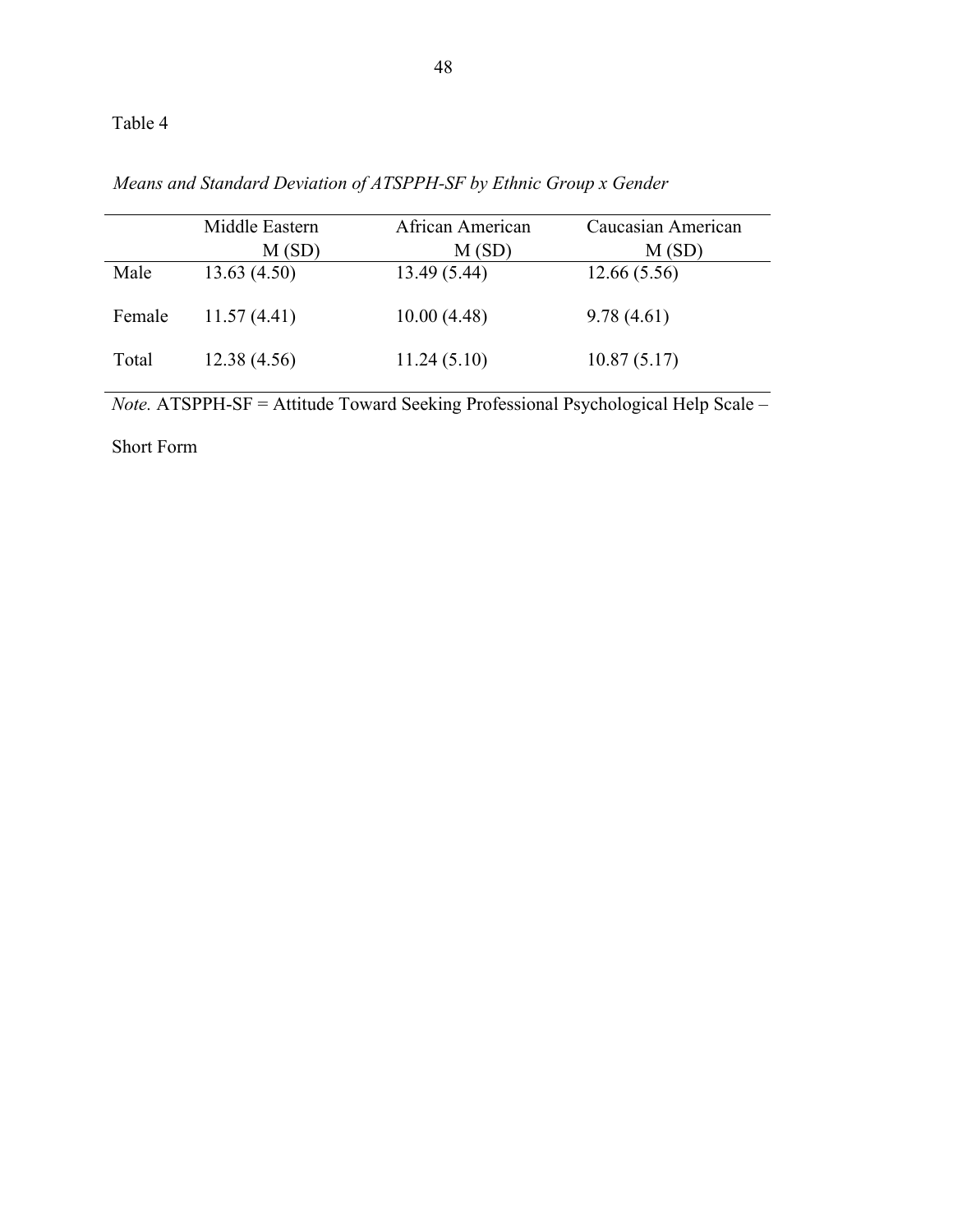Table 4

*Means and Standard Deviation of ATSPPH-SF by Ethnic Group x Gender*

| | Middle Eastern M (SD) | African American M (SD) | Caucasian American M (SD) |
|---|---|---|---|
| Male | 13.63 (4.50) | 13.49 (5.44) | 12.66 (5.56) |
| Female | 11.57 (4.41) | 10.00 (4.48) | 9.78 (4.61) |
| Total | 12.38 (4.56) | 11.24 (5.10) | 10.87 (5.17) |

*Note.* ATSPPH-SF = Attitude Toward Seeking Professional Psychological Help Scale – Short Form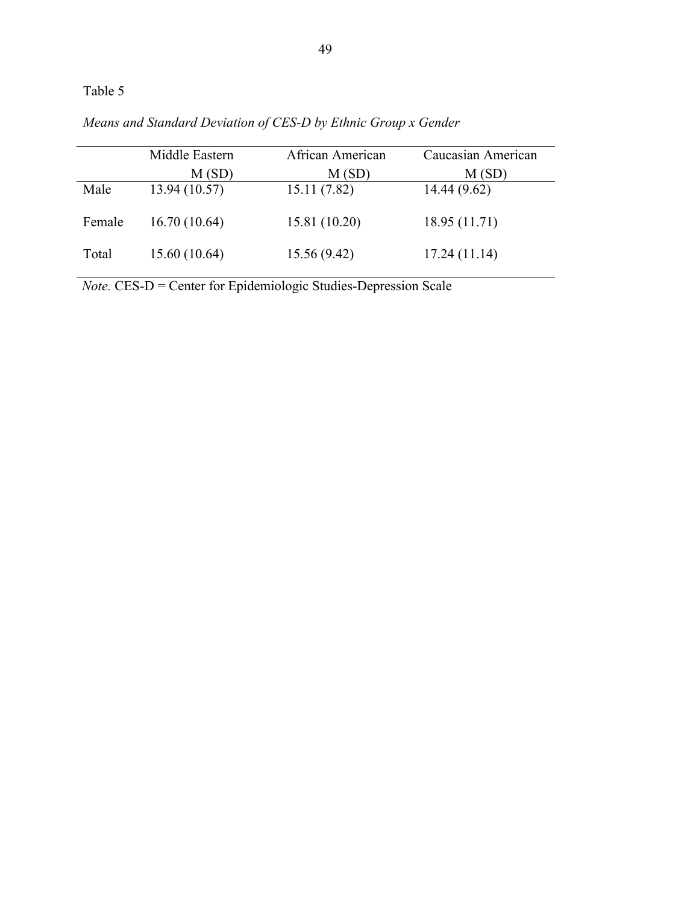Table 5

*Means and Standard Deviation of CES-D by Ethnic Group x Gender*

| | Middle Eastern M (SD) | African American M (SD) | Caucasian American M (SD) |
|---|---|---|---|
| Male | 13.94 (10.57) | 15.11 (7.82) | 14.44 (9.62) |
| Female | 16.70 (10.64) | 15.81 (10.20) | 18.95 (11.71) |
| Total | 15.60 (10.64) | 15.56 (9.42) | 17.24 (11.14) |

*Note.* CES-D = Center for Epidemiologic Studies-Depression Scale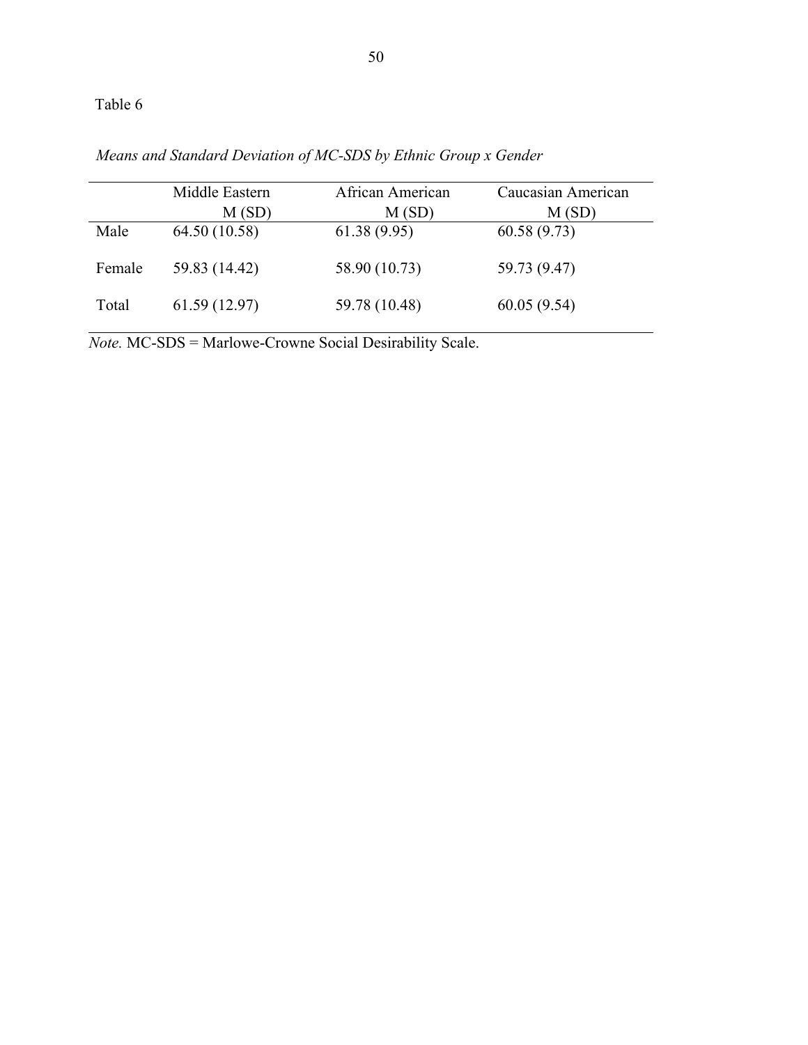Table 6

*Means and Standard Deviation of MC-SDS by Ethnic Group x Gender*

| | Middle Eastern<br>M (SD) | African American<br>M (SD) | Caucasian American<br>M (SD) |
|---|---|---|---|
| Male | 64.50 (10.58) | 61.38 (9.95) | 60.58 (9.73) |
| Female | 59.83 (14.42) | 58.90 (10.73) | 59.73 (9.47) |
| Total | 61.59 (12.97) | 59.78 (10.48) | 60.05 (9.54) |

*Note.* MC-SDS = Marlowe-Crowne Social Desirability Scale.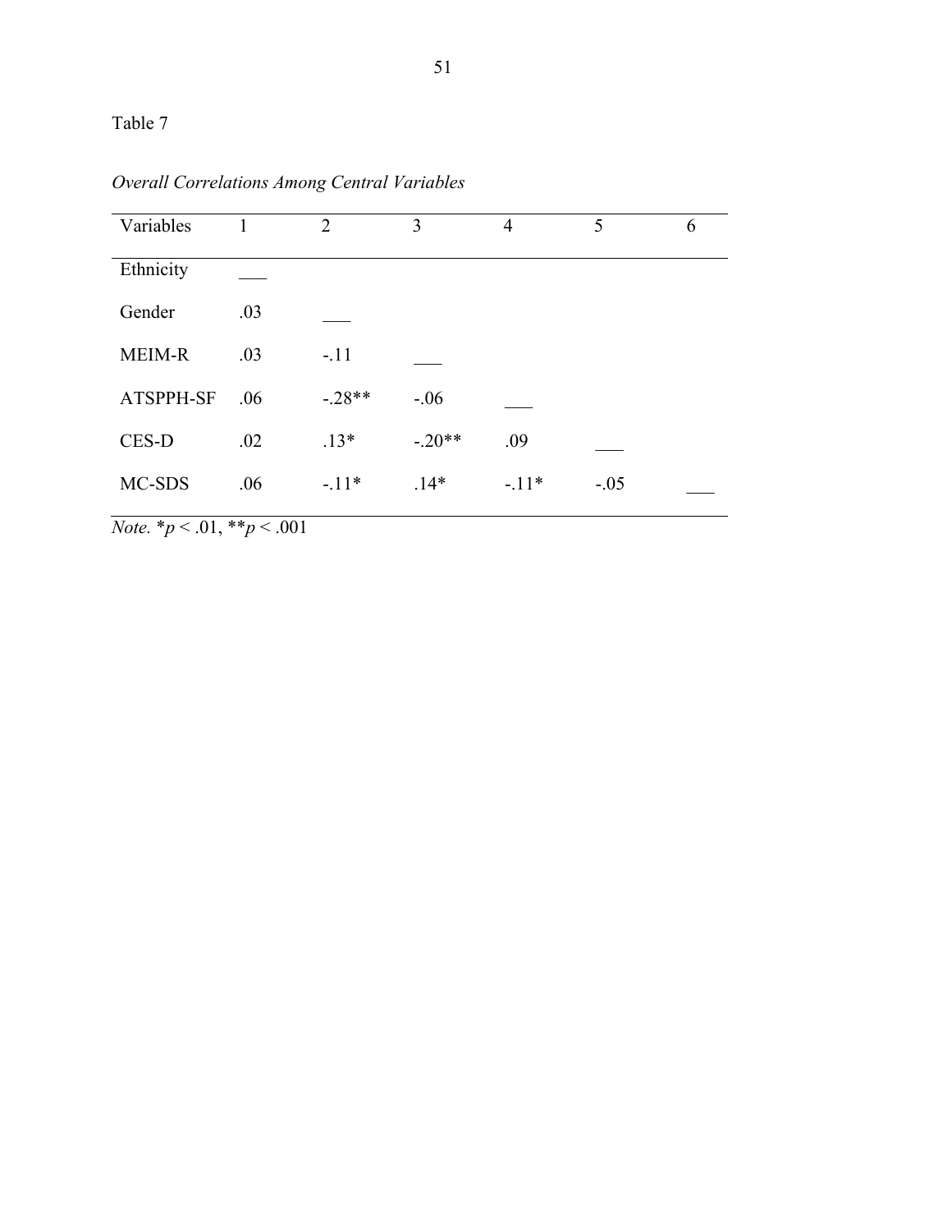Table 7

*Overall Correlations Among Central Variables*

| Variables | 1 | 2 | 3 | 4 | 5 | 6 |
|---|---|---|---|---|---|---|
| Ethnicity | ___ | | | | | |
| Gender | .03 | ___ | | | | |
| MEIM-R | .03 | -.11 | ___ | | | |
| ATSPPH-SF | .06 | -.28** | -.06 | ___ | | |
| CES-D | .02 | .13* | -.20** | .09 | ___ | |
| MC-SDS | .06 | -.11* | .14* | -.11* | -.05 | ___ |

*Note.* $*p < .01$, $**p < .001$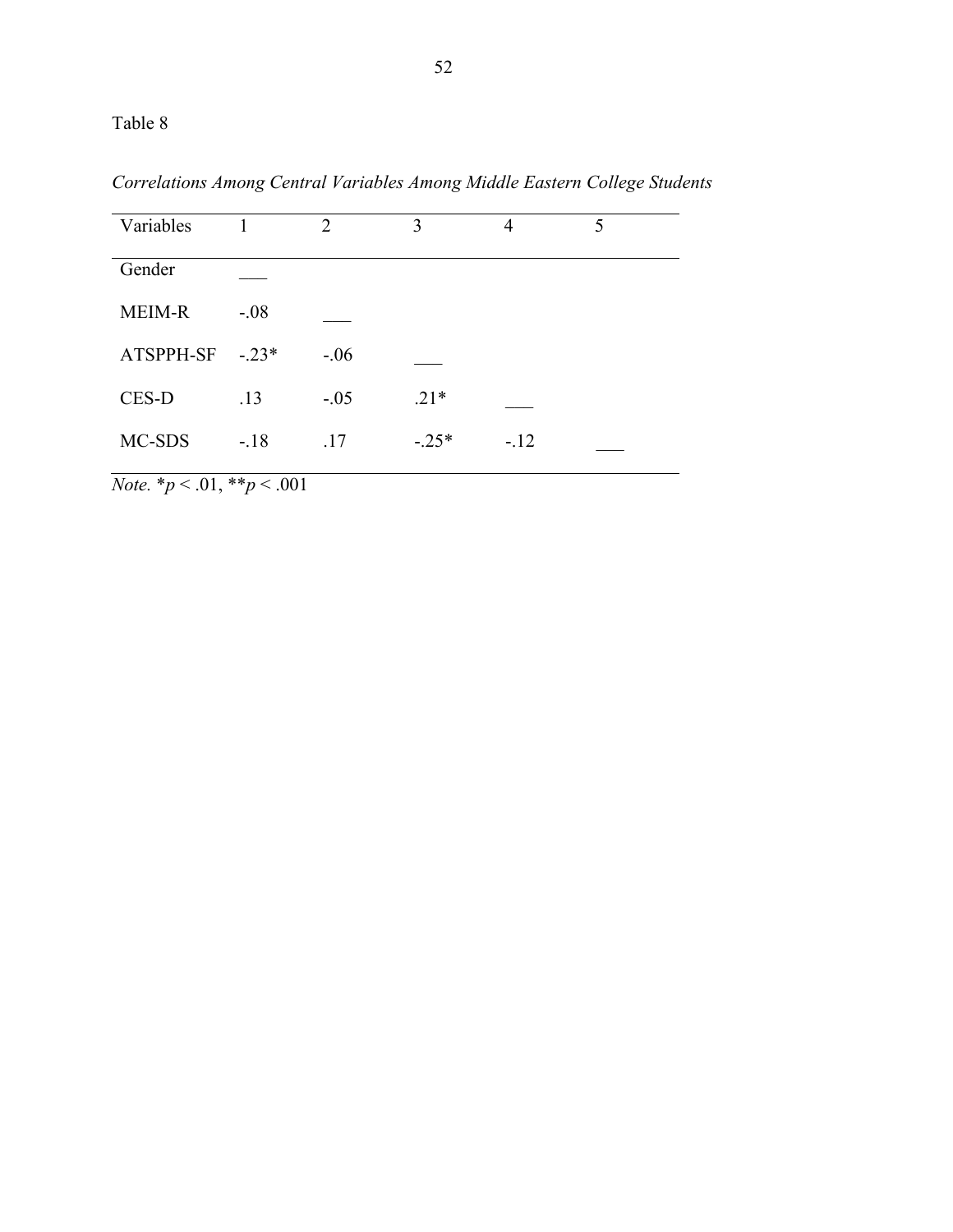Table 8

*Correlations Among Central Variables Among Middle Eastern College Students*

| Variables | 1 | 2 | 3 | 4 | 5 |
|---|---|---|---|---|---|
| Gender | ___ | | | | |
| MEIM-R | -.08 | ___ | | | |
| ATSPPH-SF | -.23* | -.06 | ___ | | |
| CES-D | .13 | -.05 | .21* | ___ | |
| MC-SDS | -.18 | .17 | -.25* | -.12 | ___ |

*Note.* * $p < .01$, ** $p < .001$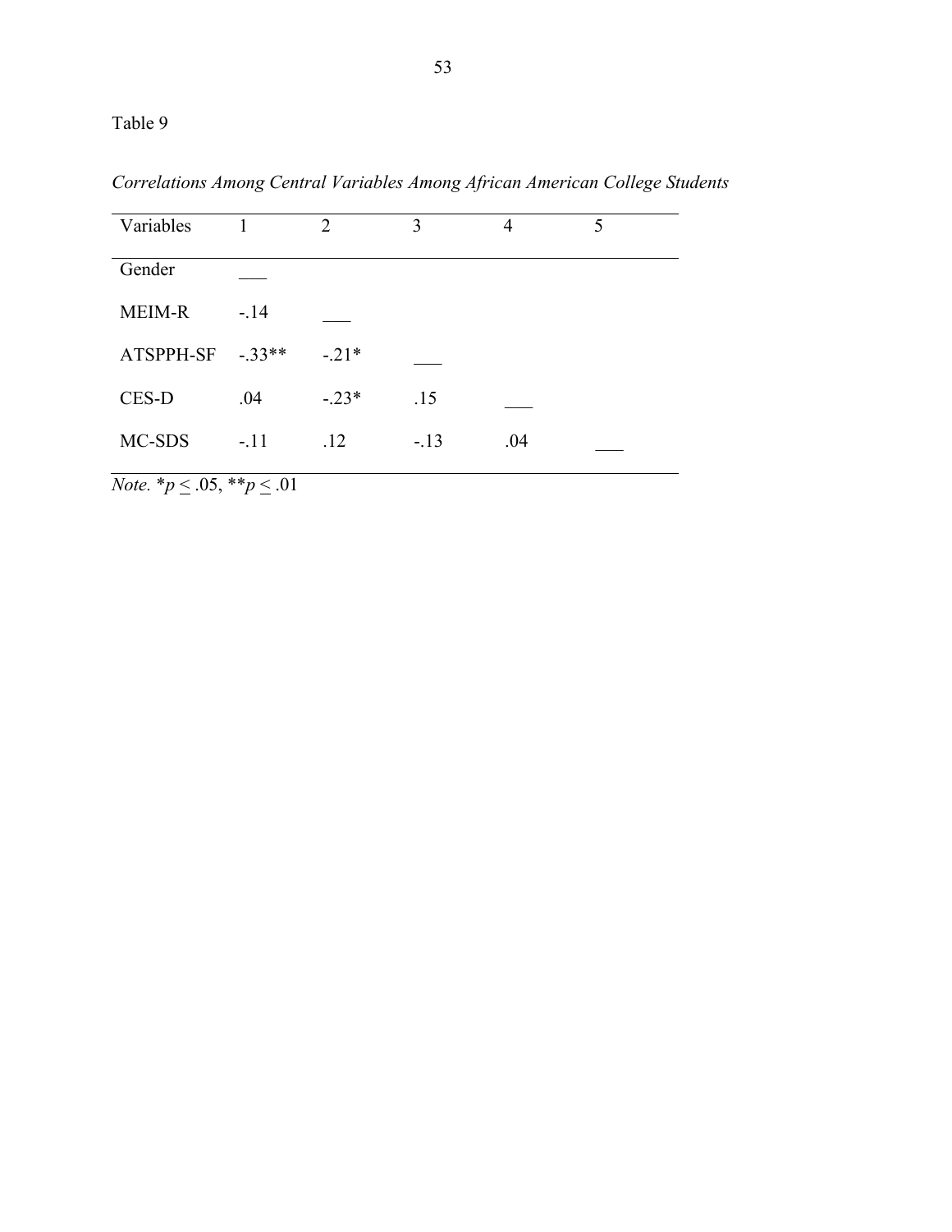Table 9

*Correlations Among Central Variables Among African American College Students*

| Variables | 1 | 2 | 3 | 4 | 5 |
|---|---|---|---|---|---|
| Gender | ___ | | | | |
| MEIM-R | -.14 | ___ | | | |
| ATSPPH-SF | -.33** | -.21* | ___ | | |
| CES-D | .04 | -.23* | .15 | ___ | |
| MC-SDS | -.11 | .12 | -.13 | .04 | ___ |

*Note.* *$p \leq .05$, **$p \leq .01$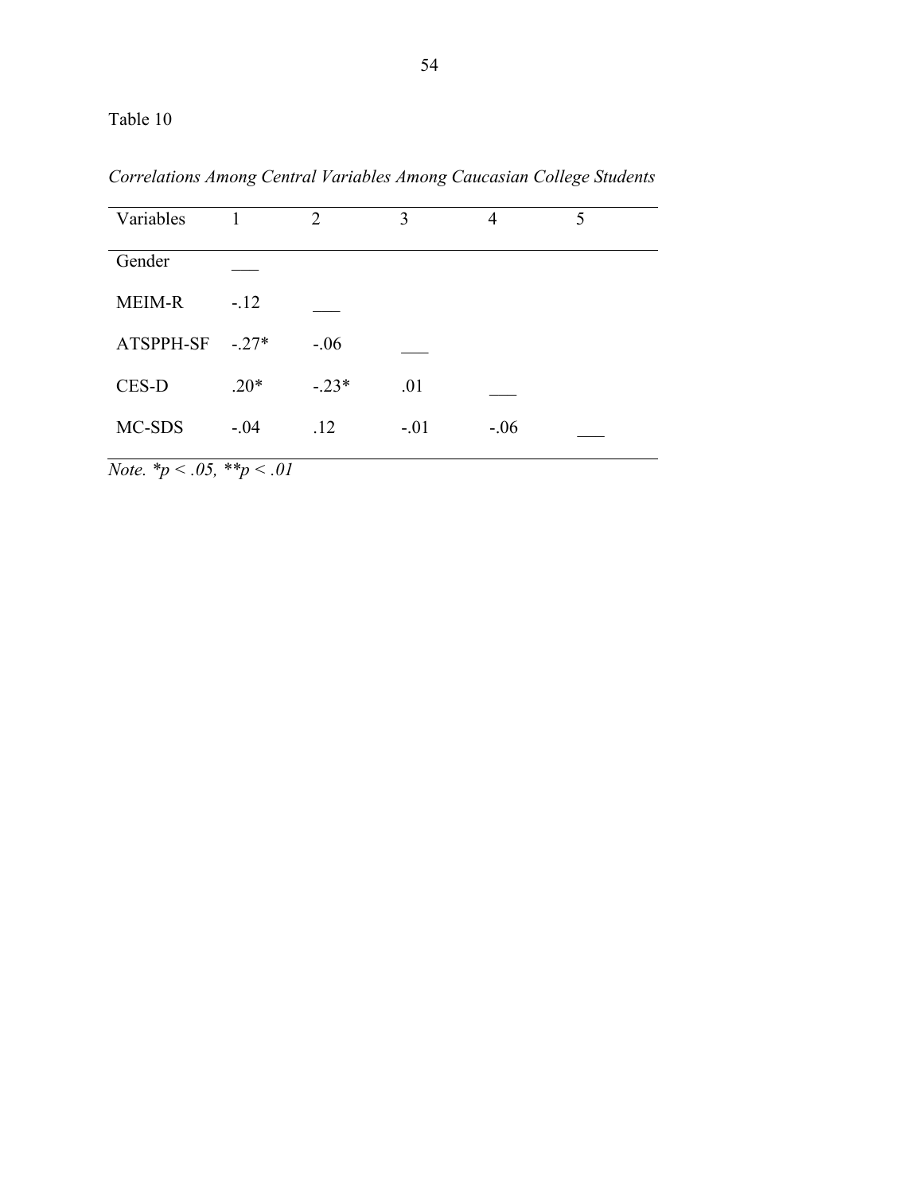Table 10

*Correlations Among Central Variables Among Caucasian College Students*

| Variables | 1 | 2 | 3 | 4 | 5 |
|---|---|---|---|---|---|
| Gender | ___ | | | | |
| MEIM-R | -.12 | ___ | | | |
| ATSPPH-SF | -.27* | -.06 | ___ | | |
| CES-D | .20* | -.23* | .01 | ___ | |
| MC-SDS | -.04 | .12 | -.01 | -.06 | ___ |

*Note.* *$p < .05$, **$p < .01$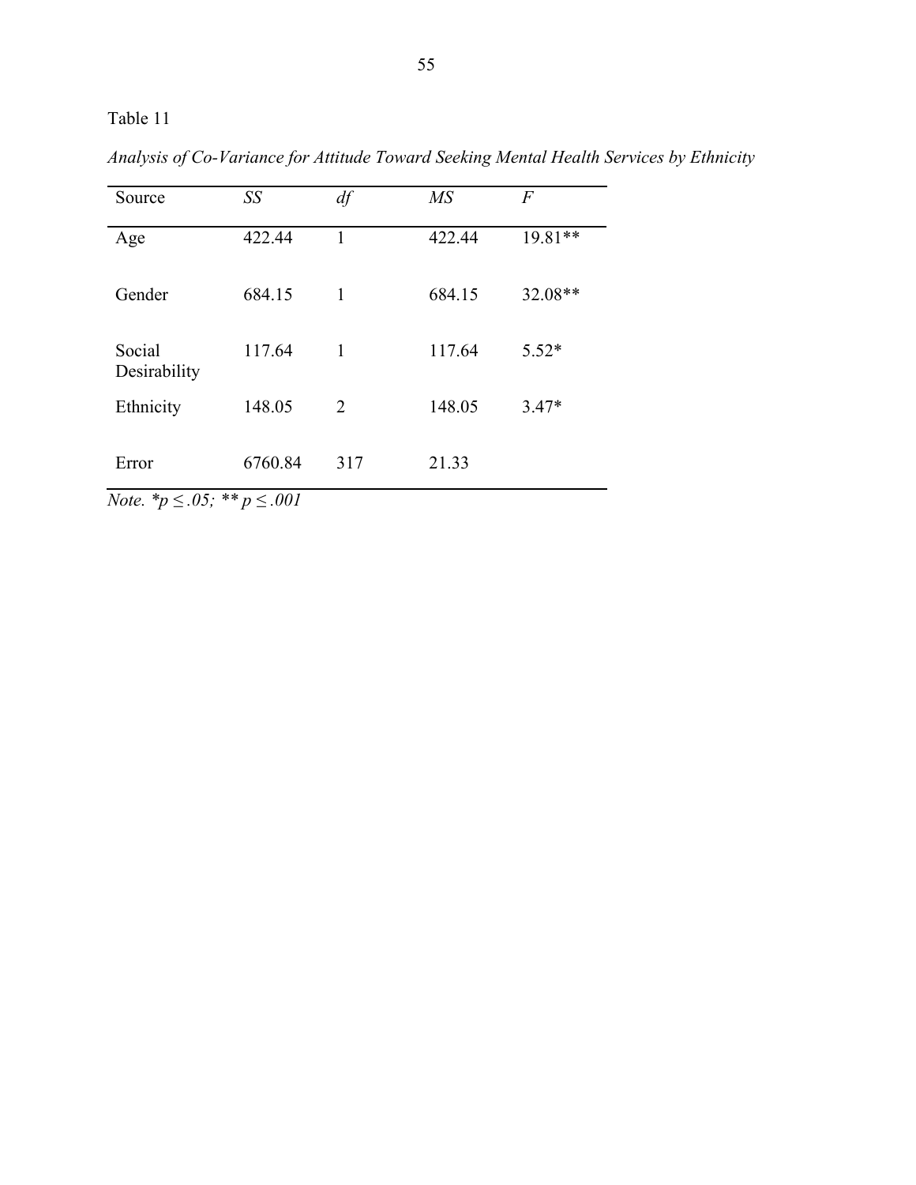Table 11

*Analysis of Co-Variance for Attitude Toward Seeking Mental Health Services by Ethnicity*

| Source | *SS* | *df* | *MS* | *F* |
|---|---|---|---|---|
| Age | 422.44 | 1 | 422.44 | 19.81** |
| Gender | 684.15 | 1 | 684.15 | 32.08** |
| Social Desirability | 117.64 | 1 | 117.64 | 5.52* |
| Ethnicity | 148.05 | 2 | 148.05 | 3.47* |
| Error | 6760.84 | 317 | 21.33 | |

*Note.* *$p \leq .05$; ** $p \leq .001$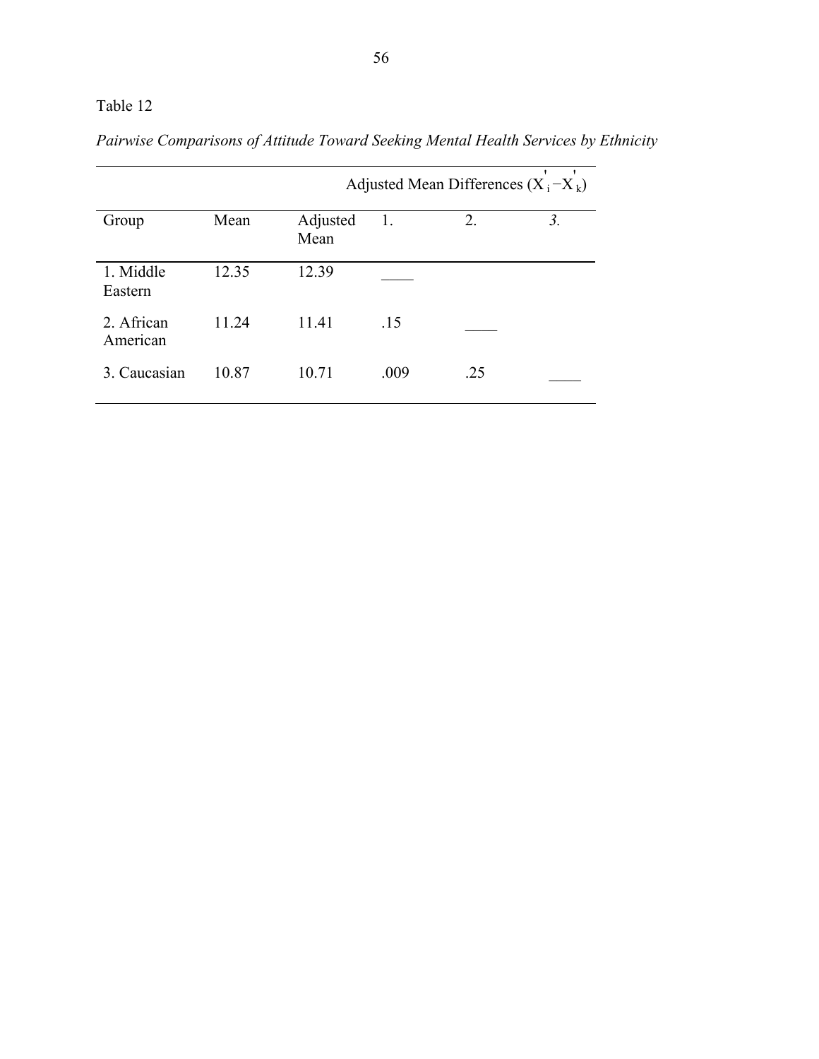Table 12

*Pairwise Comparisons of Attitude Toward Seeking Mental Health Services by Ethnicity*

| | | | Adjusted Mean Differences ($X'_i - X'_k$) | | |
|---|---|---|---|---|---|
| Group | Mean | Adjusted Mean | 1. | 2. | *3.* |
| 1. Middle Eastern | 12.35 | 12.39 | ____ | | |
| 2. African American | 11.24 | 11.41 | .15 | ____ | |
| 3. Caucasian | 10.87 | 10.71 | .009 | .25 | ____ |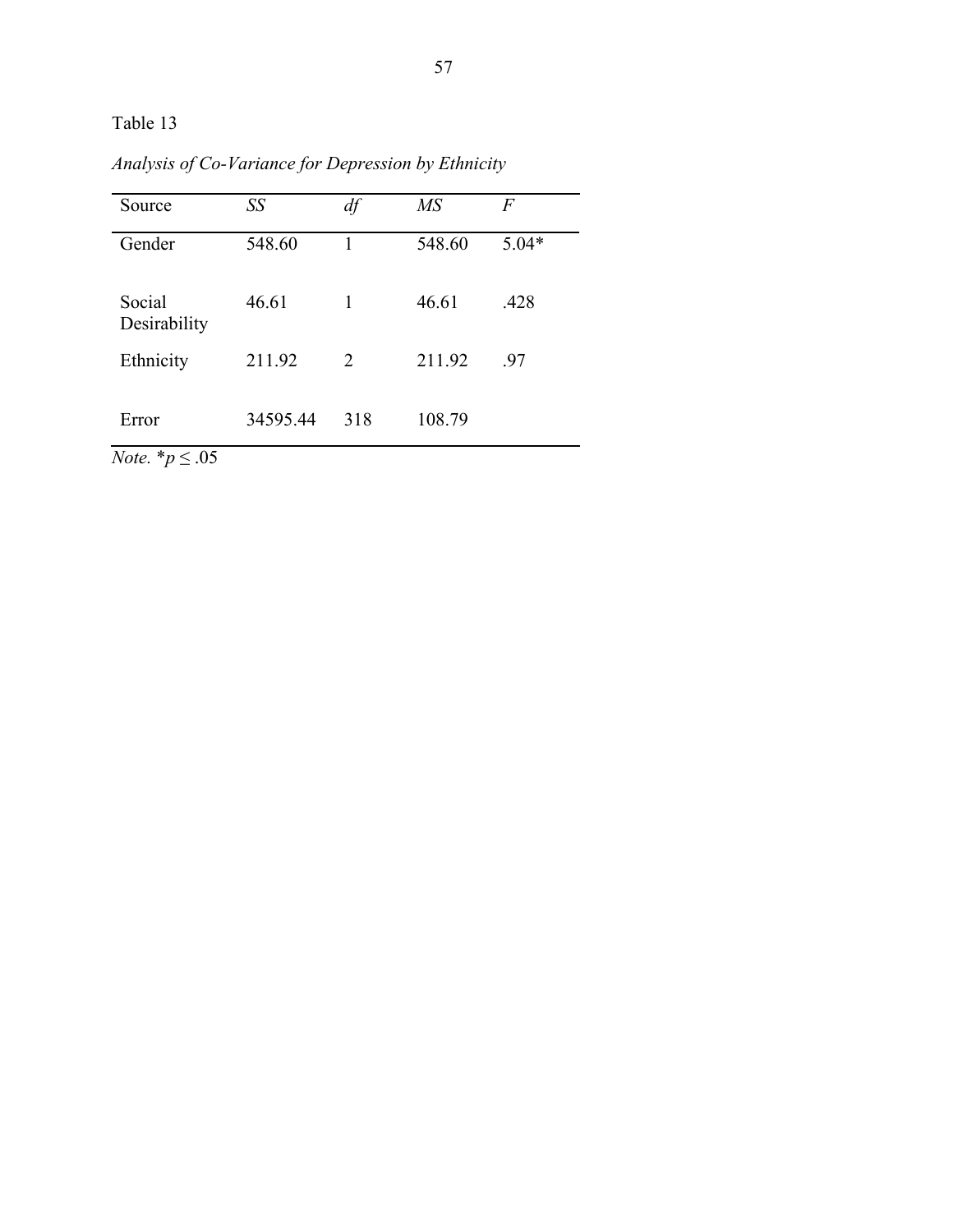Table 13

*Analysis of Co-Variance for Depression by Ethnicity*

| Source | *SS* | *df* | *MS* | *F* |
|---|---|---|---|---|
| Gender | 548.60 | 1 | 548.60 | 5.04* |
| Social Desirability | 46.61 | 1 | 46.61 | .428 |
| Ethnicity | 211.92 | 2 | 211.92 | .97 |
| Error | 34595.44 | 318 | 108.79 | |

*Note.* *$p \leq .05$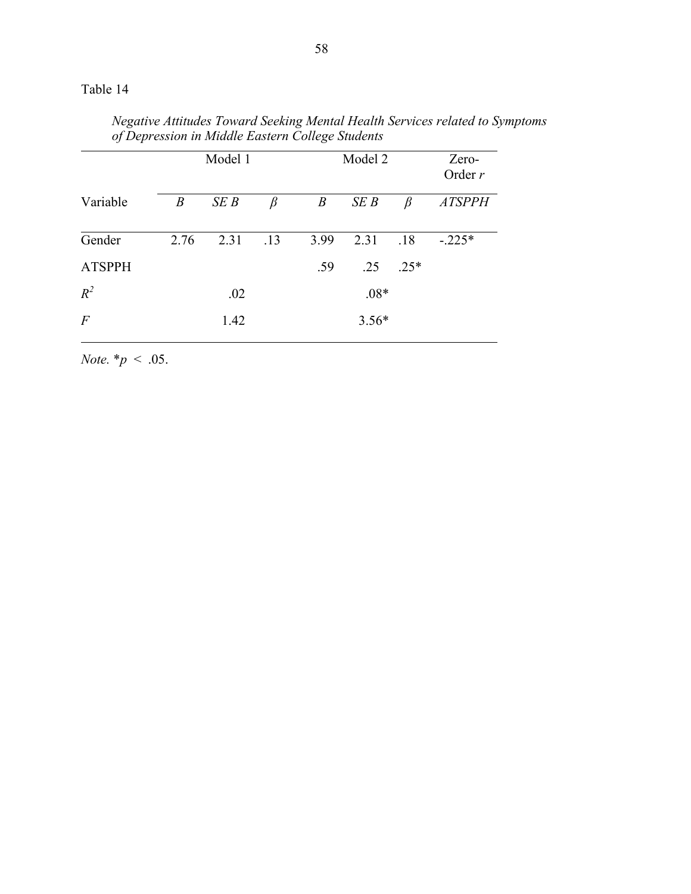Table 14

*Negative Attitudes Toward Seeking Mental Health Services related to Symptoms of Depression in Middle Eastern College Students*

| | Model 1 | | | Model 2 | | | Zero-Order *r* |
|---|---|---|---|---|---|---|---|
| Variable | *B* | *SE B* | *β* | *B* | *SE B* | *β* | *ATSPPH* |
| Gender | 2.76 | 2.31 | .13 | 3.99 | 2.31 | .18 | -.225* |
| ATSPPH | | | | .59 | .25 | .25* | |
| $R^2$ | | .02 | | | .08* | | |
| *F* | | 1.42 | | | 3.56* | | |

*Note.* *$p < .05$.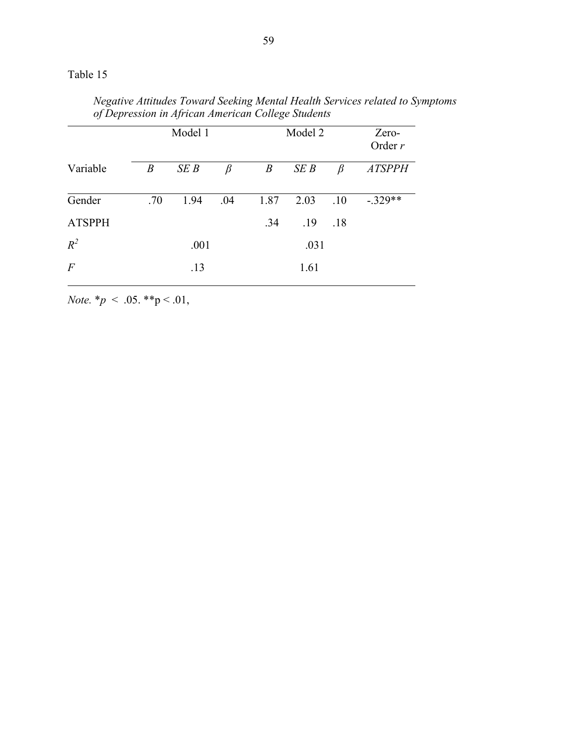Table 15

*Negative Attitudes Toward Seeking Mental Health Services related to Symptoms of Depression in African American College Students*

| | Model 1 | | | Model 2 | | | Zero-Order *r* |
|---|---|---|---|---|---|---|---|
| Variable | *B* | *SE B* | *β* | *B* | *SE B* | *β* | *ATSPPH* |
| Gender | .70 | 1.94 | .04 | 1.87 | 2.03 | .10 | -.329** |
| ATSPPH | | | | .34 | .19 | .18 | |
| $R^2$ | | .001 | | | .031 | | |
| *F* | | .13 | | | 1.61 | | |

*Note.* *$p < .05$. **$p < .01$,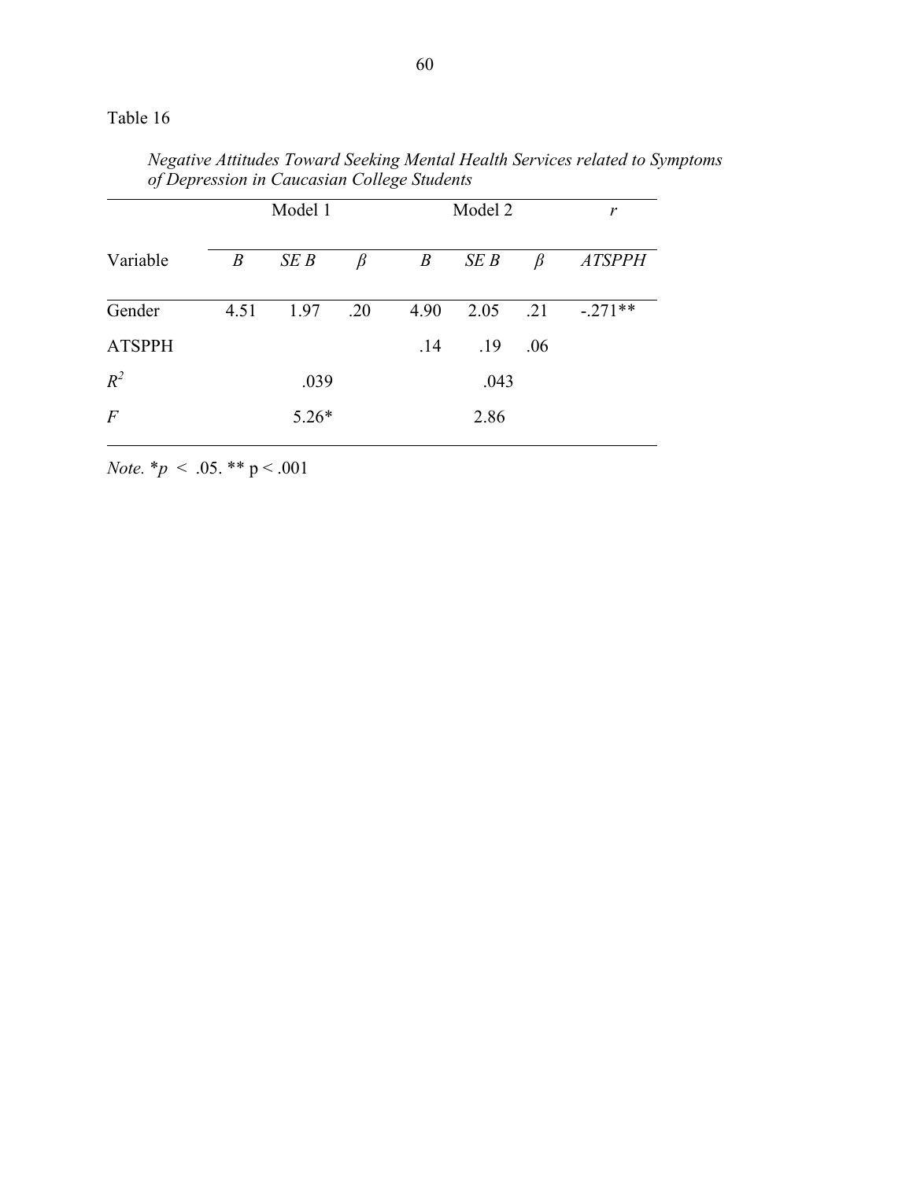Table 16

*Negative Attitudes Toward Seeking Mental Health Services related to Symptoms of Depression in Caucasian College Students*

| | Model 1 | | | Model 2 | | | $r$ |
|---|---|---|---|---|---|---|---|
| Variable | *B* | *SE B* | $\beta$ | *B* | *SE B* | $\beta$ | *ATSPPH* |
| Gender | 4.51 | 1.97 | .20 | 4.90 | 2.05 | .21 | -.271** |
| ATSPPH | | | | .14 | .19 | .06 | |
| $R^2$ | | .039 | | | .043 | | |
| *F* | | 5.26* | | | 2.86 | | |

*Note.* *$p < .05$. ** $p < .001$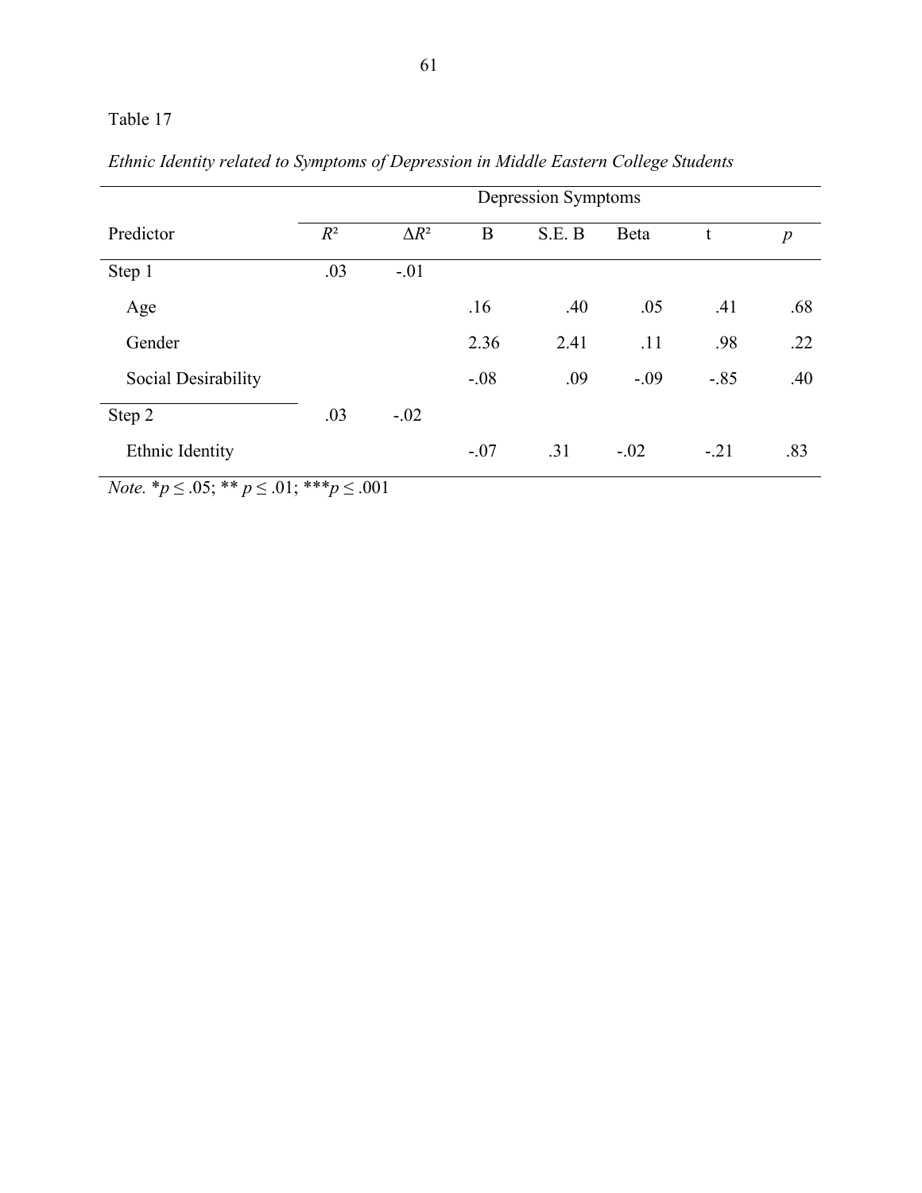Table 17

*Ethnic Identity related to Symptoms of Depression in Middle Eastern College Students*

| | Depression Symptoms | | | | | | |
|---|---|---|---|---|---|---|---|
| Predictor | $R^2$ | $\Delta R^2$ | B | S.E. B | Beta | t | *p* |
| Step 1 | .03 | -.01 | | | | | |
| Age | | | .16 | .40 | .05 | .41 | .68 |
| Gender | | | 2.36 | 2.41 | .11 | .98 | .22 |
| Social Desirability | | | -.08 | .09 | -.09 | -.85 | .40 |
| Step 2 | .03 | -.02 | | | | | |
| Ethnic Identity | | | -.07 | .31 | -.02 | -.21 | .83 |

*Note.* \*$p \leq .05$; \*\* $p \leq .01$; \*\*\*$p \leq .001$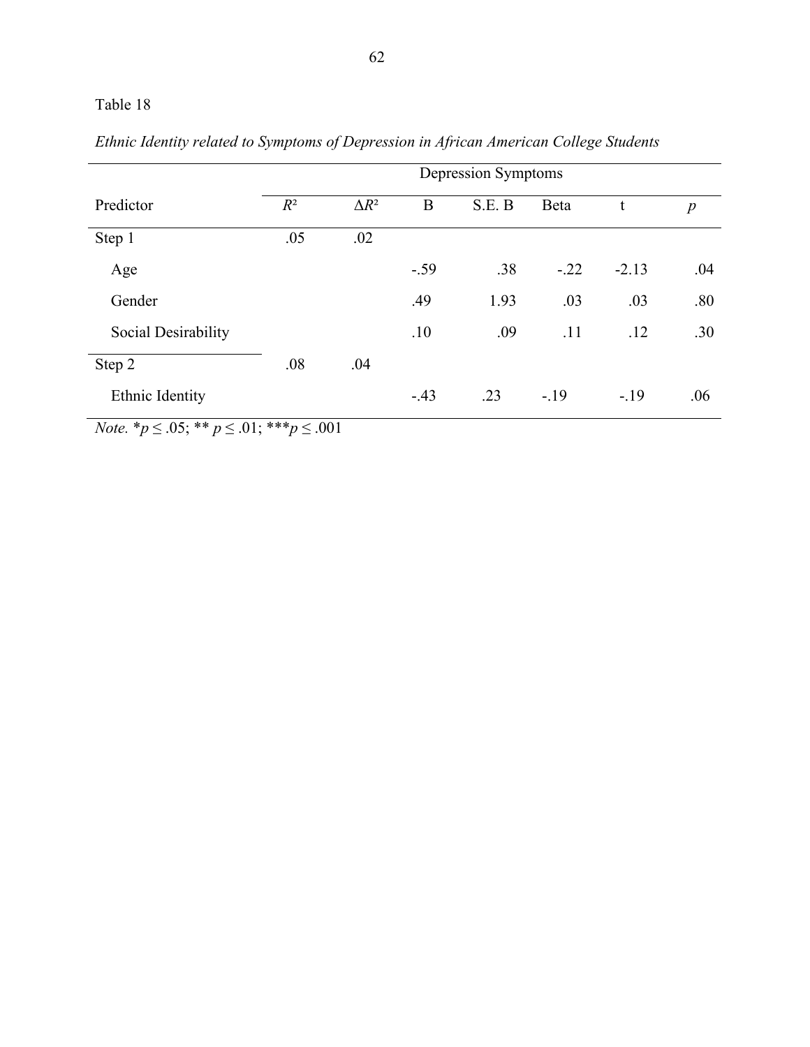Table 18

*Ethnic Identity related to Symptoms of Depression in African American College Students*

| | Depression Symptoms | | | | | | |
|---|---|---|---|---|---|---|---|
| Predictor | $R^2$ | $\Delta R^2$ | B | S.E. B | Beta | t | *p* |
| Step 1 | .05 | .02 | | | | | |
| Age | | | -.59 | .38 | -.22 | -2.13 | .04 |
| Gender | | | .49 | 1.93 | .03 | .03 | .80 |
| Social Desirability | | | .10 | .09 | .11 | .12 | .30 |
| Step 2 | .08 | .04 | | | | | |
| Ethnic Identity | | | -.43 | .23 | -.19 | -.19 | .06 |

*Note.* $*p \leq .05$; $** p \leq .01$; $***p \leq .001$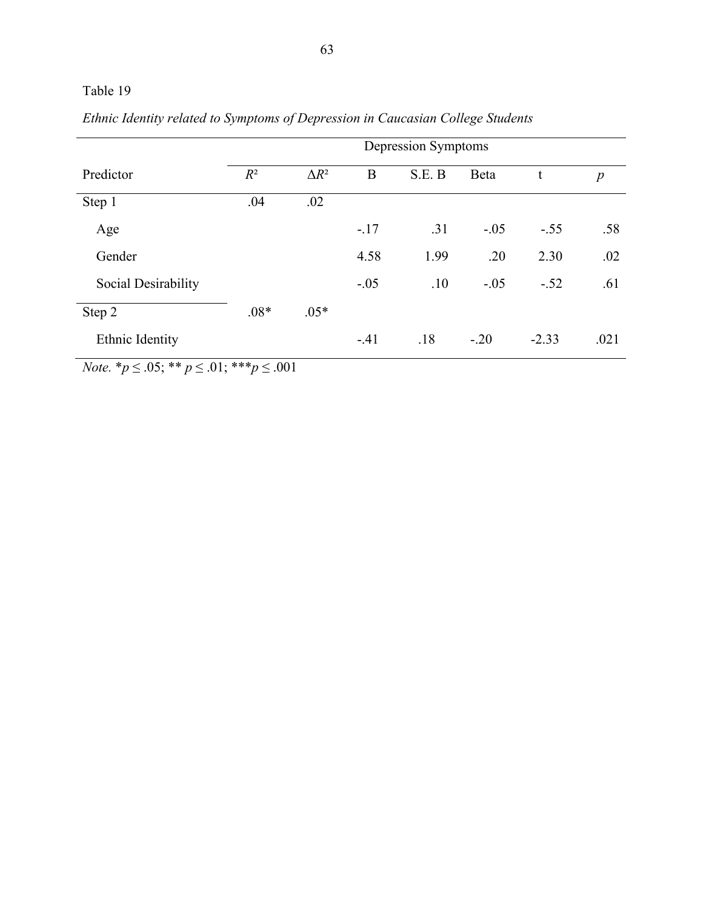Table 19

*Ethnic Identity related to Symptoms of Depression in Caucasian College Students*

| | Depression Symptoms | | | | | | |
|---|---|---|---|---|---|---|---|
| Predictor | $R^2$ | $\Delta R^2$ | B | S.E. B | Beta | t | $p$ |
| Step 1 | .04 | .02 | | | | | |
| Age | | | -.17 | .31 | -.05 | -.55 | .58 |
| Gender | | | 4.58 | 1.99 | .20 | 2.30 | .02 |
| Social Desirability | | | -.05 | .10 | -.05 | -.52 | .61 |
| Step 2 | .08* | .05* | | | | | |
| Ethnic Identity | | | -.41 | .18 | -.20 | -2.33 | .021 |

*Note.* *$p \leq .05$; ** $p \leq .01$; ***$p \leq .001$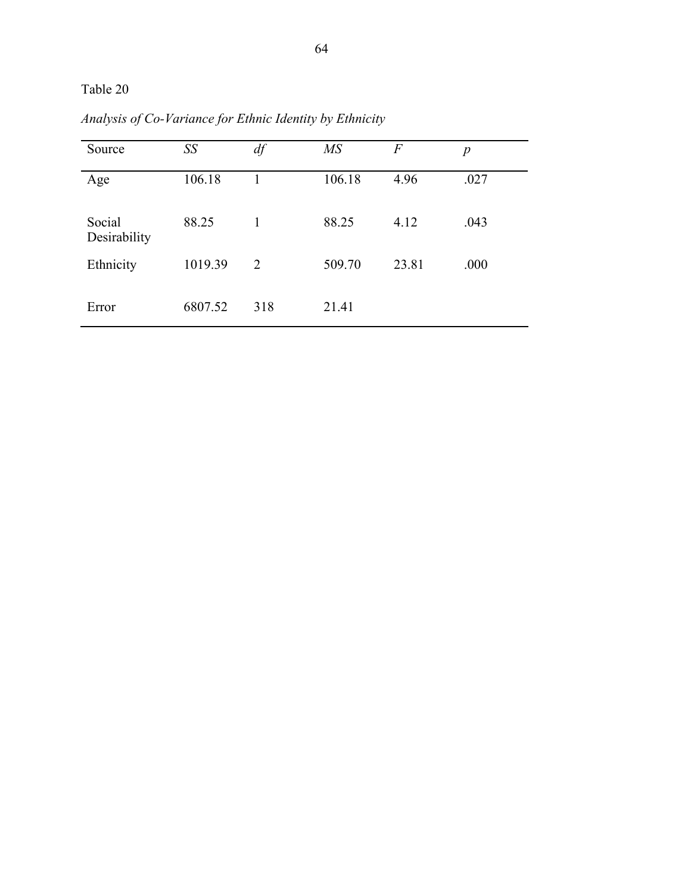Table 20

*Analysis of Co-Variance for Ethnic Identity by Ethnicity*

| Source | *SS* | *df* | *MS* | *F* | *p* |
|---|---|---|---|---|---|
| Age | 106.18 | 1 | 106.18 | 4.96 | .027 |
| Social Desirability | 88.25 | 1 | 88.25 | 4.12 | .043 |
| Ethnicity | 1019.39 | 2 | 509.70 | 23.81 | .000 |
| Error | 6807.52 | 318 | 21.41 | | |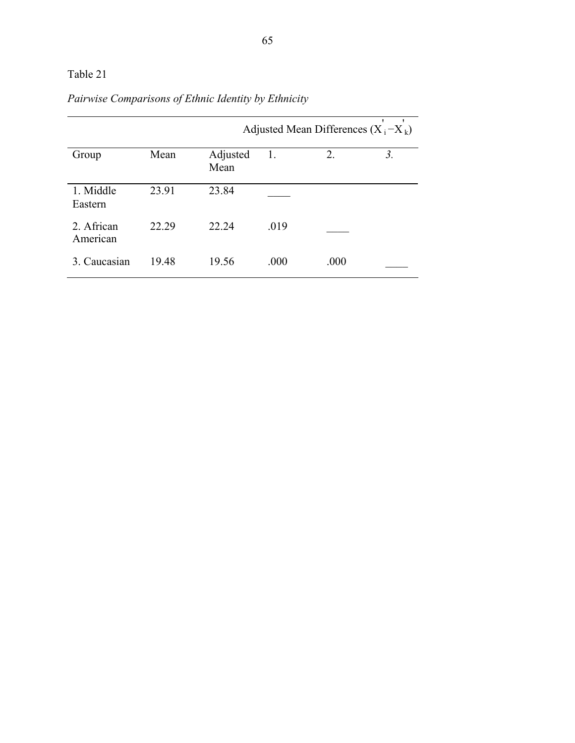Table 21

*Pairwise Comparisons of Ethnic Identity by Ethnicity*

| | | | Adjusted Mean Differences ($X'_i - X'_k$) | | |
|---|---|---|---|---|---|
| Group | Mean | Adjusted Mean | 1. | 2. | *3.* |
| 1. Middle Eastern | 23.91 | 23.84 | ____ | | |
| 2. African American | 22.29 | 22.24 | .019 | ____ | |
| 3. Caucasian | 19.48 | 19.56 | .000 | .000 | ____ |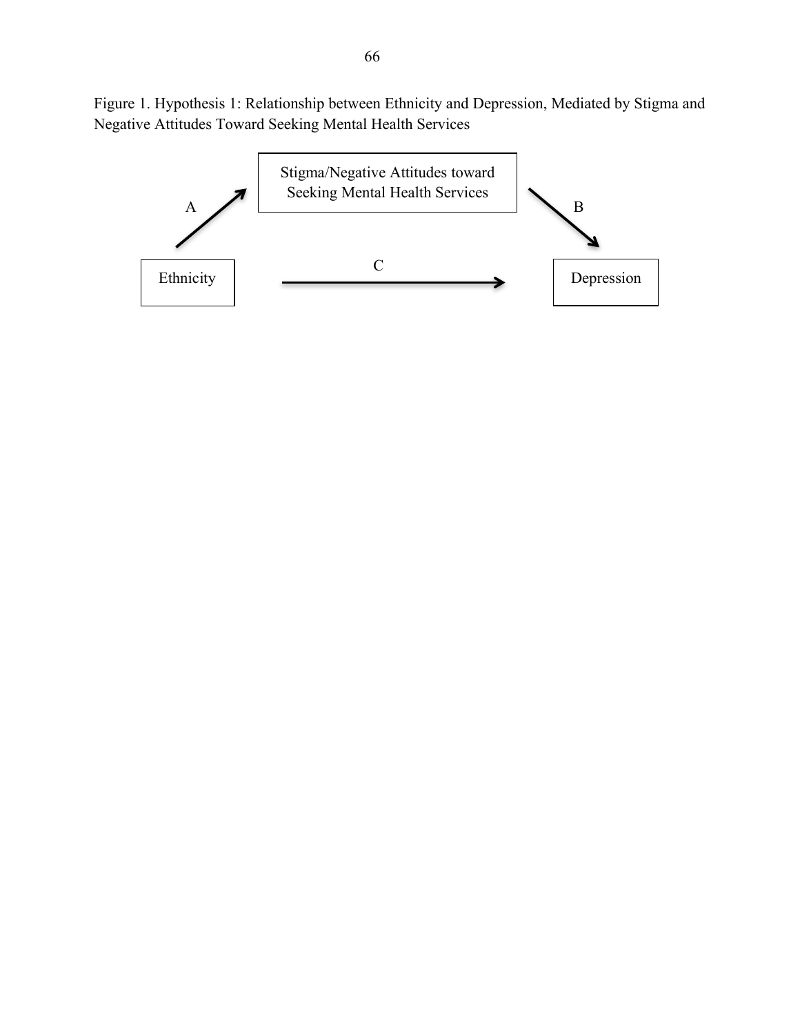Figure 1. Hypothesis 1: Relationship between Ethnicity and Depression, Mediated by Stigma and Negative Attitudes Toward Seeking Mental Health Services

Stigma/Negative Attitudes toward Seeking Mental Health Services

A

B

Ethnicity

C

Depression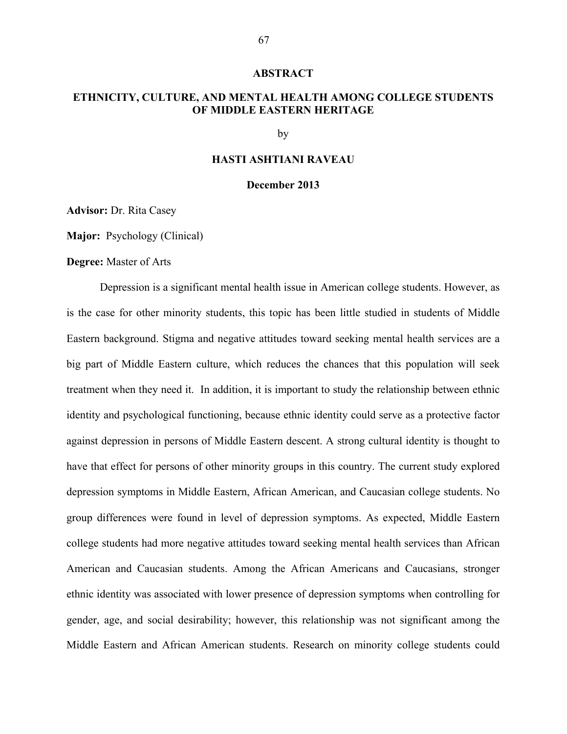# ABSTRACT

## ETHNICITY, CULTURE, AND MENTAL HEALTH AMONG COLLEGE STUDENTS OF MIDDLE EASTERN HERITAGE

by

**HASTI ASHTIANI RAVEAU**

**December 2013**

**Advisor:** Dr. Rita Casey

**Major:** Psychology (Clinical)

**Degree:** Master of Arts

Depression is a significant mental health issue in American college students. However, as is the case for other minority students, this topic has been little studied in students of Middle Eastern background. Stigma and negative attitudes toward seeking mental health services are a big part of Middle Eastern culture, which reduces the chances that this population will seek treatment when they need it. In addition, it is important to study the relationship between ethnic identity and psychological functioning, because ethnic identity could serve as a protective factor against depression in persons of Middle Eastern descent. A strong cultural identity is thought to have that effect for persons of other minority groups in this country. The current study explored depression symptoms in Middle Eastern, African American, and Caucasian college students. No group differences were found in level of depression symptoms. As expected, Middle Eastern college students had more negative attitudes toward seeking mental health services than African American and Caucasian students. Among the African Americans and Caucasians, stronger ethnic identity was associated with lower presence of depression symptoms when controlling for gender, age, and social desirability; however, this relationship was not significant among the Middle Eastern and African American students. Research on minority college students could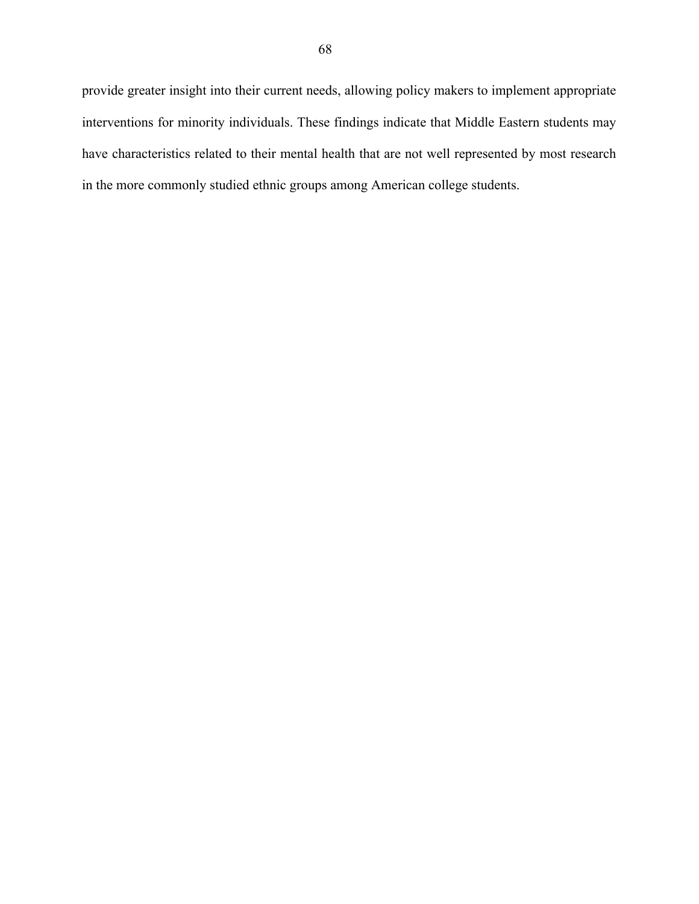provide greater insight into their current needs, allowing policy makers to implement appropriate interventions for minority individuals. These findings indicate that Middle Eastern students may have characteristics related to their mental health that are not well represented by most research in the more commonly studied ethnic groups among American college students.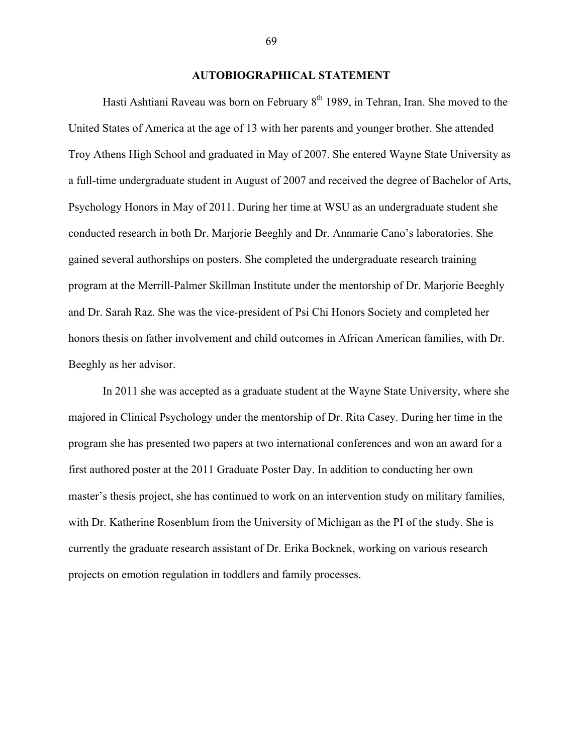# AUTOBIOGRAPHICAL STATEMENT

Hasti Ashtiani Raveau was born on February 8th 1989, in Tehran, Iran. She moved to the United States of America at the age of 13 with her parents and younger brother. She attended Troy Athens High School and graduated in May of 2007. She entered Wayne State University as a full-time undergraduate student in August of 2007 and received the degree of Bachelor of Arts, Psychology Honors in May of 2011. During her time at WSU as an undergraduate student she conducted research in both Dr. Marjorie Beeghly and Dr. Annmarie Cano's laboratories. She gained several authorships on posters. She completed the undergraduate research training program at the Merrill-Palmer Skillman Institute under the mentorship of Dr. Marjorie Beeghly and Dr. Sarah Raz. She was the vice-president of Psi Chi Honors Society and completed her honors thesis on father involvement and child outcomes in African American families, with Dr. Beeghly as her advisor.

In 2011 she was accepted as a graduate student at the Wayne State University, where she majored in Clinical Psychology under the mentorship of Dr. Rita Casey. During her time in the program she has presented two papers at two international conferences and won an award for a first authored poster at the 2011 Graduate Poster Day. In addition to conducting her own master's thesis project, she has continued to work on an intervention study on military families, with Dr. Katherine Rosenblum from the University of Michigan as the PI of the study. She is currently the graduate research assistant of Dr. Erika Bocknek, working on various research projects on emotion regulation in toddlers and family processes.